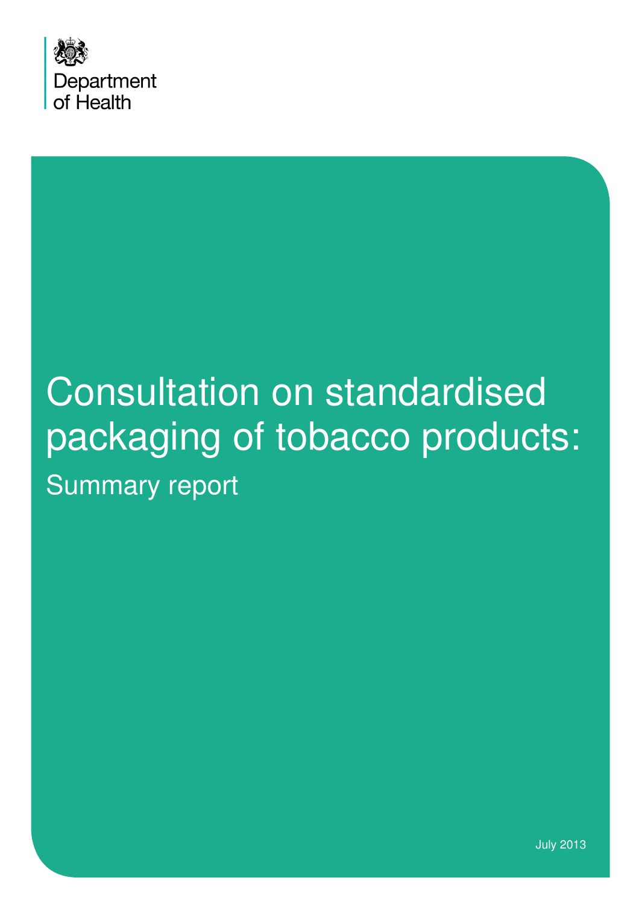Department of Health

# Consultation on standardised packaging of tobacco products:

## Summary report

July 2013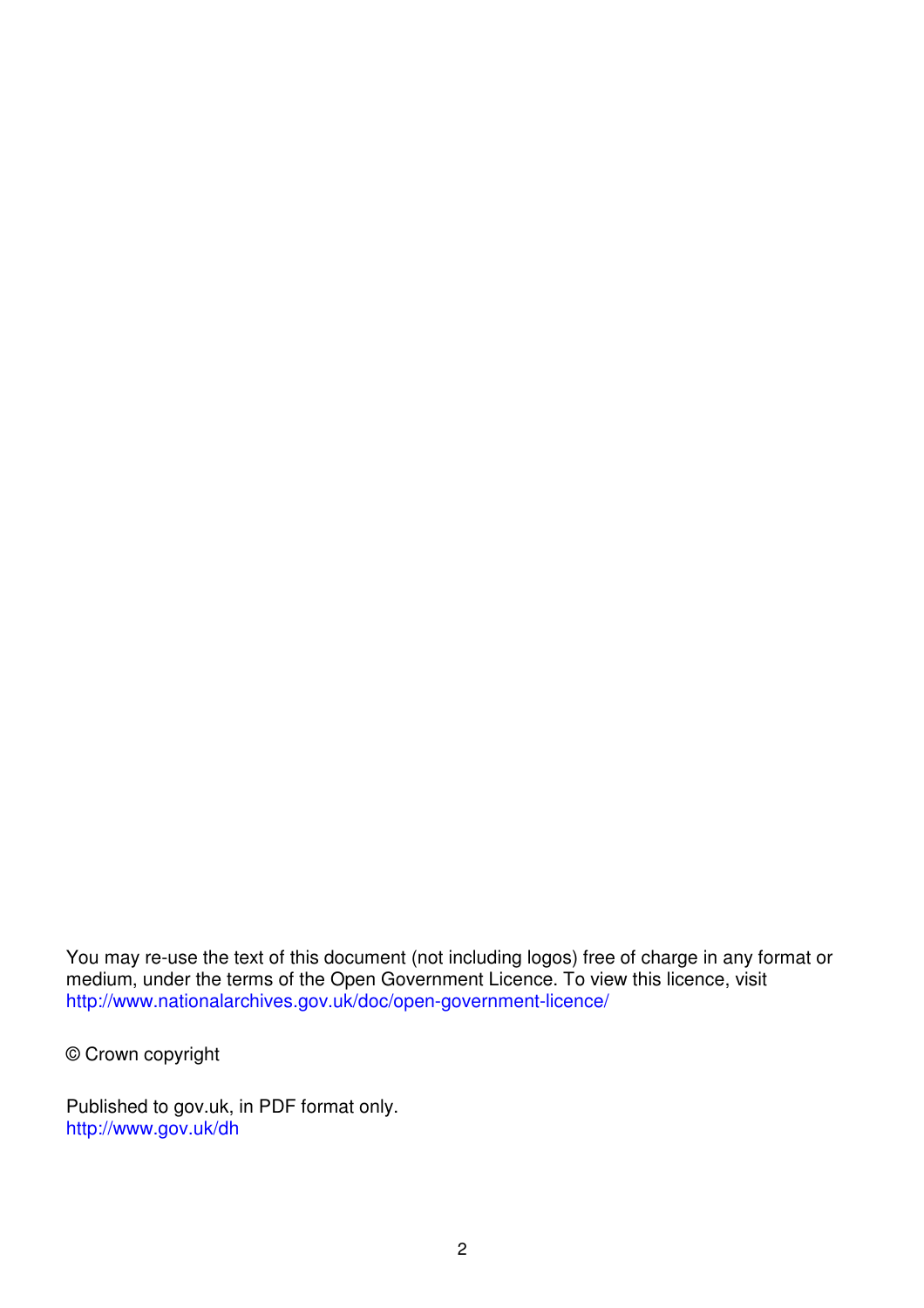You may re-use the text of this document (not including logos) free of charge in any format or medium, under the terms of the Open Government Licence. To view this licence, visit http://www.nationalarchives.gov.uk/doc/open-government-licence/

© Crown copyright

Published to gov.uk, in PDF format only.
http://www.gov.uk/dh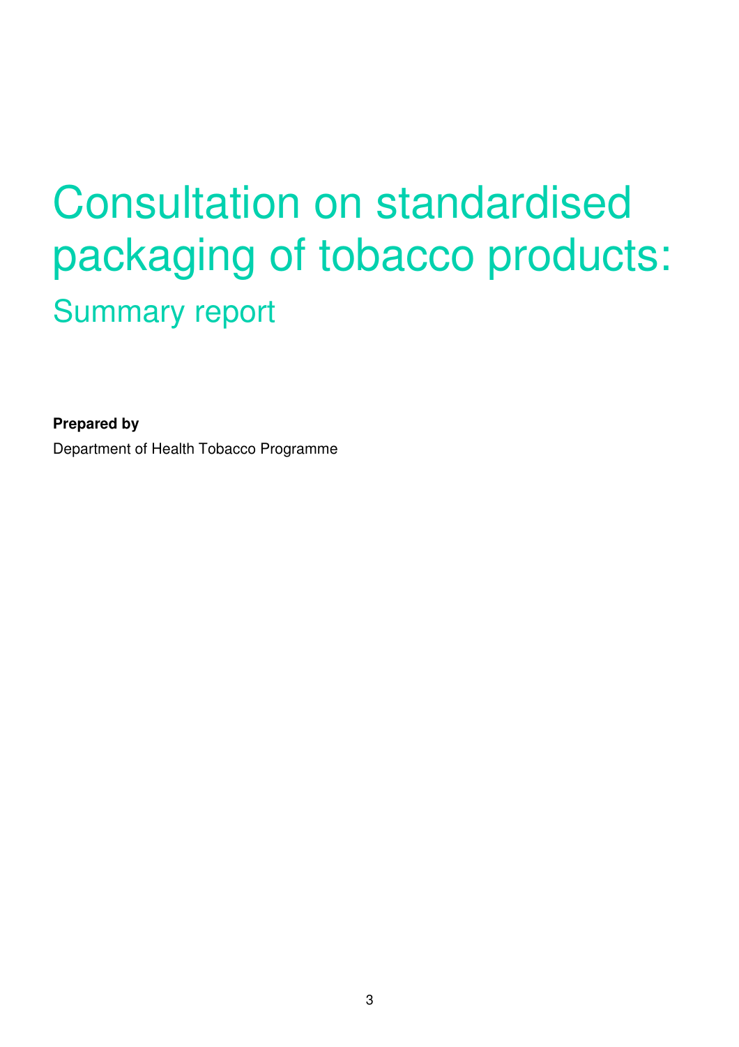# Consultation on standardised packaging of tobacco products:

## Summary report

**Prepared by**

Department of Health Tobacco Programme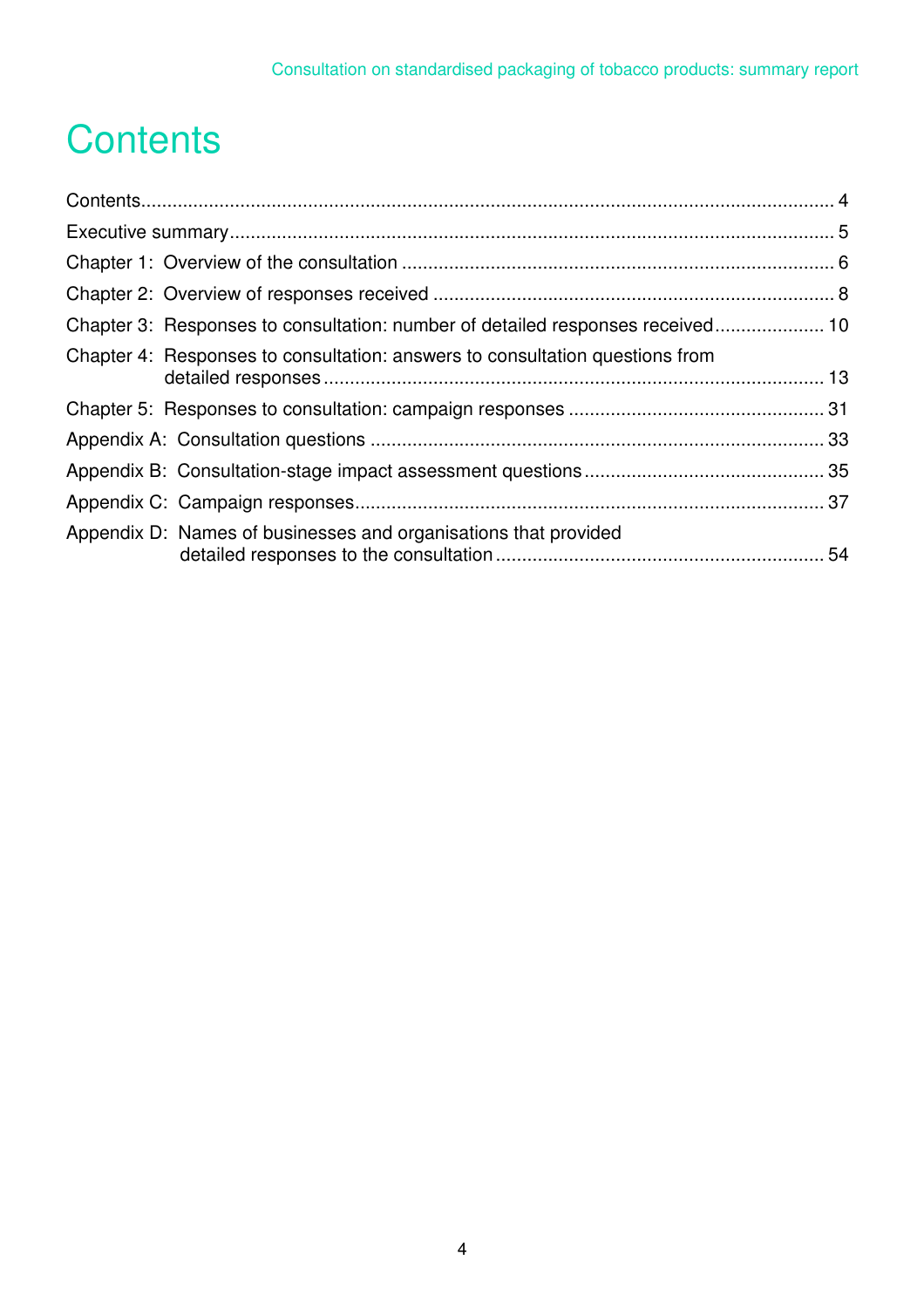# Contents

Contents ..... 4
Executive summary ..... 5
Chapter 1: Overview of the consultation ..... 6
Chapter 2: Overview of responses received ..... 8
Chapter 3: Responses to consultation: number of detailed responses received ..... 10
Chapter 4: Responses to consultation: answers to consultation questions from detailed responses ..... 13
Chapter 5: Responses to consultation: campaign responses ..... 31
Appendix A: Consultation questions ..... 33
Appendix B: Consultation-stage impact assessment questions ..... 35
Appendix C: Campaign responses ..... 37
Appendix D: Names of businesses and organisations that provided detailed responses to the consultation ..... 54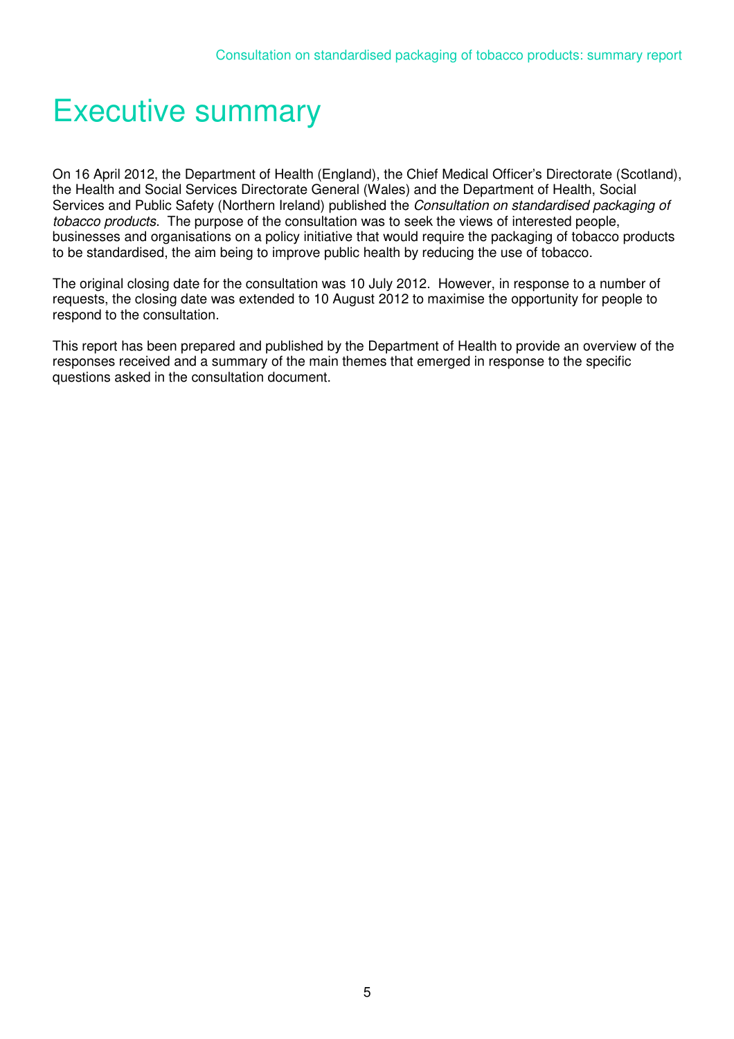# Executive summary

On 16 April 2012, the Department of Health (England), the Chief Medical Officer's Directorate (Scotland), the Health and Social Services Directorate General (Wales) and the Department of Health, Social Services and Public Safety (Northern Ireland) published the *Consultation on standardised packaging of tobacco products*. The purpose of the consultation was to seek the views of interested people, businesses and organisations on a policy initiative that would require the packaging of tobacco products to be standardised, the aim being to improve public health by reducing the use of tobacco.

The original closing date for the consultation was 10 July 2012. However, in response to a number of requests, the closing date was extended to 10 August 2012 to maximise the opportunity for people to respond to the consultation.

This report has been prepared and published by the Department of Health to provide an overview of the responses received and a summary of the main themes that emerged in response to the specific questions asked in the consultation document.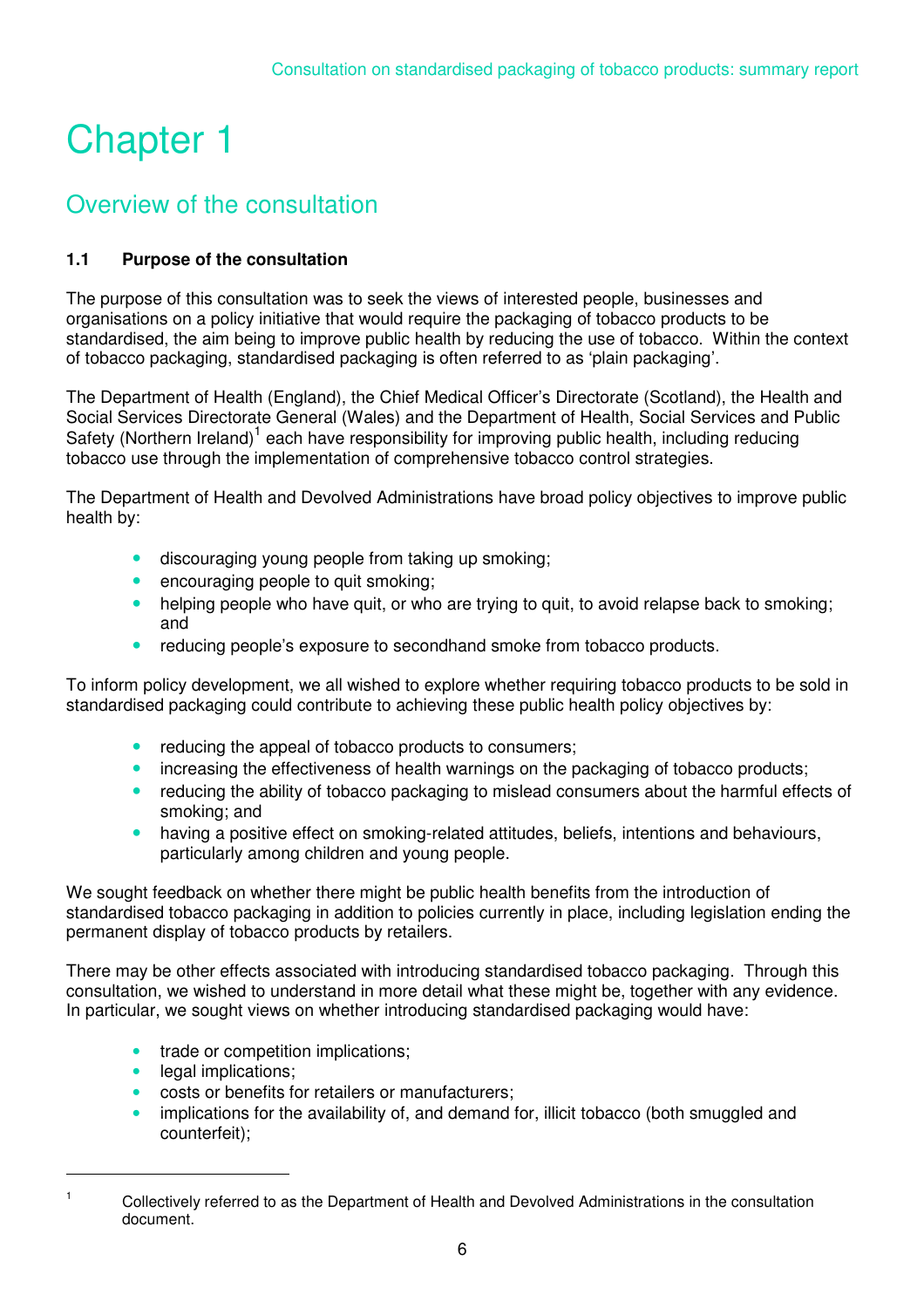# Chapter 1

## Overview of the consultation

### 1.1 Purpose of the consultation

The purpose of this consultation was to seek the views of interested people, businesses and organisations on a policy initiative that would require the packaging of tobacco products to be standardised, the aim being to improve public health by reducing the use of tobacco. Within the context of tobacco packaging, standardised packaging is often referred to as 'plain packaging'.

The Department of Health (England), the Chief Medical Officer's Directorate (Scotland), the Health and Social Services Directorate General (Wales) and the Department of Health, Social Services and Public Safety (Northern Ireland)[1] each have responsibility for improving public health, including reducing tobacco use through the implementation of comprehensive tobacco control strategies.

The Department of Health and Devolved Administrations have broad policy objectives to improve public health by:

- discouraging young people from taking up smoking;
- encouraging people to quit smoking;
- helping people who have quit, or who are trying to quit, to avoid relapse back to smoking; and
- reducing people's exposure to secondhand smoke from tobacco products.

To inform policy development, we all wished to explore whether requiring tobacco products to be sold in standardised packaging could contribute to achieving these public health policy objectives by:

- reducing the appeal of tobacco products to consumers;
- increasing the effectiveness of health warnings on the packaging of tobacco products;
- reducing the ability of tobacco packaging to mislead consumers about the harmful effects of smoking; and
- having a positive effect on smoking-related attitudes, beliefs, intentions and behaviours, particularly among children and young people.

We sought feedback on whether there might be public health benefits from the introduction of standardised tobacco packaging in addition to policies currently in place, including legislation ending the permanent display of tobacco products by retailers.

There may be other effects associated with introducing standardised tobacco packaging. Through this consultation, we wished to understand in more detail what these might be, together with any evidence. In particular, we sought views on whether introducing standardised packaging would have:

- trade or competition implications;
- legal implications;
- costs or benefits for retailers or manufacturers;
- implications for the availability of, and demand for, illicit tobacco (both smuggled and counterfeit);

---

[1] Collectively referred to as the Department of Health and Devolved Administrations in the consultation document.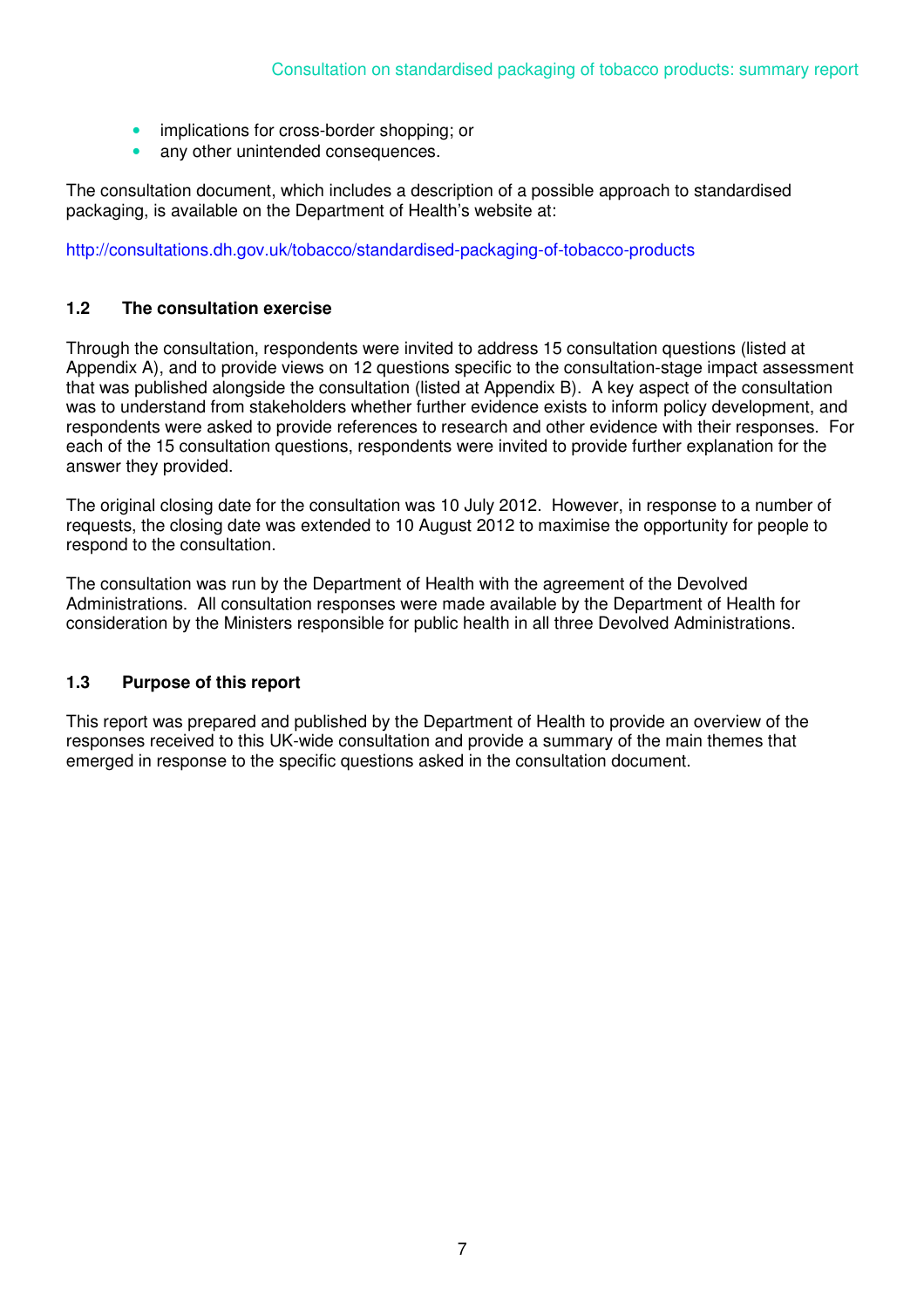- implications for cross-border shopping; or
- any other unintended consequences.

The consultation document, which includes a description of a possible approach to standardised packaging, is available on the Department of Health's website at:

http://consultations.dh.gov.uk/tobacco/standardised-packaging-of-tobacco-products

### 1.2 The consultation exercise

Through the consultation, respondents were invited to address 15 consultation questions (listed at Appendix A), and to provide views on 12 questions specific to the consultation-stage impact assessment that was published alongside the consultation (listed at Appendix B). A key aspect of the consultation was to understand from stakeholders whether further evidence exists to inform policy development, and respondents were asked to provide references to research and other evidence with their responses. For each of the 15 consultation questions, respondents were invited to provide further explanation for the answer they provided.

The original closing date for the consultation was 10 July 2012. However, in response to a number of requests, the closing date was extended to 10 August 2012 to maximise the opportunity for people to respond to the consultation.

The consultation was run by the Department of Health with the agreement of the Devolved Administrations. All consultation responses were made available by the Department of Health for consideration by the Ministers responsible for public health in all three Devolved Administrations.

### 1.3 Purpose of this report

This report was prepared and published by the Department of Health to provide an overview of the responses received to this UK-wide consultation and provide a summary of the main themes that emerged in response to the specific questions asked in the consultation document.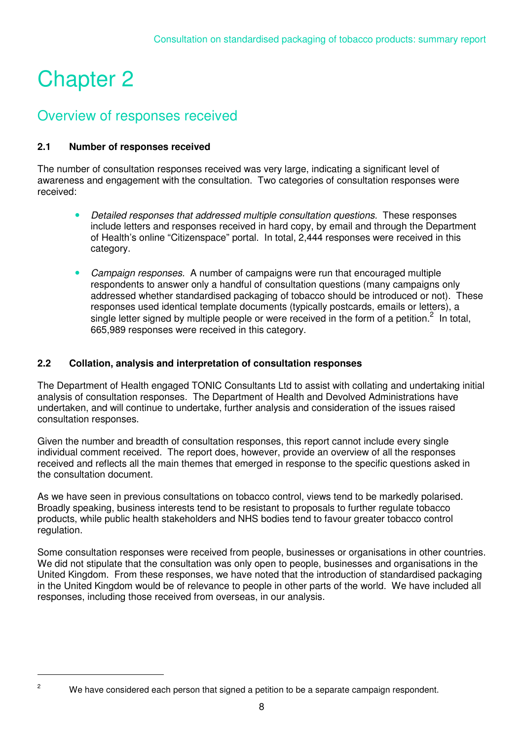# Chapter 2

## Overview of responses received

### 2.1 Number of responses received

The number of consultation responses received was very large, indicating a significant level of awareness and engagement with the consultation. Two categories of consultation responses were received:

- *Detailed responses that addressed multiple consultation questions.* These responses include letters and responses received in hard copy, by email and through the Department of Health's online "Citizenspace" portal. In total, 2,444 responses were received in this category.

- *Campaign responses.* A number of campaigns were run that encouraged multiple respondents to answer only a handful of consultation questions (many campaigns only addressed whether standardised packaging of tobacco should be introduced or not). These responses used identical template documents (typically postcards, emails or letters), a single letter signed by multiple people or were received in the form of a petition.[2] In total, 665,989 responses were received in this category.

### 2.2 Collation, analysis and interpretation of consultation responses

The Department of Health engaged TONIC Consultants Ltd to assist with collating and undertaking initial analysis of consultation responses. The Department of Health and Devolved Administrations have undertaken, and will continue to undertake, further analysis and consideration of the issues raised consultation responses.

Given the number and breadth of consultation responses, this report cannot include every single individual comment received. The report does, however, provide an overview of all the responses received and reflects all the main themes that emerged in response to the specific questions asked in the consultation document.

As we have seen in previous consultations on tobacco control, views tend to be markedly polarised. Broadly speaking, business interests tend to be resistant to proposals to further regulate tobacco products, while public health stakeholders and NHS bodies tend to favour greater tobacco control regulation.

Some consultation responses were received from people, businesses or organisations in other countries. We did not stipulate that the consultation was only open to people, businesses and organisations in the United Kingdom. From these responses, we have noted that the introduction of standardised packaging in the United Kingdom would be of relevance to people in other parts of the world. We have included all responses, including those received from overseas, in our analysis.

[2] We have considered each person that signed a petition to be a separate campaign respondent.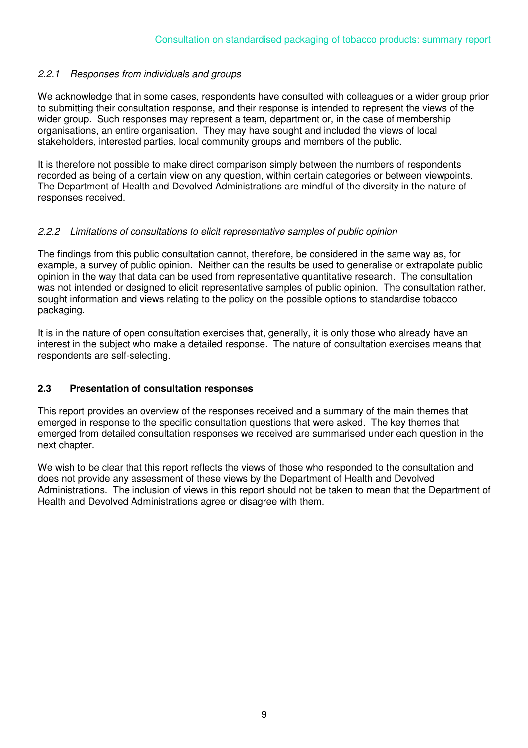#### *2.2.1 Responses from individuals and groups*

We acknowledge that in some cases, respondents have consulted with colleagues or a wider group prior to submitting their consultation response, and their response is intended to represent the views of the wider group. Such responses may represent a team, department or, in the case of membership organisations, an entire organisation. They may have sought and included the views of local stakeholders, interested parties, local community groups and members of the public.

It is therefore not possible to make direct comparison simply between the numbers of respondents recorded as being of a certain view on any question, within certain categories or between viewpoints. The Department of Health and Devolved Administrations are mindful of the diversity in the nature of responses received.

#### *2.2.2 Limitations of consultations to elicit representative samples of public opinion*

The findings from this public consultation cannot, therefore, be considered in the same way as, for example, a survey of public opinion. Neither can the results be used to generalise or extrapolate public opinion in the way that data can be used from representative quantitative research. The consultation was not intended or designed to elicit representative samples of public opinion. The consultation rather, sought information and views relating to the policy on the possible options to standardise tobacco packaging.

It is in the nature of open consultation exercises that, generally, it is only those who already have an interest in the subject who make a detailed response. The nature of consultation exercises means that respondents are self-selecting.

### **2.3 Presentation of consultation responses**

This report provides an overview of the responses received and a summary of the main themes that emerged in response to the specific consultation questions that were asked. The key themes that emerged from detailed consultation responses we received are summarised under each question in the next chapter.

We wish to be clear that this report reflects the views of those who responded to the consultation and does not provide any assessment of these views by the Department of Health and Devolved Administrations. The inclusion of views in this report should not be taken to mean that the Department of Health and Devolved Administrations agree or disagree with them.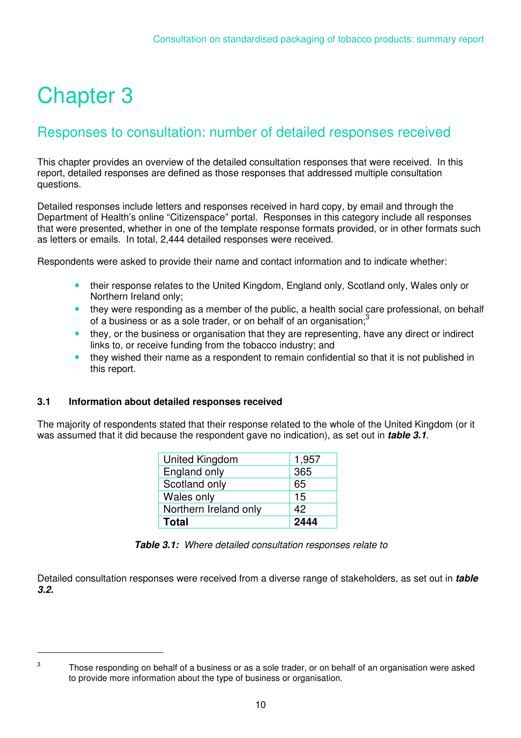# Chapter 3

## Responses to consultation: number of detailed responses received

This chapter provides an overview of the detailed consultation responses that were received. In this report, detailed responses are defined as those responses that addressed multiple consultation questions.

Detailed responses include letters and responses received in hard copy, by email and through the Department of Health's online "Citizenspace" portal. Responses in this category include all responses that were presented, whether in one of the template response formats provided, or in other formats such as letters or emails. In total, 2,444 detailed responses were received.

Respondents were asked to provide their name and contact information and to indicate whether:

- their response relates to the United Kingdom, England only, Scotland only, Wales only or Northern Ireland only;
- they were responding as a member of the public, a health social care professional, on behalf of a business or as a sole trader, or on behalf of an organisation;[3]
- they, or the business or organisation that they are representing, have any direct or indirect links to, or receive funding from the tobacco industry; and
- they wished their name as a respondent to remain confidential so that it is not published in this report.

### 3.1 Information about detailed responses received

The majority of respondents stated that their response related to the whole of the United Kingdom (or it was assumed that it did because the respondent gave no indication), as set out in ***table 3.1***.

| | |
|---|---|
| United Kingdom | 1,957 |
| England only | 365 |
| Scotland only | 65 |
| Wales only | 15 |
| Northern Ireland only | 42 |
| **Total** | **2444** |

***Table 3.1:*** *Where detailed consultation responses relate to*

Detailed consultation responses were received from a diverse range of stakeholders, as set out in ***table 3.2.***

[3] Those responding on behalf of a business or as a sole trader, or on behalf of an organisation were asked to provide more information about the type of business or organisation.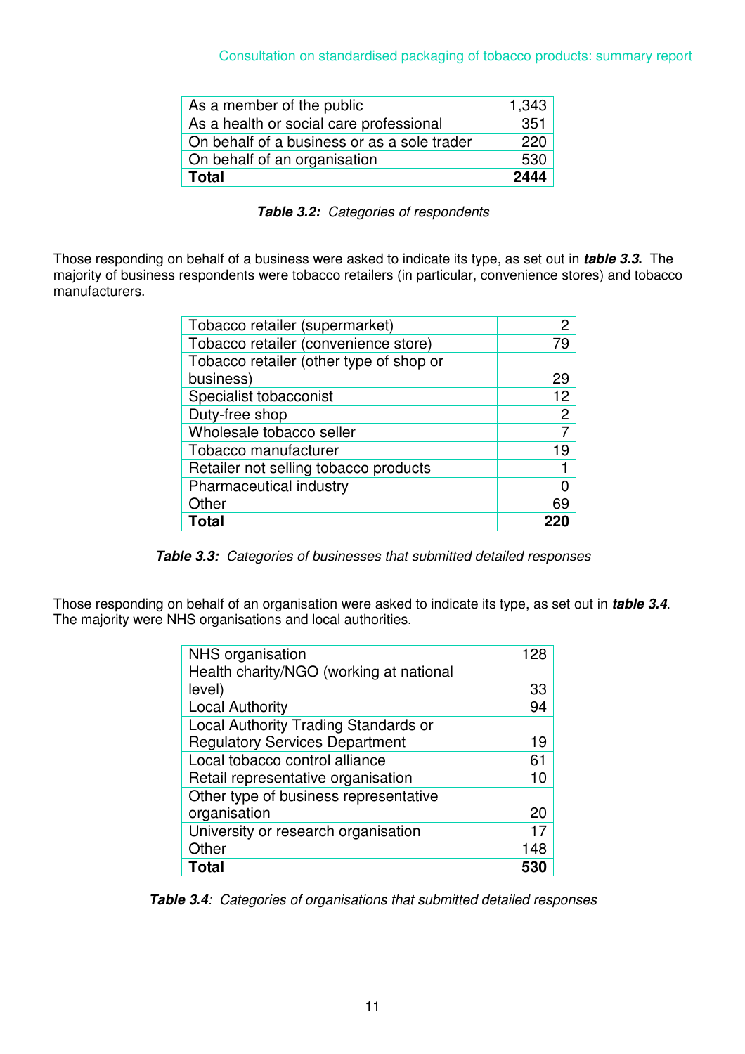| As a member of the public | 1,343 |
|---|---|
| As a health or social care professional | 351 |
| On behalf of a business or as a sole trader | 220 |
| On behalf of an organisation | 530 |
| **Total** | **2444** |

***Table 3.2:*** *Categories of respondents*

Those responding on behalf of a business were asked to indicate its type, as set out in ***table 3.3.*** The majority of business respondents were tobacco retailers (in particular, convenience stores) and tobacco manufacturers.

| Tobacco retailer (supermarket) | 2 |
|---|---|
| Tobacco retailer (convenience store) | 79 |
| Tobacco retailer (other type of shop or business) | 29 |
| Specialist tobacconist | 12 |
| Duty-free shop | 2 |
| Wholesale tobacco seller | 7 |
| Tobacco manufacturer | 19 |
| Retailer not selling tobacco products | 1 |
| Pharmaceutical industry | 0 |
| Other | 69 |
| **Total** | **220** |

***Table 3.3:*** *Categories of businesses that submitted detailed responses*

Those responding on behalf of an organisation were asked to indicate its type, as set out in ***table 3.4***. The majority were NHS organisations and local authorities.

| NHS organisation | 128 |
|---|---|
| Health charity/NGO (working at national level) | 33 |
| Local Authority | 94 |
| Local Authority Trading Standards or Regulatory Services Department | 19 |
| Local tobacco control alliance | 61 |
| Retail representative organisation | 10 |
| Other type of business representative organisation | 20 |
| University or research organisation | 17 |
| Other | 148 |
| **Total** | **530** |

***Table 3.4****: Categories of organisations that submitted detailed responses*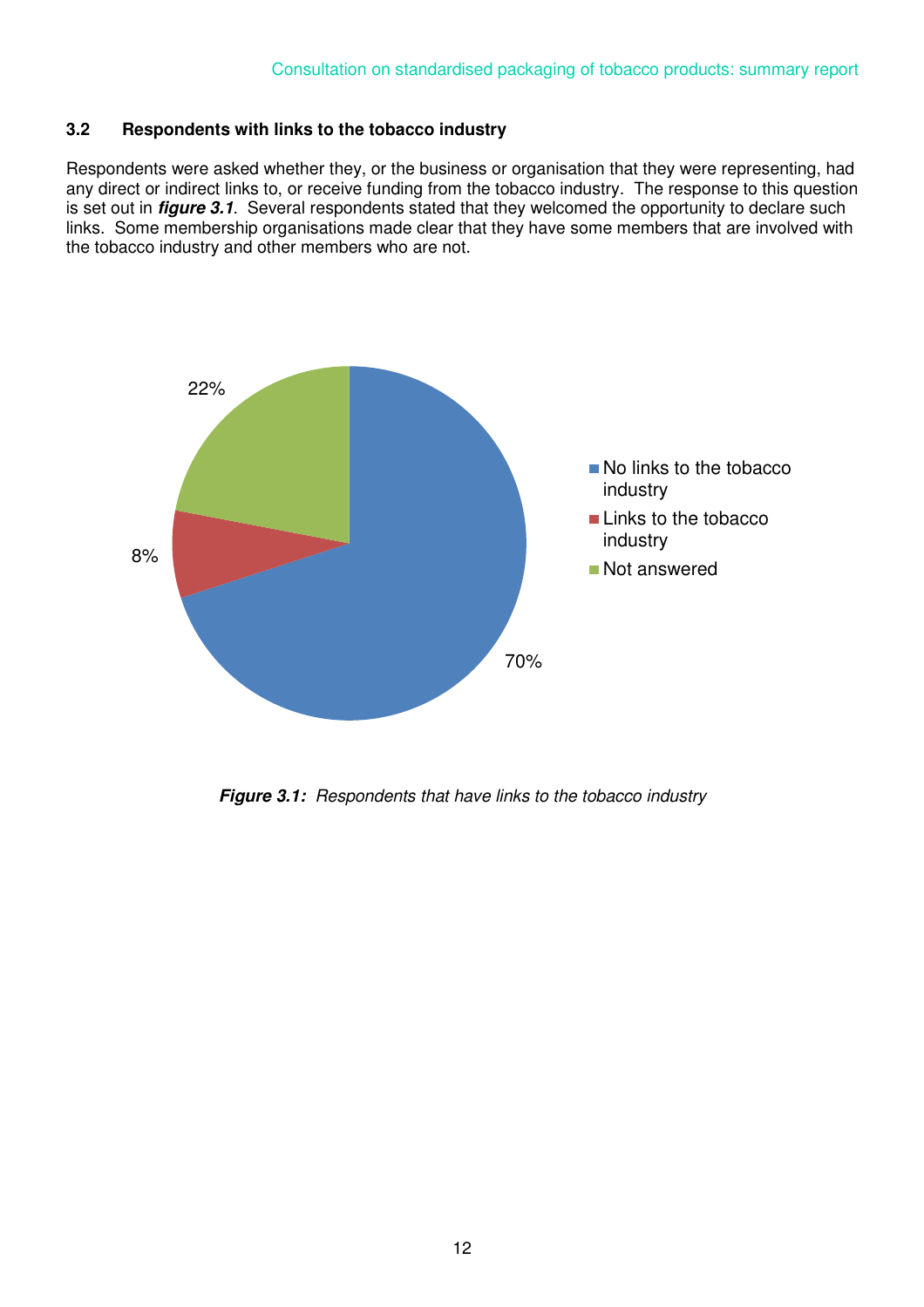### 3.2 Respondents with links to the tobacco industry

Respondents were asked whether they, or the business or organisation that they were representing, had any direct or indirect links to, or receive funding from the tobacco industry. The response to this question is set out in ***figure 3.1***. Several respondents stated that they welcomed the opportunity to declare such links. Some membership organisations made clear that they have some members that are involved with the tobacco industry and other members who are not.

| Category | Percentage |
|---|---|
| No links to the tobacco industry | 70% |
| Links to the tobacco industry | 8% |
| Not answered | 22% |

***Figure 3.1:*** *Respondents that have links to the tobacco industry*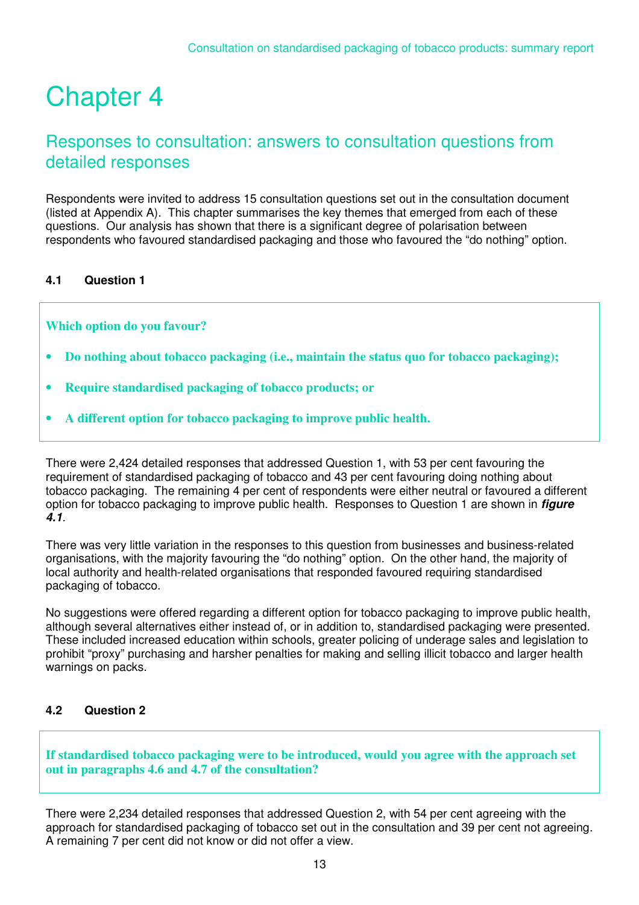# Chapter 4

## Responses to consultation: answers to consultation questions from detailed responses

Respondents were invited to address 15 consultation questions set out in the consultation document (listed at Appendix A). This chapter summarises the key themes that emerged from each of these questions. Our analysis has shown that there is a significant degree of polarisation between respondents who favoured standardised packaging and those who favoured the "do nothing" option.

### 4.1 Question 1

**Which option do you favour?**

- **Do nothing about tobacco packaging (i.e., maintain the status quo for tobacco packaging);**
- **Require standardised packaging of tobacco products; or**
- **A different option for tobacco packaging to improve public health.**

There were 2,424 detailed responses that addressed Question 1, with 53 per cent favouring the requirement of standardised packaging of tobacco and 43 per cent favouring doing nothing about tobacco packaging. The remaining 4 per cent of respondents were either neutral or favoured a different option for tobacco packaging to improve public health. Responses to Question 1 are shown in ***figure 4.1***.

There was very little variation in the responses to this question from businesses and business-related organisations, with the majority favouring the "do nothing" option. On the other hand, the majority of local authority and health-related organisations that responded favoured requiring standardised packaging of tobacco.

No suggestions were offered regarding a different option for tobacco packaging to improve public health, although several alternatives either instead of, or in addition to, standardised packaging were presented. These included increased education within schools, greater policing of underage sales and legislation to prohibit "proxy" purchasing and harsher penalties for making and selling illicit tobacco and larger health warnings on packs.

### 4.2 Question 2

**If standardised tobacco packaging were to be introduced, would you agree with the approach set out in paragraphs 4.6 and 4.7 of the consultation?**

There were 2,234 detailed responses that addressed Question 2, with 54 per cent agreeing with the approach for standardised packaging of tobacco set out in the consultation and 39 per cent not agreeing. A remaining 7 per cent did not know or did not offer a view.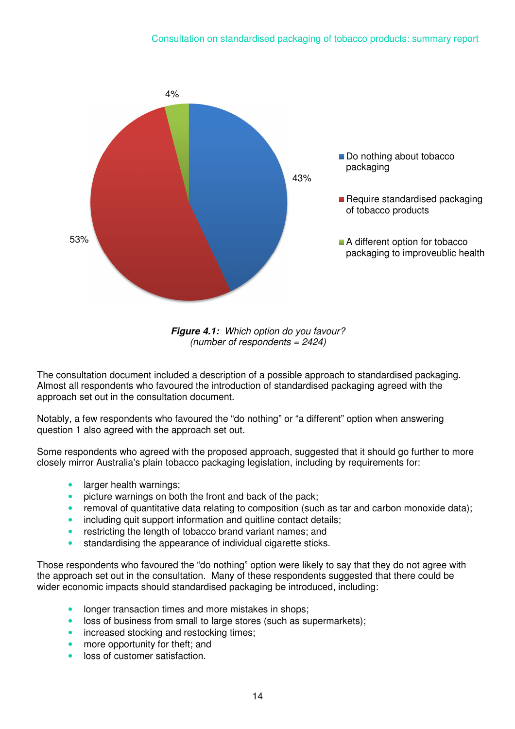4%

43%

53%

- Do nothing about tobacco packaging
- Require standardised packaging of tobacco products
- A different option for tobacco packaging to improveublic health

***Figure 4.1:*** *Which option do you favour?*
*(number of respondents = 2424)*

The consultation document included a description of a possible approach to standardised packaging. Almost all respondents who favoured the introduction of standardised packaging agreed with the approach set out in the consultation document.

Notably, a few respondents who favoured the "do nothing" or "a different" option when answering question 1 also agreed with the approach set out.

Some respondents who agreed with the proposed approach, suggested that it should go further to more closely mirror Australia's plain tobacco packaging legislation, including by requirements for:

- larger health warnings;
- picture warnings on both the front and back of the pack;
- removal of quantitative data relating to composition (such as tar and carbon monoxide data);
- including quit support information and quitline contact details;
- restricting the length of tobacco brand variant names; and
- standardising the appearance of individual cigarette sticks.

Those respondents who favoured the "do nothing" option were likely to say that they do not agree with the approach set out in the consultation. Many of these respondents suggested that there could be wider economic impacts should standardised packaging be introduced, including:

- longer transaction times and more mistakes in shops;
- loss of business from small to large stores (such as supermarkets);
- increased stocking and restocking times;
- more opportunity for theft; and
- loss of customer satisfaction.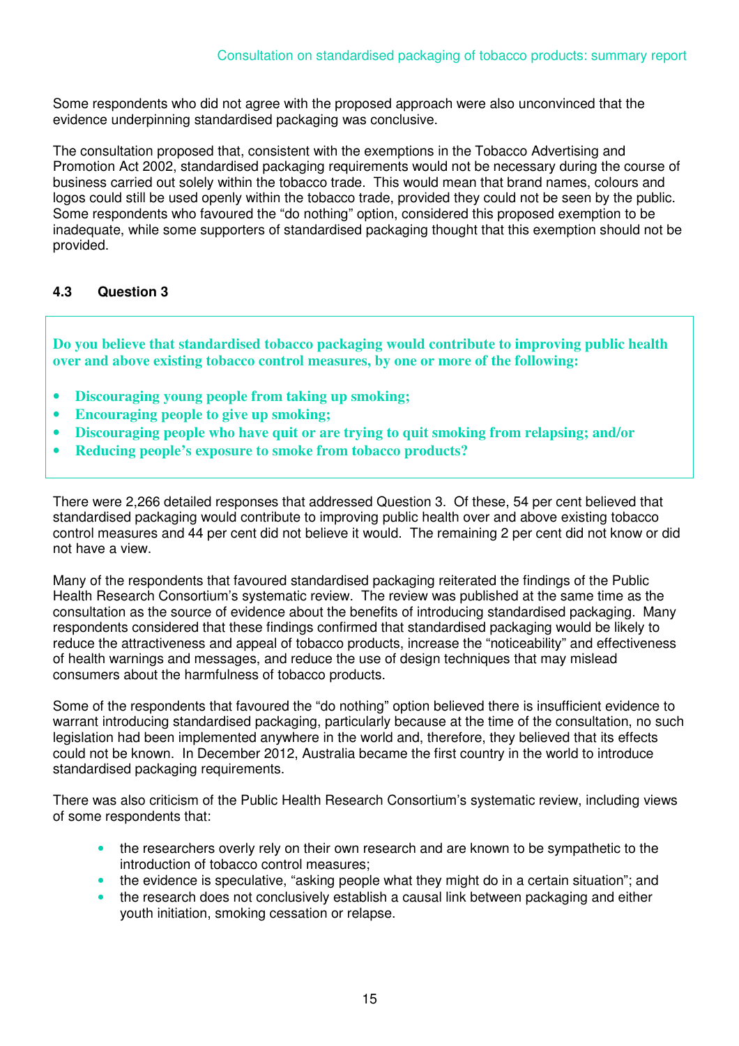Some respondents who did not agree with the proposed approach were also unconvinced that the evidence underpinning standardised packaging was conclusive.

The consultation proposed that, consistent with the exemptions in the Tobacco Advertising and Promotion Act 2002, standardised packaging requirements would not be necessary during the course of business carried out solely within the tobacco trade. This would mean that brand names, colours and logos could still be used openly within the tobacco trade, provided they could not be seen by the public. Some respondents who favoured the "do nothing" option, considered this proposed exemption to be inadequate, while some supporters of standardised packaging thought that this exemption should not be provided.

### 4.3 Question 3

**Do you believe that standardised tobacco packaging would contribute to improving public health over and above existing tobacco control measures, by one or more of the following:**

- **Discouraging young people from taking up smoking;**
- **Encouraging people to give up smoking;**
- **Discouraging people who have quit or are trying to quit smoking from relapsing; and/or**
- **Reducing people's exposure to smoke from tobacco products?**

There were 2,266 detailed responses that addressed Question 3. Of these, 54 per cent believed that standardised packaging would contribute to improving public health over and above existing tobacco control measures and 44 per cent did not believe it would. The remaining 2 per cent did not know or did not have a view.

Many of the respondents that favoured standardised packaging reiterated the findings of the Public Health Research Consortium's systematic review. The review was published at the same time as the consultation as the source of evidence about the benefits of introducing standardised packaging. Many respondents considered that these findings confirmed that standardised packaging would be likely to reduce the attractiveness and appeal of tobacco products, increase the "noticeability" and effectiveness of health warnings and messages, and reduce the use of design techniques that may mislead consumers about the harmfulness of tobacco products.

Some of the respondents that favoured the "do nothing" option believed there is insufficient evidence to warrant introducing standardised packaging, particularly because at the time of the consultation, no such legislation had been implemented anywhere in the world and, therefore, they believed that its effects could not be known. In December 2012, Australia became the first country in the world to introduce standardised packaging requirements.

There was also criticism of the Public Health Research Consortium's systematic review, including views of some respondents that:

- the researchers overly rely on their own research and are known to be sympathetic to the introduction of tobacco control measures;
- the evidence is speculative, "asking people what they might do in a certain situation"; and
- the research does not conclusively establish a causal link between packaging and either youth initiation, smoking cessation or relapse.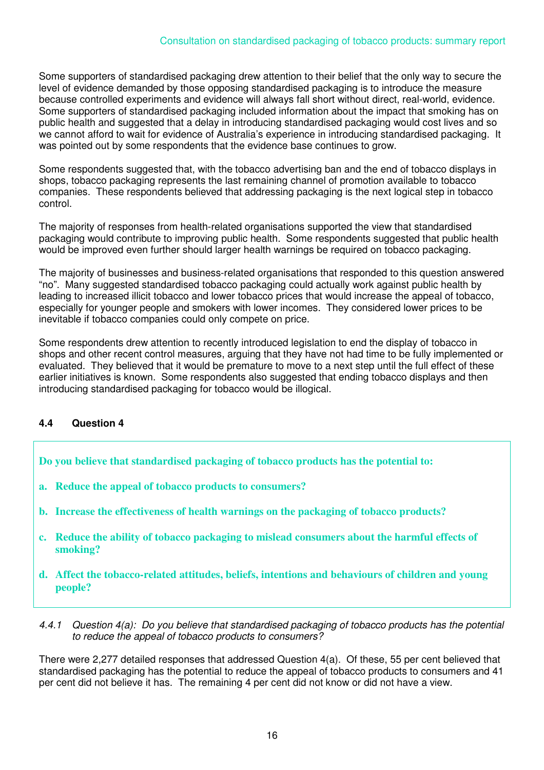Some supporters of standardised packaging drew attention to their belief that the only way to secure the level of evidence demanded by those opposing standardised packaging is to introduce the measure because controlled experiments and evidence will always fall short without direct, real-world, evidence. Some supporters of standardised packaging included information about the impact that smoking has on public health and suggested that a delay in introducing standardised packaging would cost lives and so we cannot afford to wait for evidence of Australia's experience in introducing standardised packaging. It was pointed out by some respondents that the evidence base continues to grow.

Some respondents suggested that, with the tobacco advertising ban and the end of tobacco displays in shops, tobacco packaging represents the last remaining channel of promotion available to tobacco companies. These respondents believed that addressing packaging is the next logical step in tobacco control.

The majority of responses from health-related organisations supported the view that standardised packaging would contribute to improving public health. Some respondents suggested that public health would be improved even further should larger health warnings be required on tobacco packaging.

The majority of businesses and business-related organisations that responded to this question answered "no". Many suggested standardised tobacco packaging could actually work against public health by leading to increased illicit tobacco and lower tobacco prices that would increase the appeal of tobacco, especially for younger people and smokers with lower incomes. They considered lower prices to be inevitable if tobacco companies could only compete on price.

Some respondents drew attention to recently introduced legislation to end the display of tobacco in shops and other recent control measures, arguing that they have not had time to be fully implemented or evaluated. They believed that it would be premature to move to a next step until the full effect of these earlier initiatives is known. Some respondents also suggested that ending tobacco displays and then introducing standardised packaging for tobacco would be illogical.

### 4.4 Question 4

**Do you believe that standardised packaging of tobacco products has the potential to:**

**a. Reduce the appeal of tobacco products to consumers?**

**b. Increase the effectiveness of health warnings on the packaging of tobacco products?**

**c. Reduce the ability of tobacco packaging to mislead consumers about the harmful effects of smoking?**

**d. Affect the tobacco-related attitudes, beliefs, intentions and behaviours of children and young people?**

#### *4.4.1 Question 4(a): Do you believe that standardised packaging of tobacco products has the potential to reduce the appeal of tobacco products to consumers?*

There were 2,277 detailed responses that addressed Question 4(a). Of these, 55 per cent believed that standardised packaging has the potential to reduce the appeal of tobacco products to consumers and 41 per cent did not believe it has. The remaining 4 per cent did not know or did not have a view.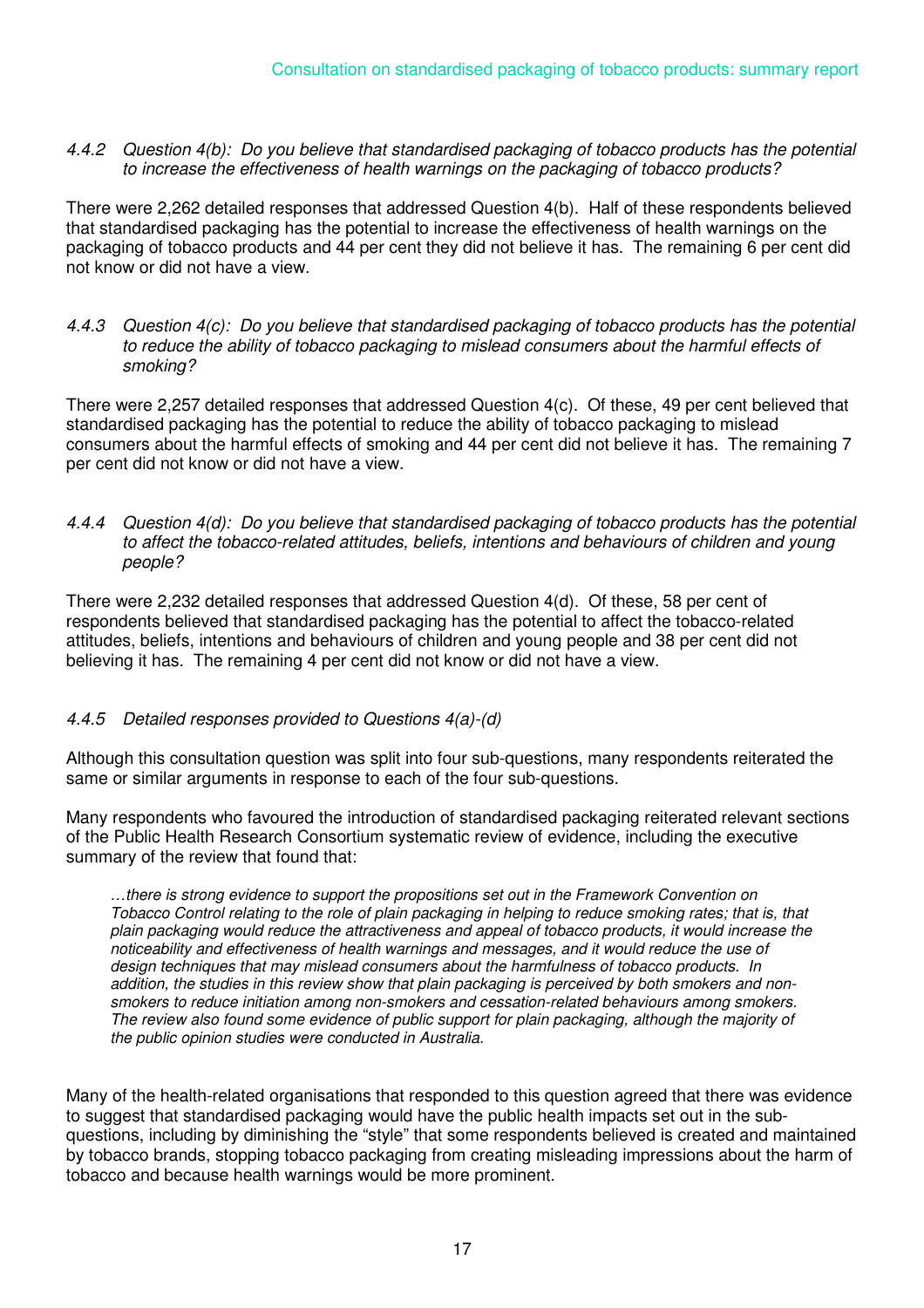*4.4.2 Question 4(b): Do you believe that standardised packaging of tobacco products has the potential to increase the effectiveness of health warnings on the packaging of tobacco products?*

There were 2,262 detailed responses that addressed Question 4(b). Half of these respondents believed that standardised packaging has the potential to increase the effectiveness of health warnings on the packaging of tobacco products and 44 per cent they did not believe it has. The remaining 6 per cent did not know or did not have a view.

*4.4.3 Question 4(c): Do you believe that standardised packaging of tobacco products has the potential to reduce the ability of tobacco packaging to mislead consumers about the harmful effects of smoking?*

There were 2,257 detailed responses that addressed Question 4(c). Of these, 49 per cent believed that standardised packaging has the potential to reduce the ability of tobacco packaging to mislead consumers about the harmful effects of smoking and 44 per cent did not believe it has. The remaining 7 per cent did not know or did not have a view.

*4.4.4 Question 4(d): Do you believe that standardised packaging of tobacco products has the potential to affect the tobacco-related attitudes, beliefs, intentions and behaviours of children and young people?*

There were 2,232 detailed responses that addressed Question 4(d). Of these, 58 per cent of respondents believed that standardised packaging has the potential to affect the tobacco-related attitudes, beliefs, intentions and behaviours of children and young people and 38 per cent did not believing it has. The remaining 4 per cent did not know or did not have a view.

*4.4.5 Detailed responses provided to Questions 4(a)-(d)*

Although this consultation question was split into four sub-questions, many respondents reiterated the same or similar arguments in response to each of the four sub-questions.

Many respondents who favoured the introduction of standardised packaging reiterated relevant sections of the Public Health Research Consortium systematic review of evidence, including the executive summary of the review that found that:

> *…there is strong evidence to support the propositions set out in the Framework Convention on Tobacco Control relating to the role of plain packaging in helping to reduce smoking rates; that is, that plain packaging would reduce the attractiveness and appeal of tobacco products, it would increase the noticeability and effectiveness of health warnings and messages, and it would reduce the use of design techniques that may mislead consumers about the harmfulness of tobacco products. In addition, the studies in this review show that plain packaging is perceived by both smokers and non-smokers to reduce initiation among non-smokers and cessation-related behaviours among smokers. The review also found some evidence of public support for plain packaging, although the majority of the public opinion studies were conducted in Australia.*

Many of the health-related organisations that responded to this question agreed that there was evidence to suggest that standardised packaging would have the public health impacts set out in the sub-questions, including by diminishing the "style" that some respondents believed is created and maintained by tobacco brands, stopping tobacco packaging from creating misleading impressions about the harm of tobacco and because health warnings would be more prominent.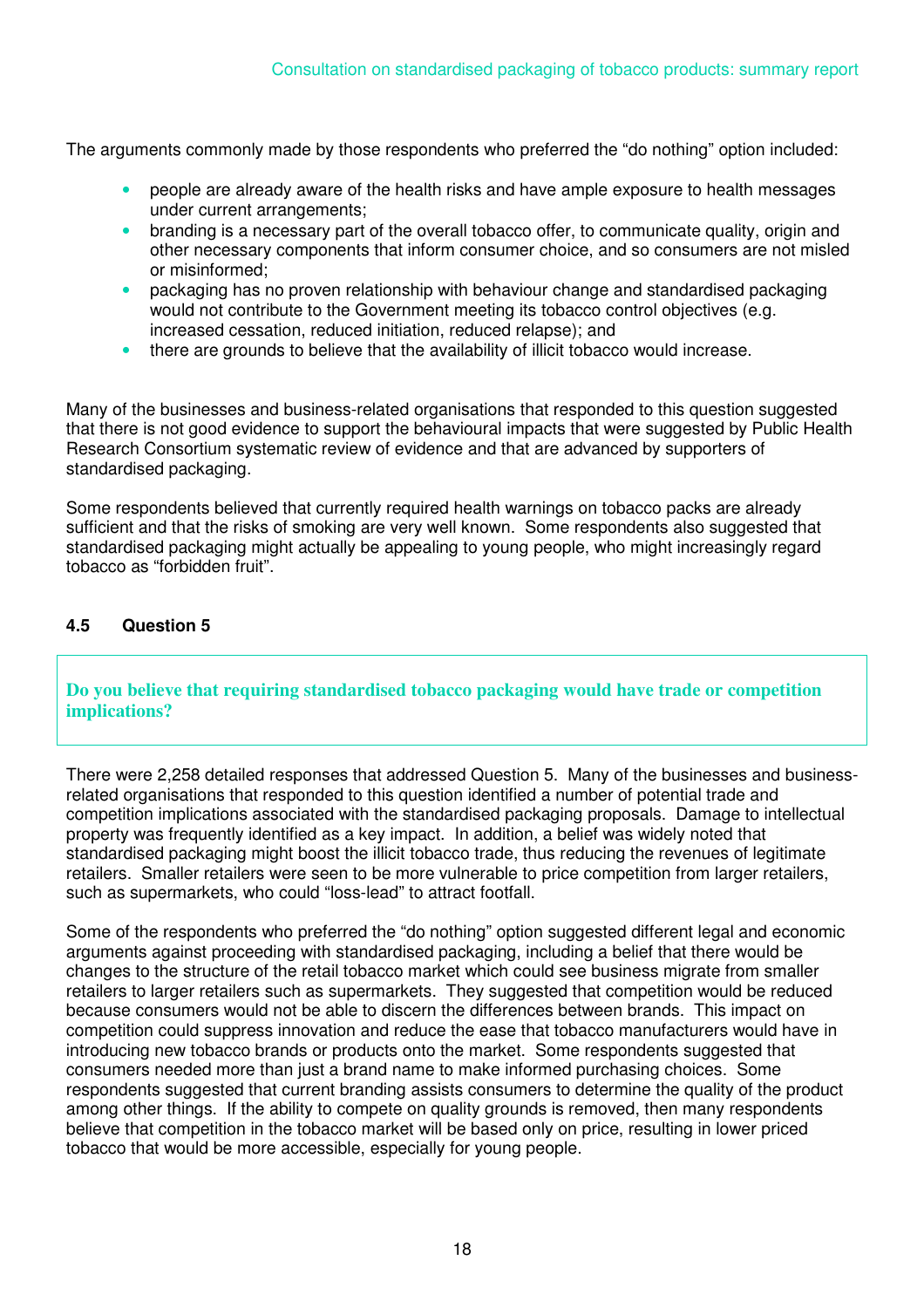The arguments commonly made by those respondents who preferred the "do nothing" option included:

- people are already aware of the health risks and have ample exposure to health messages under current arrangements;
- branding is a necessary part of the overall tobacco offer, to communicate quality, origin and other necessary components that inform consumer choice, and so consumers are not misled or misinformed;
- packaging has no proven relationship with behaviour change and standardised packaging would not contribute to the Government meeting its tobacco control objectives (e.g. increased cessation, reduced initiation, reduced relapse); and
- there are grounds to believe that the availability of illicit tobacco would increase.

Many of the businesses and business-related organisations that responded to this question suggested that there is not good evidence to support the behavioural impacts that were suggested by Public Health Research Consortium systematic review of evidence and that are advanced by supporters of standardised packaging.

Some respondents believed that currently required health warnings on tobacco packs are already sufficient and that the risks of smoking are very well known. Some respondents also suggested that standardised packaging might actually be appealing to young people, who might increasingly regard tobacco as "forbidden fruit".

### 4.5 Question 5

**Do you believe that requiring standardised tobacco packaging would have trade or competition implications?**

There were 2,258 detailed responses that addressed Question 5. Many of the businesses and business-related organisations that responded to this question identified a number of potential trade and competition implications associated with the standardised packaging proposals. Damage to intellectual property was frequently identified as a key impact. In addition, a belief was widely noted that standardised packaging might boost the illicit tobacco trade, thus reducing the revenues of legitimate retailers. Smaller retailers were seen to be more vulnerable to price competition from larger retailers, such as supermarkets, who could "loss-lead" to attract footfall.

Some of the respondents who preferred the "do nothing" option suggested different legal and economic arguments against proceeding with standardised packaging, including a belief that there would be changes to the structure of the retail tobacco market which could see business migrate from smaller retailers to larger retailers such as supermarkets. They suggested that competition would be reduced because consumers would not be able to discern the differences between brands. This impact on competition could suppress innovation and reduce the ease that tobacco manufacturers would have in introducing new tobacco brands or products onto the market. Some respondents suggested that consumers needed more than just a brand name to make informed purchasing choices. Some respondents suggested that current branding assists consumers to determine the quality of the product among other things. If the ability to compete on quality grounds is removed, then many respondents believe that competition in the tobacco market will be based only on price, resulting in lower priced tobacco that would be more accessible, especially for young people.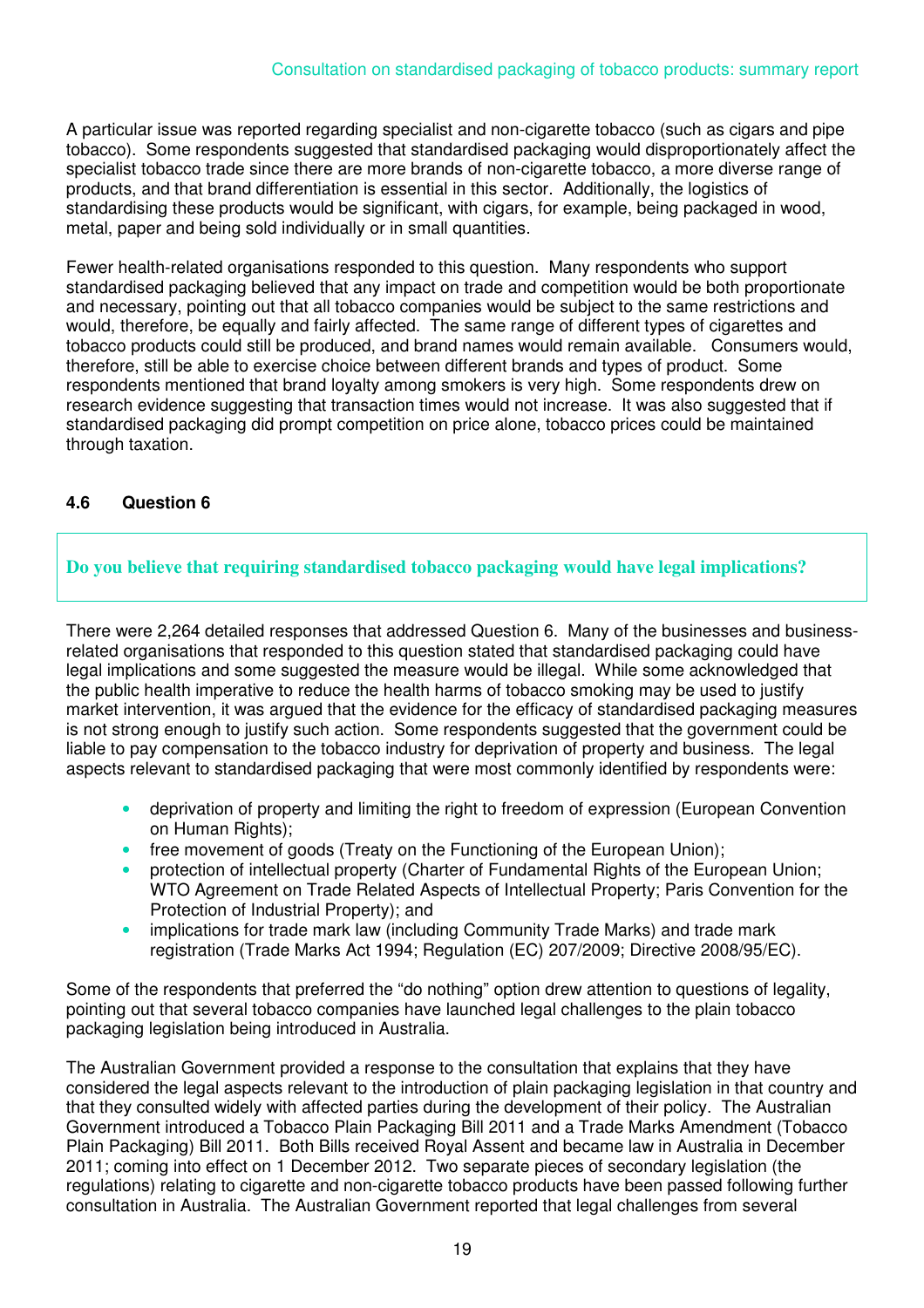A particular issue was reported regarding specialist and non-cigarette tobacco (such as cigars and pipe tobacco). Some respondents suggested that standardised packaging would disproportionately affect the specialist tobacco trade since there are more brands of non-cigarette tobacco, a more diverse range of products, and that brand differentiation is essential in this sector. Additionally, the logistics of standardising these products would be significant, with cigars, for example, being packaged in wood, metal, paper and being sold individually or in small quantities.

Fewer health-related organisations responded to this question. Many respondents who support standardised packaging believed that any impact on trade and competition would be both proportionate and necessary, pointing out that all tobacco companies would be subject to the same restrictions and would, therefore, be equally and fairly affected. The same range of different types of cigarettes and tobacco products could still be produced, and brand names would remain available. Consumers would, therefore, still be able to exercise choice between different brands and types of product. Some respondents mentioned that brand loyalty among smokers is very high. Some respondents drew on research evidence suggesting that transaction times would not increase. It was also suggested that if standardised packaging did prompt competition on price alone, tobacco prices could be maintained through taxation.

### 4.6 Question 6

**Do you believe that requiring standardised tobacco packaging would have legal implications?**

There were 2,264 detailed responses that addressed Question 6. Many of the businesses and business-related organisations that responded to this question stated that standardised packaging could have legal implications and some suggested the measure would be illegal. While some acknowledged that the public health imperative to reduce the health harms of tobacco smoking may be used to justify market intervention, it was argued that the evidence for the efficacy of standardised packaging measures is not strong enough to justify such action. Some respondents suggested that the government could be liable to pay compensation to the tobacco industry for deprivation of property and business. The legal aspects relevant to standardised packaging that were most commonly identified by respondents were:

- deprivation of property and limiting the right to freedom of expression (European Convention on Human Rights);
- free movement of goods (Treaty on the Functioning of the European Union);
- protection of intellectual property (Charter of Fundamental Rights of the European Union; WTO Agreement on Trade Related Aspects of Intellectual Property; Paris Convention for the Protection of Industrial Property); and
- implications for trade mark law (including Community Trade Marks) and trade mark registration (Trade Marks Act 1994; Regulation (EC) 207/2009; Directive 2008/95/EC).

Some of the respondents that preferred the "do nothing" option drew attention to questions of legality, pointing out that several tobacco companies have launched legal challenges to the plain tobacco packaging legislation being introduced in Australia.

The Australian Government provided a response to the consultation that explains that they have considered the legal aspects relevant to the introduction of plain packaging legislation in that country and that they consulted widely with affected parties during the development of their policy. The Australian Government introduced a Tobacco Plain Packaging Bill 2011 and a Trade Marks Amendment (Tobacco Plain Packaging) Bill 2011. Both Bills received Royal Assent and became law in Australia in December 2011; coming into effect on 1 December 2012. Two separate pieces of secondary legislation (the regulations) relating to cigarette and non-cigarette tobacco products have been passed following further consultation in Australia. The Australian Government reported that legal challenges from several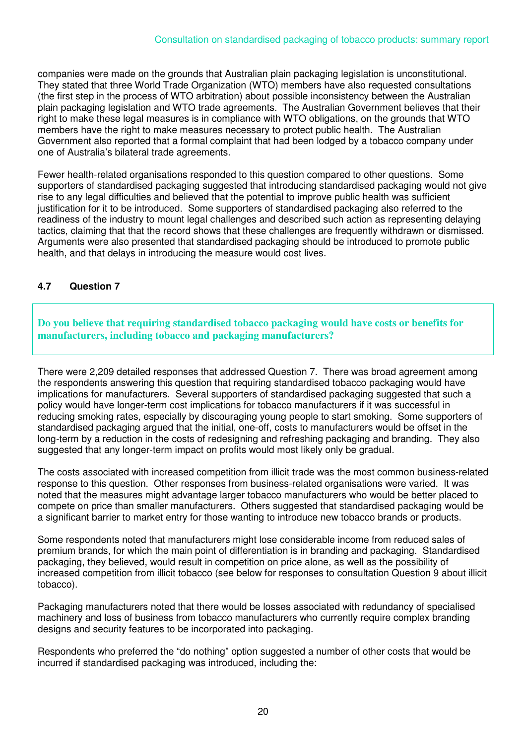companies were made on the grounds that Australian plain packaging legislation is unconstitutional. They stated that three World Trade Organization (WTO) members have also requested consultations (the first step in the process of WTO arbitration) about possible inconsistency between the Australian plain packaging legislation and WTO trade agreements. The Australian Government believes that their right to make these legal measures is in compliance with WTO obligations, on the grounds that WTO members have the right to make measures necessary to protect public health. The Australian Government also reported that a formal complaint that had been lodged by a tobacco company under one of Australia's bilateral trade agreements.

Fewer health-related organisations responded to this question compared to other questions. Some supporters of standardised packaging suggested that introducing standardised packaging would not give rise to any legal difficulties and believed that the potential to improve public health was sufficient justification for it to be introduced. Some supporters of standardised packaging also referred to the readiness of the industry to mount legal challenges and described such action as representing delaying tactics, claiming that that the record shows that these challenges are frequently withdrawn or dismissed. Arguments were also presented that standardised packaging should be introduced to promote public health, and that delays in introducing the measure would cost lives.

### 4.7 Question 7

**Do you believe that requiring standardised tobacco packaging would have costs or benefits for manufacturers, including tobacco and packaging manufacturers?**

There were 2,209 detailed responses that addressed Question 7. There was broad agreement among the respondents answering this question that requiring standardised tobacco packaging would have implications for manufacturers. Several supporters of standardised packaging suggested that such a policy would have longer-term cost implications for tobacco manufacturers if it was successful in reducing smoking rates, especially by discouraging young people to start smoking. Some supporters of standardised packaging argued that the initial, one-off, costs to manufacturers would be offset in the long-term by a reduction in the costs of redesigning and refreshing packaging and branding. They also suggested that any longer-term impact on profits would most likely only be gradual.

The costs associated with increased competition from illicit trade was the most common business-related response to this question. Other responses from business-related organisations were varied. It was noted that the measures might advantage larger tobacco manufacturers who would be better placed to compete on price than smaller manufacturers. Others suggested that standardised packaging would be a significant barrier to market entry for those wanting to introduce new tobacco brands or products.

Some respondents noted that manufacturers might lose considerable income from reduced sales of premium brands, for which the main point of differentiation is in branding and packaging. Standardised packaging, they believed, would result in competition on price alone, as well as the possibility of increased competition from illicit tobacco (see below for responses to consultation Question 9 about illicit tobacco).

Packaging manufacturers noted that there would be losses associated with redundancy of specialised machinery and loss of business from tobacco manufacturers who currently require complex branding designs and security features to be incorporated into packaging.

Respondents who preferred the "do nothing" option suggested a number of other costs that would be incurred if standardised packaging was introduced, including the: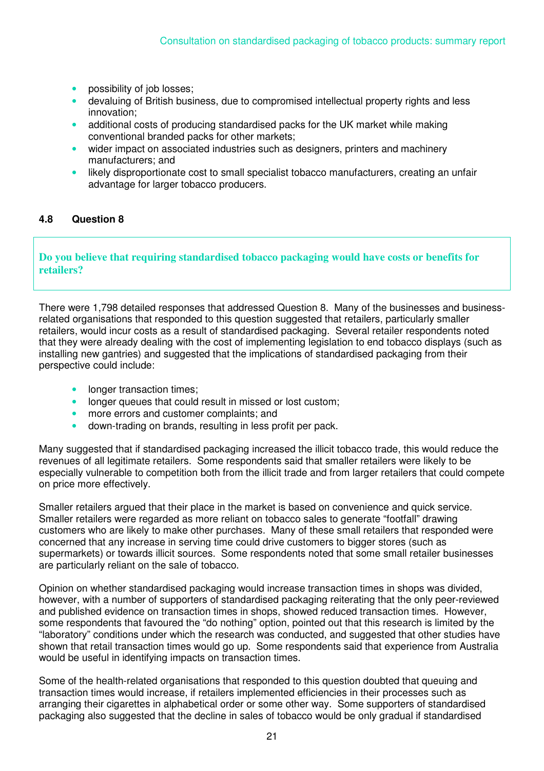- possibility of job losses;
- devaluing of British business, due to compromised intellectual property rights and less innovation;
- additional costs of producing standardised packs for the UK market while making conventional branded packs for other markets;
- wider impact on associated industries such as designers, printers and machinery manufacturers; and
- likely disproportionate cost to small specialist tobacco manufacturers, creating an unfair advantage for larger tobacco producers.

### 4.8 Question 8

**Do you believe that requiring standardised tobacco packaging would have costs or benefits for retailers?**

There were 1,798 detailed responses that addressed Question 8. Many of the businesses and business-related organisations that responded to this question suggested that retailers, particularly smaller retailers, would incur costs as a result of standardised packaging. Several retailer respondents noted that they were already dealing with the cost of implementing legislation to end tobacco displays (such as installing new gantries) and suggested that the implications of standardised packaging from their perspective could include:

- longer transaction times;
- longer queues that could result in missed or lost custom;
- more errors and customer complaints; and
- down-trading on brands, resulting in less profit per pack.

Many suggested that if standardised packaging increased the illicit tobacco trade, this would reduce the revenues of all legitimate retailers. Some respondents said that smaller retailers were likely to be especially vulnerable to competition both from the illicit trade and from larger retailers that could compete on price more effectively.

Smaller retailers argued that their place in the market is based on convenience and quick service. Smaller retailers were regarded as more reliant on tobacco sales to generate "footfall" drawing customers who are likely to make other purchases. Many of these small retailers that responded were concerned that any increase in serving time could drive customers to bigger stores (such as supermarkets) or towards illicit sources. Some respondents noted that some small retailer businesses are particularly reliant on the sale of tobacco.

Opinion on whether standardised packaging would increase transaction times in shops was divided, however, with a number of supporters of standardised packaging reiterating that the only peer-reviewed and published evidence on transaction times in shops, showed reduced transaction times. However, some respondents that favoured the "do nothing" option, pointed out that this research is limited by the "laboratory" conditions under which the research was conducted, and suggested that other studies have shown that retail transaction times would go up. Some respondents said that experience from Australia would be useful in identifying impacts on transaction times.

Some of the health-related organisations that responded to this question doubted that queuing and transaction times would increase, if retailers implemented efficiencies in their processes such as arranging their cigarettes in alphabetical order or some other way. Some supporters of standardised packaging also suggested that the decline in sales of tobacco would be only gradual if standardised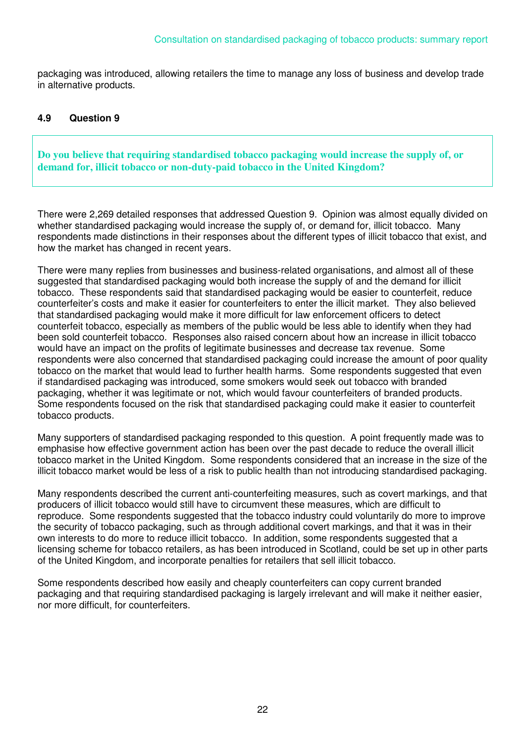packaging was introduced, allowing retailers the time to manage any loss of business and develop trade in alternative products.

### 4.9 Question 9

**Do you believe that requiring standardised tobacco packaging would increase the supply of, or demand for, illicit tobacco or non-duty-paid tobacco in the United Kingdom?**

There were 2,269 detailed responses that addressed Question 9. Opinion was almost equally divided on whether standardised packaging would increase the supply of, or demand for, illicit tobacco. Many respondents made distinctions in their responses about the different types of illicit tobacco that exist, and how the market has changed in recent years.

There were many replies from businesses and business-related organisations, and almost all of these suggested that standardised packaging would both increase the supply of and the demand for illicit tobacco. These respondents said that standardised packaging would be easier to counterfeit, reduce counterfeiter's costs and make it easier for counterfeiters to enter the illicit market. They also believed that standardised packaging would make it more difficult for law enforcement officers to detect counterfeit tobacco, especially as members of the public would be less able to identify when they had been sold counterfeit tobacco. Responses also raised concern about how an increase in illicit tobacco would have an impact on the profits of legitimate businesses and decrease tax revenue. Some respondents were also concerned that standardised packaging could increase the amount of poor quality tobacco on the market that would lead to further health harms. Some respondents suggested that even if standardised packaging was introduced, some smokers would seek out tobacco with branded packaging, whether it was legitimate or not, which would favour counterfeiters of branded products. Some respondents focused on the risk that standardised packaging could make it easier to counterfeit tobacco products.

Many supporters of standardised packaging responded to this question. A point frequently made was to emphasise how effective government action has been over the past decade to reduce the overall illicit tobacco market in the United Kingdom. Some respondents considered that an increase in the size of the illicit tobacco market would be less of a risk to public health than not introducing standardised packaging.

Many respondents described the current anti-counterfeiting measures, such as covert markings, and that producers of illicit tobacco would still have to circumvent these measures, which are difficult to reproduce. Some respondents suggested that the tobacco industry could voluntarily do more to improve the security of tobacco packaging, such as through additional covert markings, and that it was in their own interests to do more to reduce illicit tobacco. In addition, some respondents suggested that a licensing scheme for tobacco retailers, as has been introduced in Scotland, could be set up in other parts of the United Kingdom, and incorporate penalties for retailers that sell illicit tobacco.

Some respondents described how easily and cheaply counterfeiters can copy current branded packaging and that requiring standardised packaging is largely irrelevant and will make it neither easier, nor more difficult, for counterfeiters.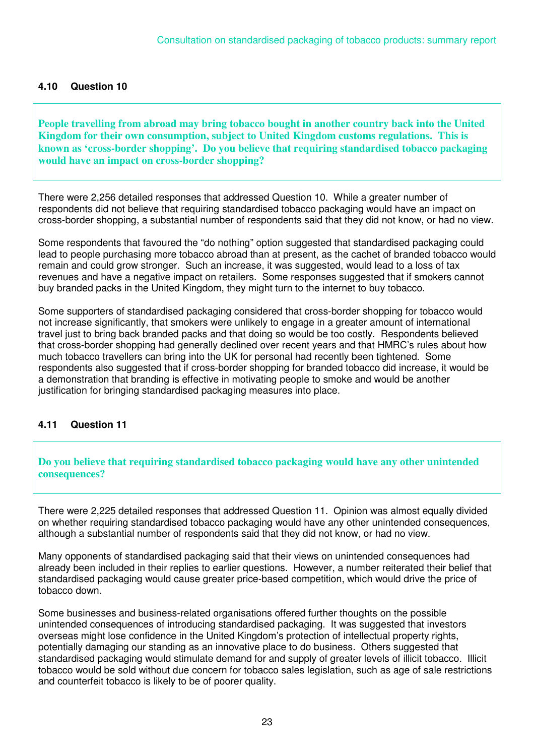### 4.10 Question 10

**People travelling from abroad may bring tobacco bought in another country back into the United Kingdom for their own consumption, subject to United Kingdom customs regulations. This is known as 'cross-border shopping'. Do you believe that requiring standardised tobacco packaging would have an impact on cross-border shopping?**

There were 2,256 detailed responses that addressed Question 10. While a greater number of respondents did not believe that requiring standardised tobacco packaging would have an impact on cross-border shopping, a substantial number of respondents said that they did not know, or had no view.

Some respondents that favoured the "do nothing" option suggested that standardised packaging could lead to people purchasing more tobacco abroad than at present, as the cachet of branded tobacco would remain and could grow stronger. Such an increase, it was suggested, would lead to a loss of tax revenues and have a negative impact on retailers. Some responses suggested that if smokers cannot buy branded packs in the United Kingdom, they might turn to the internet to buy tobacco.

Some supporters of standardised packaging considered that cross-border shopping for tobacco would not increase significantly, that smokers were unlikely to engage in a greater amount of international travel just to bring back branded packs and that doing so would be too costly. Respondents believed that cross-border shopping had generally declined over recent years and that HMRC's rules about how much tobacco travellers can bring into the UK for personal had recently been tightened. Some respondents also suggested that if cross-border shopping for branded tobacco did increase, it would be a demonstration that branding is effective in motivating people to smoke and would be another justification for bringing standardised packaging measures into place.

### 4.11 Question 11

**Do you believe that requiring standardised tobacco packaging would have any other unintended consequences?**

There were 2,225 detailed responses that addressed Question 11. Opinion was almost equally divided on whether requiring standardised tobacco packaging would have any other unintended consequences, although a substantial number of respondents said that they did not know, or had no view.

Many opponents of standardised packaging said that their views on unintended consequences had already been included in their replies to earlier questions. However, a number reiterated their belief that standardised packaging would cause greater price-based competition, which would drive the price of tobacco down.

Some businesses and business-related organisations offered further thoughts on the possible unintended consequences of introducing standardised packaging. It was suggested that investors overseas might lose confidence in the United Kingdom's protection of intellectual property rights, potentially damaging our standing as an innovative place to do business. Others suggested that standardised packaging would stimulate demand for and supply of greater levels of illicit tobacco. Illicit tobacco would be sold without due concern for tobacco sales legislation, such as age of sale restrictions and counterfeit tobacco is likely to be of poorer quality.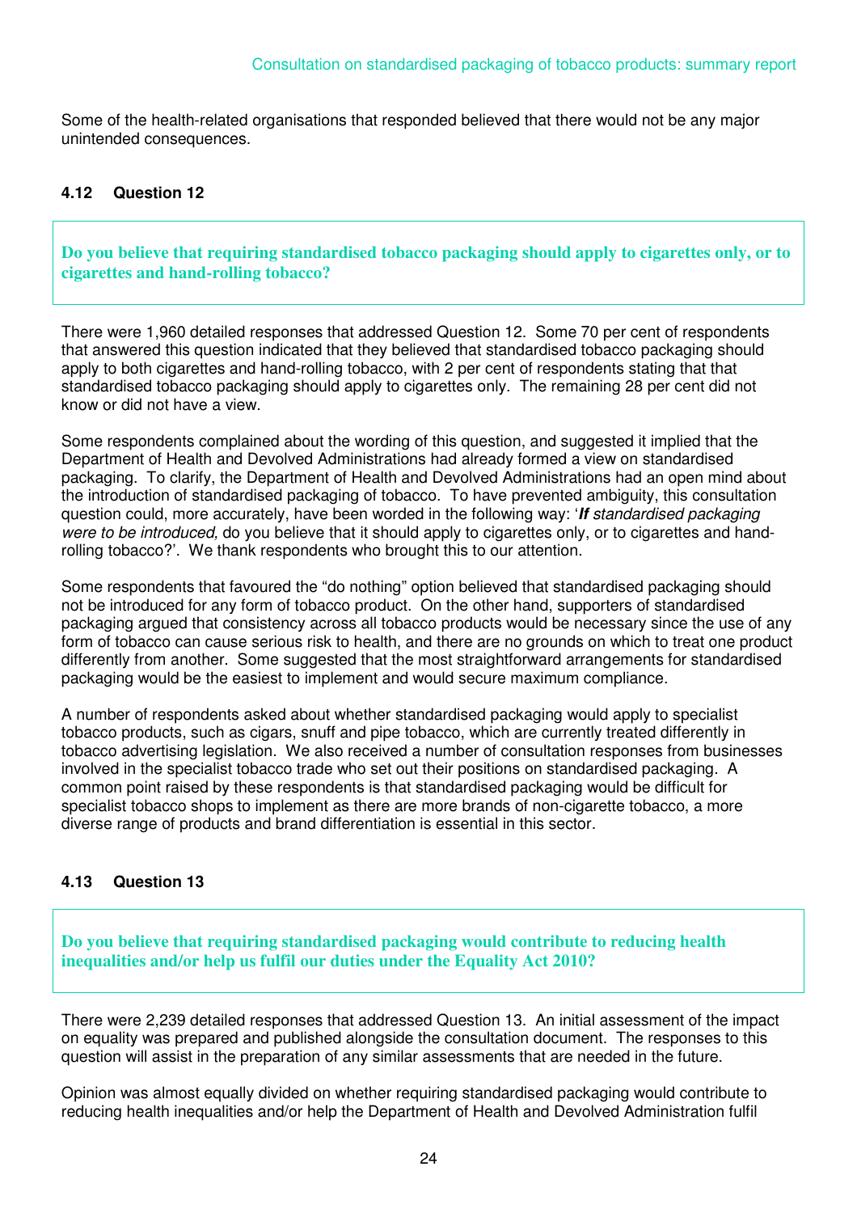Some of the health-related organisations that responded believed that there would not be any major unintended consequences.

### 4.12 Question 12

**Do you believe that requiring standardised tobacco packaging should apply to cigarettes only, or to cigarettes and hand-rolling tobacco?**

There were 1,960 detailed responses that addressed Question 12. Some 70 per cent of respondents that answered this question indicated that they believed that standardised tobacco packaging should apply to both cigarettes and hand-rolling tobacco, with 2 per cent of respondents stating that that standardised tobacco packaging should apply to cigarettes only. The remaining 28 per cent did not know or did not have a view.

Some respondents complained about the wording of this question, and suggested it implied that the Department of Health and Devolved Administrations had already formed a view on standardised packaging. To clarify, the Department of Health and Devolved Administrations had an open mind about the introduction of standardised packaging of tobacco. To have prevented ambiguity, this consultation question could, more accurately, have been worded in the following way: '***If** standardised packaging were to be introduced,* do you believe that it should apply to cigarettes only, or to cigarettes and hand-rolling tobacco?'. We thank respondents who brought this to our attention.

Some respondents that favoured the "do nothing" option believed that standardised packaging should not be introduced for any form of tobacco product. On the other hand, supporters of standardised packaging argued that consistency across all tobacco products would be necessary since the use of any form of tobacco can cause serious risk to health, and there are no grounds on which to treat one product differently from another. Some suggested that the most straightforward arrangements for standardised packaging would be the easiest to implement and would secure maximum compliance.

A number of respondents asked about whether standardised packaging would apply to specialist tobacco products, such as cigars, snuff and pipe tobacco, which are currently treated differently in tobacco advertising legislation. We also received a number of consultation responses from businesses involved in the specialist tobacco trade who set out their positions on standardised packaging. A common point raised by these respondents is that standardised packaging would be difficult for specialist tobacco shops to implement as there are more brands of non-cigarette tobacco, a more diverse range of products and brand differentiation is essential in this sector.

### 4.13 Question 13

**Do you believe that requiring standardised packaging would contribute to reducing health inequalities and/or help us fulfil our duties under the Equality Act 2010?**

There were 2,239 detailed responses that addressed Question 13. An initial assessment of the impact on equality was prepared and published alongside the consultation document. The responses to this question will assist in the preparation of any similar assessments that are needed in the future.

Opinion was almost equally divided on whether requiring standardised packaging would contribute to reducing health inequalities and/or help the Department of Health and Devolved Administration fulfil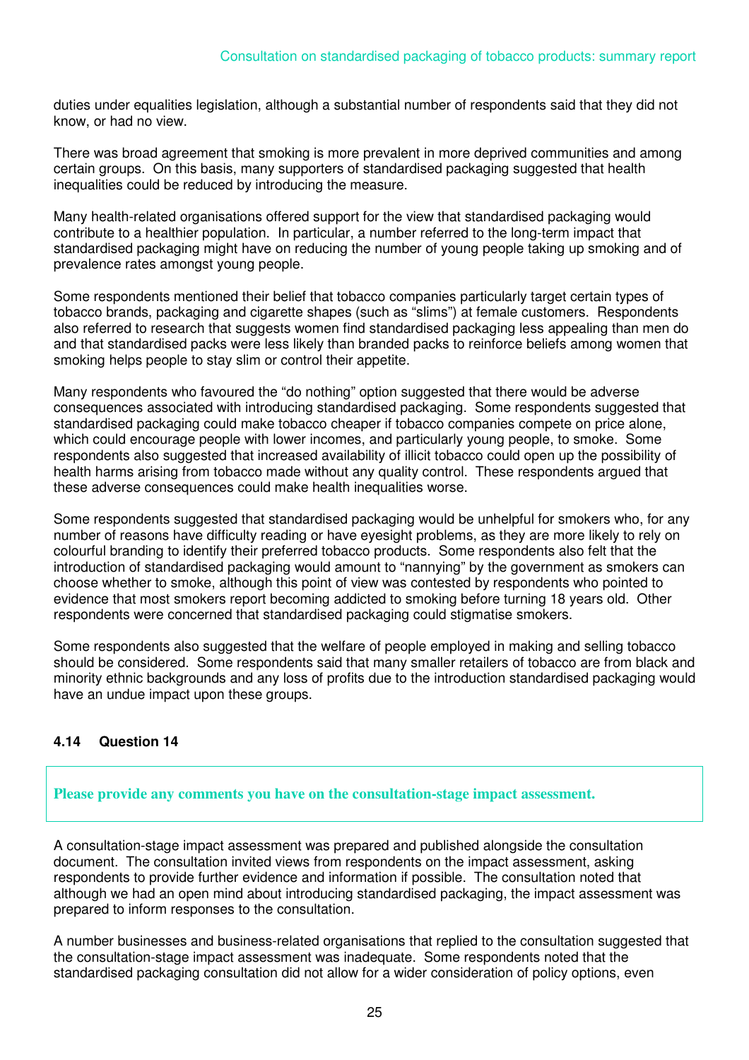duties under equalities legislation, although a substantial number of respondents said that they did not know, or had no view.

There was broad agreement that smoking is more prevalent in more deprived communities and among certain groups. On this basis, many supporters of standardised packaging suggested that health inequalities could be reduced by introducing the measure.

Many health-related organisations offered support for the view that standardised packaging would contribute to a healthier population. In particular, a number referred to the long-term impact that standardised packaging might have on reducing the number of young people taking up smoking and of prevalence rates amongst young people.

Some respondents mentioned their belief that tobacco companies particularly target certain types of tobacco brands, packaging and cigarette shapes (such as "slims") at female customers. Respondents also referred to research that suggests women find standardised packaging less appealing than men do and that standardised packs were less likely than branded packs to reinforce beliefs among women that smoking helps people to stay slim or control their appetite.

Many respondents who favoured the "do nothing" option suggested that there would be adverse consequences associated with introducing standardised packaging. Some respondents suggested that standardised packaging could make tobacco cheaper if tobacco companies compete on price alone, which could encourage people with lower incomes, and particularly young people, to smoke. Some respondents also suggested that increased availability of illicit tobacco could open up the possibility of health harms arising from tobacco made without any quality control. These respondents argued that these adverse consequences could make health inequalities worse.

Some respondents suggested that standardised packaging would be unhelpful for smokers who, for any number of reasons have difficulty reading or have eyesight problems, as they are more likely to rely on colourful branding to identify their preferred tobacco products. Some respondents also felt that the introduction of standardised packaging would amount to "nannying" by the government as smokers can choose whether to smoke, although this point of view was contested by respondents who pointed to evidence that most smokers report becoming addicted to smoking before turning 18 years old. Other respondents were concerned that standardised packaging could stigmatise smokers.

Some respondents also suggested that the welfare of people employed in making and selling tobacco should be considered. Some respondents said that many smaller retailers of tobacco are from black and minority ethnic backgrounds and any loss of profits due to the introduction standardised packaging would have an undue impact upon these groups.

### 4.14 Question 14

**Please provide any comments you have on the consultation-stage impact assessment.**

A consultation-stage impact assessment was prepared and published alongside the consultation document. The consultation invited views from respondents on the impact assessment, asking respondents to provide further evidence and information if possible. The consultation noted that although we had an open mind about introducing standardised packaging, the impact assessment was prepared to inform responses to the consultation.

A number businesses and business-related organisations that replied to the consultation suggested that the consultation-stage impact assessment was inadequate. Some respondents noted that the standardised packaging consultation did not allow for a wider consideration of policy options, even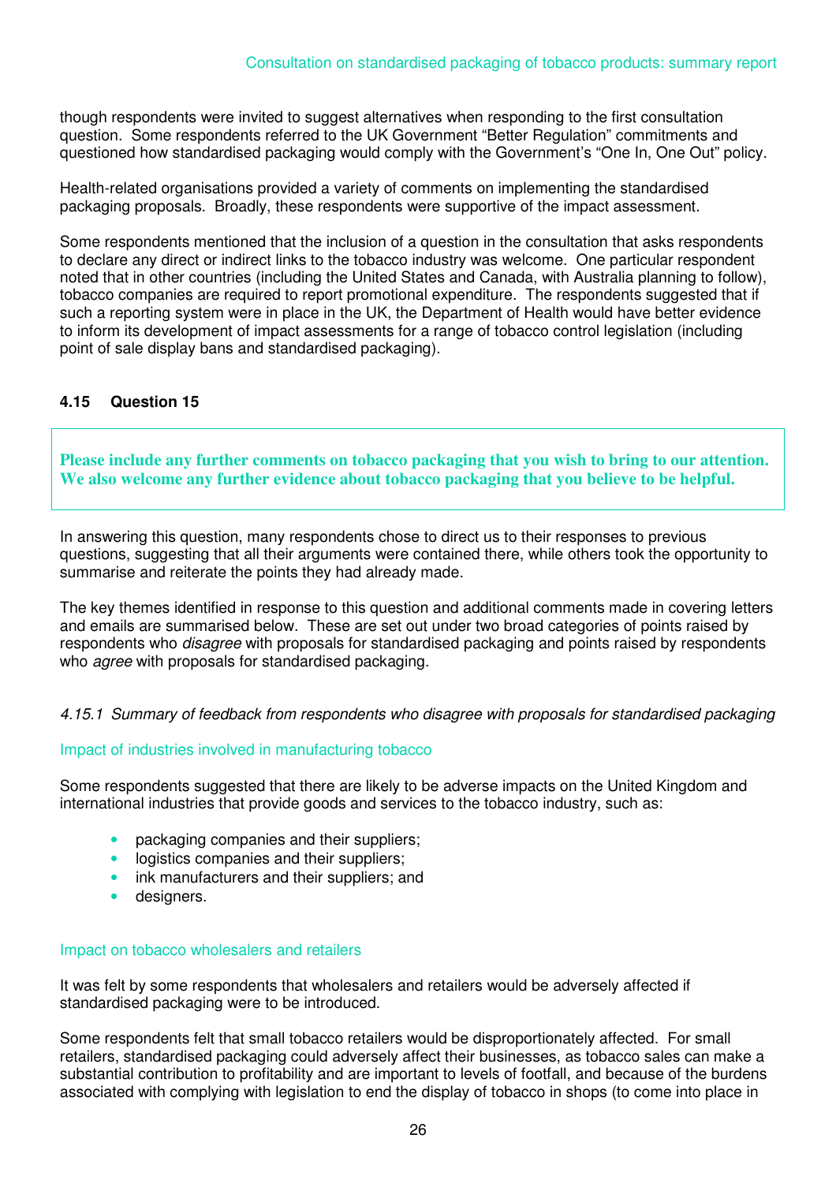though respondents were invited to suggest alternatives when responding to the first consultation question. Some respondents referred to the UK Government "Better Regulation" commitments and questioned how standardised packaging would comply with the Government's "One In, One Out" policy.

Health-related organisations provided a variety of comments on implementing the standardised packaging proposals. Broadly, these respondents were supportive of the impact assessment.

Some respondents mentioned that the inclusion of a question in the consultation that asks respondents to declare any direct or indirect links to the tobacco industry was welcome. One particular respondent noted that in other countries (including the United States and Canada, with Australia planning to follow), tobacco companies are required to report promotional expenditure. The respondents suggested that if such a reporting system were in place in the UK, the Department of Health would have better evidence to inform its development of impact assessments for a range of tobacco control legislation (including point of sale display bans and standardised packaging).

### 4.15 Question 15

> **Please include any further comments on tobacco packaging that you wish to bring to our attention. We also welcome any further evidence about tobacco packaging that you believe to be helpful.**

In answering this question, many respondents chose to direct us to their responses to previous questions, suggesting that all their arguments were contained there, while others took the opportunity to summarise and reiterate the points they had already made.

The key themes identified in response to this question and additional comments made in covering letters and emails are summarised below. These are set out under two broad categories of points raised by respondents who *disagree* with proposals for standardised packaging and points raised by respondents who *agree* with proposals for standardised packaging.

#### *4.15.1 Summary of feedback from respondents who disagree with proposals for standardised packaging*

##### Impact of industries involved in manufacturing tobacco

Some respondents suggested that there are likely to be adverse impacts on the United Kingdom and international industries that provide goods and services to the tobacco industry, such as:

- packaging companies and their suppliers;
- logistics companies and their suppliers;
- ink manufacturers and their suppliers; and
- designers.

##### Impact on tobacco wholesalers and retailers

It was felt by some respondents that wholesalers and retailers would be adversely affected if standardised packaging were to be introduced.

Some respondents felt that small tobacco retailers would be disproportionately affected. For small retailers, standardised packaging could adversely affect their businesses, as tobacco sales can make a substantial contribution to profitability and are important to levels of footfall, and because of the burdens associated with complying with legislation to end the display of tobacco in shops (to come into place in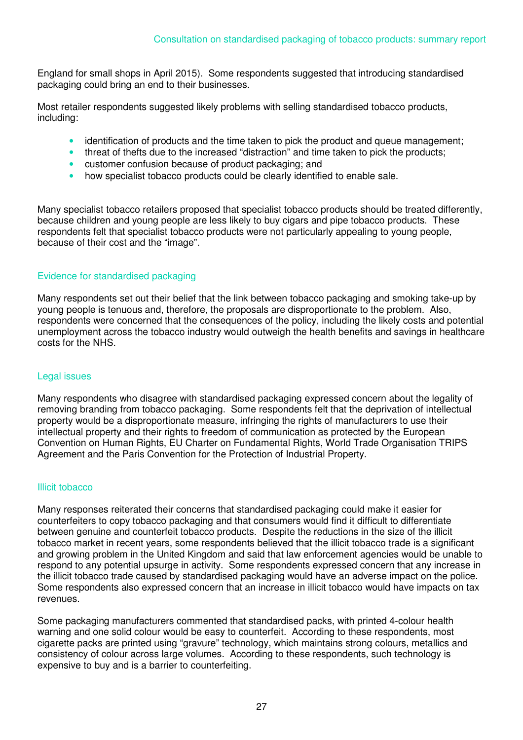England for small shops in April 2015). Some respondents suggested that introducing standardised packaging could bring an end to their businesses.

Most retailer respondents suggested likely problems with selling standardised tobacco products, including:

- identification of products and the time taken to pick the product and queue management;
- threat of thefts due to the increased "distraction" and time taken to pick the products;
- customer confusion because of product packaging; and
- how specialist tobacco products could be clearly identified to enable sale.

Many specialist tobacco retailers proposed that specialist tobacco products should be treated differently, because children and young people are less likely to buy cigars and pipe tobacco products. These respondents felt that specialist tobacco products were not particularly appealing to young people, because of their cost and the "image".

### Evidence for standardised packaging

Many respondents set out their belief that the link between tobacco packaging and smoking take-up by young people is tenuous and, therefore, the proposals are disproportionate to the problem. Also, respondents were concerned that the consequences of the policy, including the likely costs and potential unemployment across the tobacco industry would outweigh the health benefits and savings in healthcare costs for the NHS.

### Legal issues

Many respondents who disagree with standardised packaging expressed concern about the legality of removing branding from tobacco packaging. Some respondents felt that the deprivation of intellectual property would be a disproportionate measure, infringing the rights of manufacturers to use their intellectual property and their rights to freedom of communication as protected by the European Convention on Human Rights, EU Charter on Fundamental Rights, World Trade Organisation TRIPS Agreement and the Paris Convention for the Protection of Industrial Property.

### Illicit tobacco

Many responses reiterated their concerns that standardised packaging could make it easier for counterfeiters to copy tobacco packaging and that consumers would find it difficult to differentiate between genuine and counterfeit tobacco products. Despite the reductions in the size of the illicit tobacco market in recent years, some respondents believed that the illicit tobacco trade is a significant and growing problem in the United Kingdom and said that law enforcement agencies would be unable to respond to any potential upsurge in activity. Some respondents expressed concern that any increase in the illicit tobacco trade caused by standardised packaging would have an adverse impact on the police. Some respondents also expressed concern that an increase in illicit tobacco would have impacts on tax revenues.

Some packaging manufacturers commented that standardised packs, with printed 4-colour health warning and one solid colour would be easy to counterfeit. According to these respondents, most cigarette packs are printed using "gravure" technology, which maintains strong colours, metallics and consistency of colour across large volumes. According to these respondents, such technology is expensive to buy and is a barrier to counterfeiting.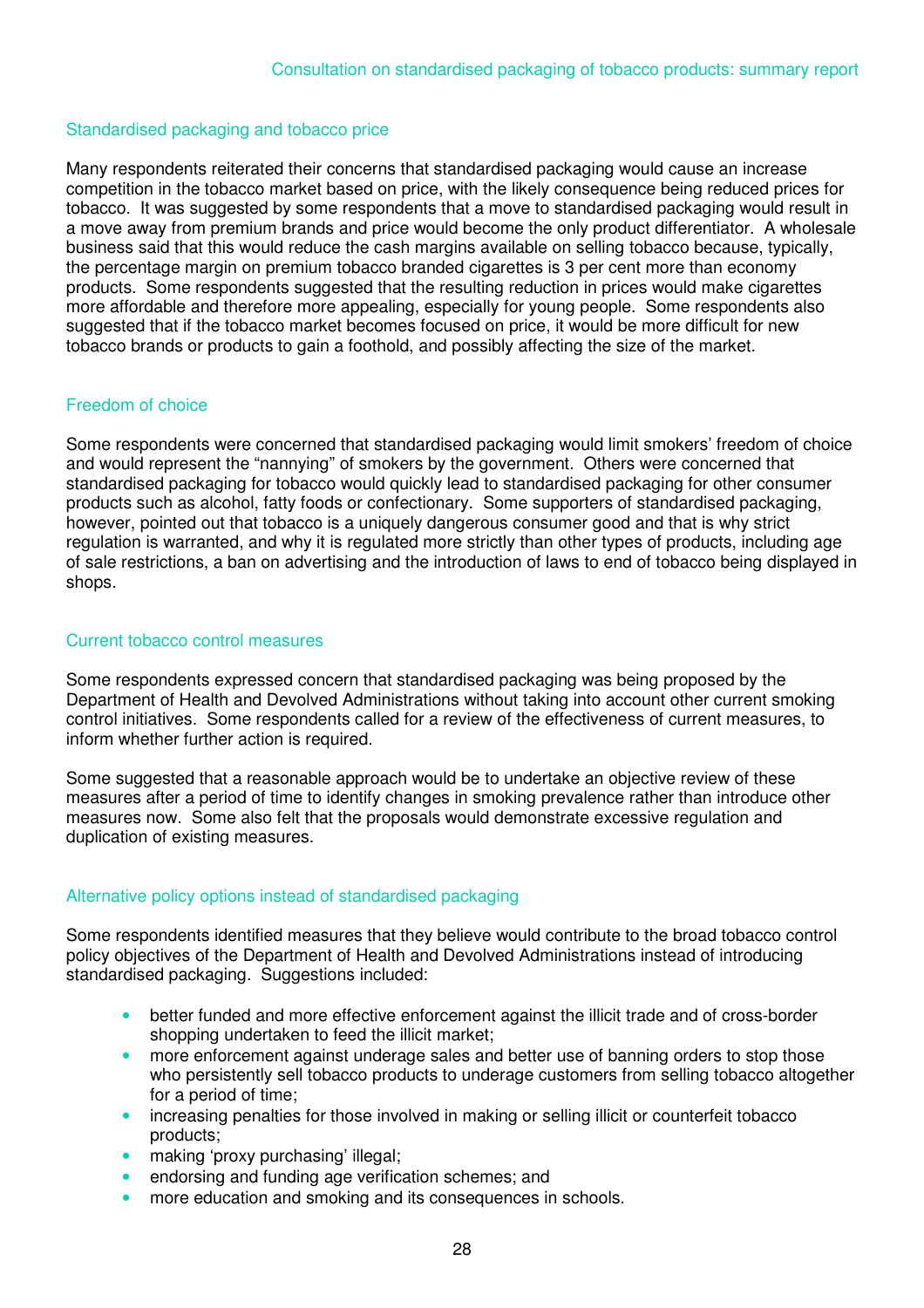### Standardised packaging and tobacco price

Many respondents reiterated their concerns that standardised packaging would cause an increase competition in the tobacco market based on price, with the likely consequence being reduced prices for tobacco. It was suggested by some respondents that a move to standardised packaging would result in a move away from premium brands and price would become the only product differentiator. A wholesale business said that this would reduce the cash margins available on selling tobacco because, typically, the percentage margin on premium tobacco branded cigarettes is 3 per cent more than economy products. Some respondents suggested that the resulting reduction in prices would make cigarettes more affordable and therefore more appealing, especially for young people. Some respondents also suggested that if the tobacco market becomes focused on price, it would be more difficult for new tobacco brands or products to gain a foothold, and possibly affecting the size of the market.

### Freedom of choice

Some respondents were concerned that standardised packaging would limit smokers' freedom of choice and would represent the "nannying" of smokers by the government. Others were concerned that standardised packaging for tobacco would quickly lead to standardised packaging for other consumer products such as alcohol, fatty foods or confectionary. Some supporters of standardised packaging, however, pointed out that tobacco is a uniquely dangerous consumer good and that is why strict regulation is warranted, and why it is regulated more strictly than other types of products, including age of sale restrictions, a ban on advertising and the introduction of laws to end of tobacco being displayed in shops.

### Current tobacco control measures

Some respondents expressed concern that standardised packaging was being proposed by the Department of Health and Devolved Administrations without taking into account other current smoking control initiatives. Some respondents called for a review of the effectiveness of current measures, to inform whether further action is required.

Some suggested that a reasonable approach would be to undertake an objective review of these measures after a period of time to identify changes in smoking prevalence rather than introduce other measures now. Some also felt that the proposals would demonstrate excessive regulation and duplication of existing measures.

### Alternative policy options instead of standardised packaging

Some respondents identified measures that they believe would contribute to the broad tobacco control policy objectives of the Department of Health and Devolved Administrations instead of introducing standardised packaging. Suggestions included:

- better funded and more effective enforcement against the illicit trade and of cross-border shopping undertaken to feed the illicit market;
- more enforcement against underage sales and better use of banning orders to stop those who persistently sell tobacco products to underage customers from selling tobacco altogether for a period of time;
- increasing penalties for those involved in making or selling illicit or counterfeit tobacco products;
- making 'proxy purchasing' illegal;
- endorsing and funding age verification schemes; and
- more education and smoking and its consequences in schools.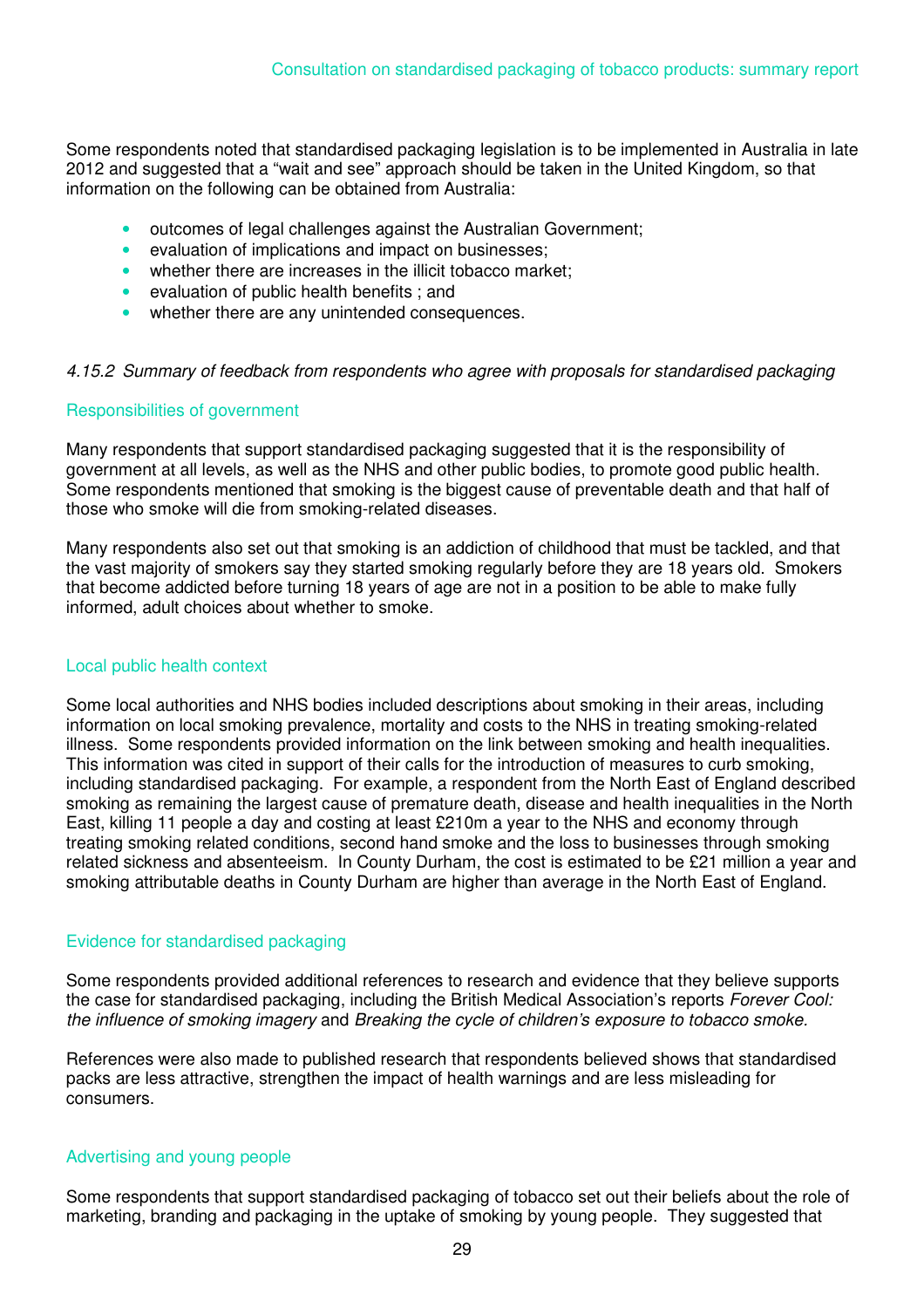Some respondents noted that standardised packaging legislation is to be implemented in Australia in late 2012 and suggested that a "wait and see" approach should be taken in the United Kingdom, so that information on the following can be obtained from Australia:

- outcomes of legal challenges against the Australian Government;
- evaluation of implications and impact on businesses;
- whether there are increases in the illicit tobacco market;
- evaluation of public health benefits ; and
- whether there are any unintended consequences.

*4.15.2 Summary of feedback from respondents who agree with proposals for standardised packaging*

#### Responsibilities of government

Many respondents that support standardised packaging suggested that it is the responsibility of government at all levels, as well as the NHS and other public bodies, to promote good public health. Some respondents mentioned that smoking is the biggest cause of preventable death and that half of those who smoke will die from smoking-related diseases.

Many respondents also set out that smoking is an addiction of childhood that must be tackled, and that the vast majority of smokers say they started smoking regularly before they are 18 years old. Smokers that become addicted before turning 18 years of age are not in a position to be able to make fully informed, adult choices about whether to smoke.

#### Local public health context

Some local authorities and NHS bodies included descriptions about smoking in their areas, including information on local smoking prevalence, mortality and costs to the NHS in treating smoking-related illness. Some respondents provided information on the link between smoking and health inequalities. This information was cited in support of their calls for the introduction of measures to curb smoking, including standardised packaging. For example, a respondent from the North East of England described smoking as remaining the largest cause of premature death, disease and health inequalities in the North East, killing 11 people a day and costing at least £210m a year to the NHS and economy through treating smoking related conditions, second hand smoke and the loss to businesses through smoking related sickness and absenteeism. In County Durham, the cost is estimated to be £21 million a year and smoking attributable deaths in County Durham are higher than average in the North East of England.

#### Evidence for standardised packaging

Some respondents provided additional references to research and evidence that they believe supports the case for standardised packaging, including the British Medical Association's reports *Forever Cool: the influence of smoking imagery* and *Breaking the cycle of children's exposure to tobacco smoke.*

References were also made to published research that respondents believed shows that standardised packs are less attractive, strengthen the impact of health warnings and are less misleading for consumers.

#### Advertising and young people

Some respondents that support standardised packaging of tobacco set out their beliefs about the role of marketing, branding and packaging in the uptake of smoking by young people. They suggested that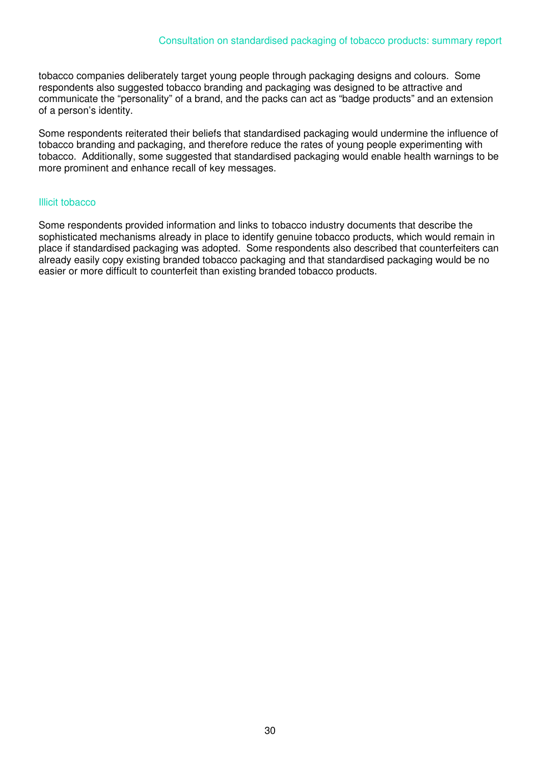tobacco companies deliberately target young people through packaging designs and colours. Some respondents also suggested tobacco branding and packaging was designed to be attractive and communicate the "personality" of a brand, and the packs can act as "badge products" and an extension of a person's identity.

Some respondents reiterated their beliefs that standardised packaging would undermine the influence of tobacco branding and packaging, and therefore reduce the rates of young people experimenting with tobacco. Additionally, some suggested that standardised packaging would enable health warnings to be more prominent and enhance recall of key messages.

### Illicit tobacco

Some respondents provided information and links to tobacco industry documents that describe the sophisticated mechanisms already in place to identify genuine tobacco products, which would remain in place if standardised packaging was adopted. Some respondents also described that counterfeiters can already easily copy existing branded tobacco packaging and that standardised packaging would be no easier or more difficult to counterfeit than existing branded tobacco products.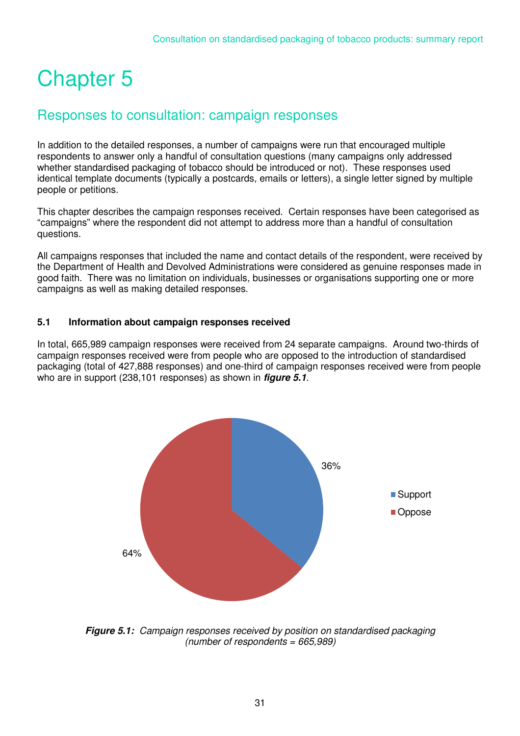# Chapter 5

## Responses to consultation: campaign responses

In addition to the detailed responses, a number of campaigns were run that encouraged multiple respondents to answer only a handful of consultation questions (many campaigns only addressed whether standardised packaging of tobacco should be introduced or not). These responses used identical template documents (typically a postcards, emails or letters), a single letter signed by multiple people or petitions.

This chapter describes the campaign responses received. Certain responses have been categorised as "campaigns" where the respondent did not attempt to address more than a handful of consultation questions.

All campaigns responses that included the name and contact details of the respondent, were received by the Department of Health and Devolved Administrations were considered as genuine responses made in good faith. There was no limitation on individuals, businesses or organisations supporting one or more campaigns as well as making detailed responses.

### 5.1 Information about campaign responses received

In total, 665,989 campaign responses were received from 24 separate campaigns. Around two-thirds of campaign responses received were from people who are opposed to the introduction of standardised packaging (total of 427,888 responses) and one-third of campaign responses received were from people who are in support (238,101 responses) as shown in ***figure 5.1***.

| Position | Share |
|---|---|
| Support | 36% |
| Oppose | 64% |

***Figure 5.1:*** *Campaign responses received by position on standardised packaging (number of respondents = 665,989)*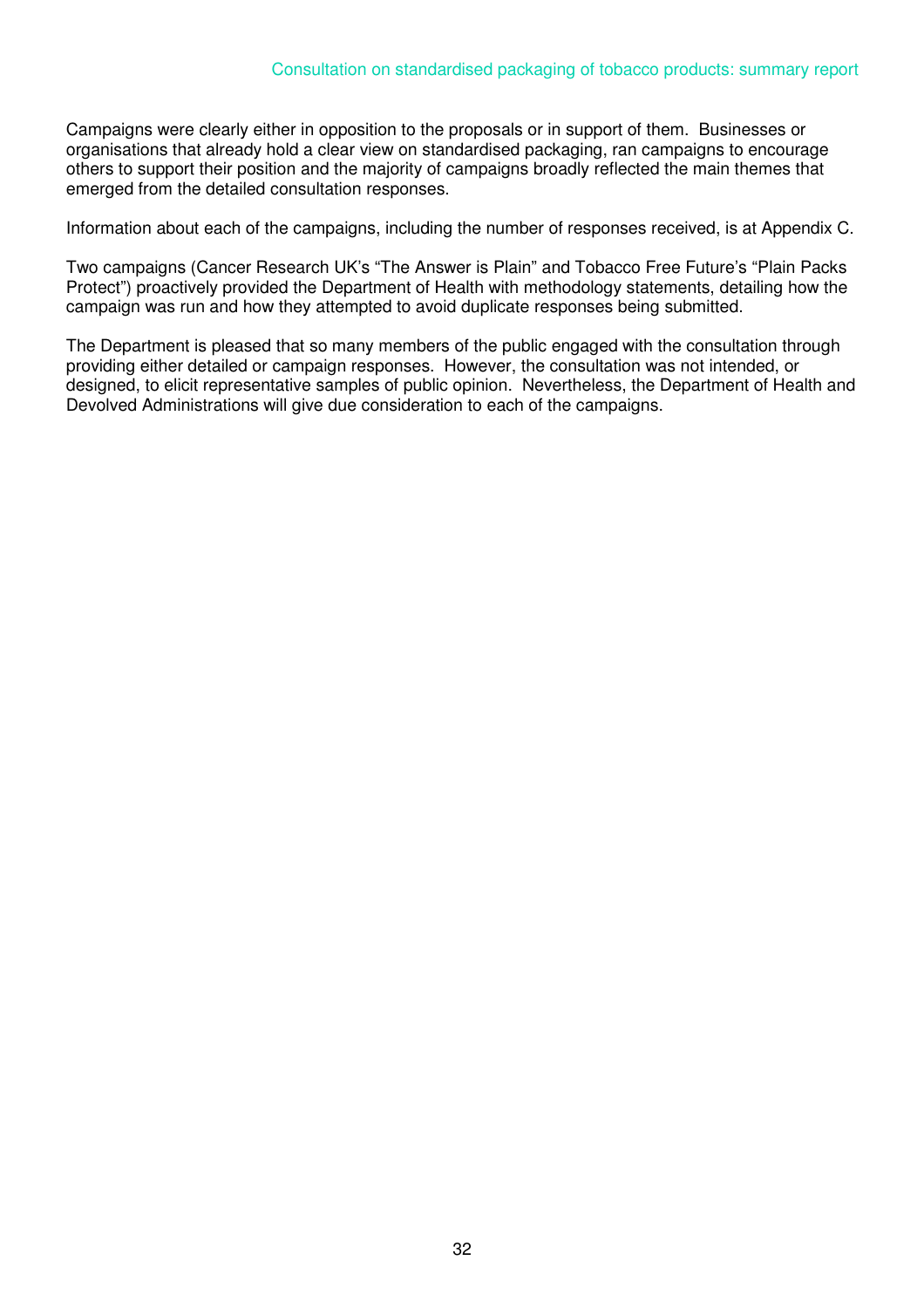Campaigns were clearly either in opposition to the proposals or in support of them. Businesses or organisations that already hold a clear view on standardised packaging, ran campaigns to encourage others to support their position and the majority of campaigns broadly reflected the main themes that emerged from the detailed consultation responses.

Information about each of the campaigns, including the number of responses received, is at Appendix C.

Two campaigns (Cancer Research UK's "The Answer is Plain" and Tobacco Free Future's "Plain Packs Protect") proactively provided the Department of Health with methodology statements, detailing how the campaign was run and how they attempted to avoid duplicate responses being submitted.

The Department is pleased that so many members of the public engaged with the consultation through providing either detailed or campaign responses. However, the consultation was not intended, or designed, to elicit representative samples of public opinion. Nevertheless, the Department of Health and Devolved Administrations will give due consideration to each of the campaigns.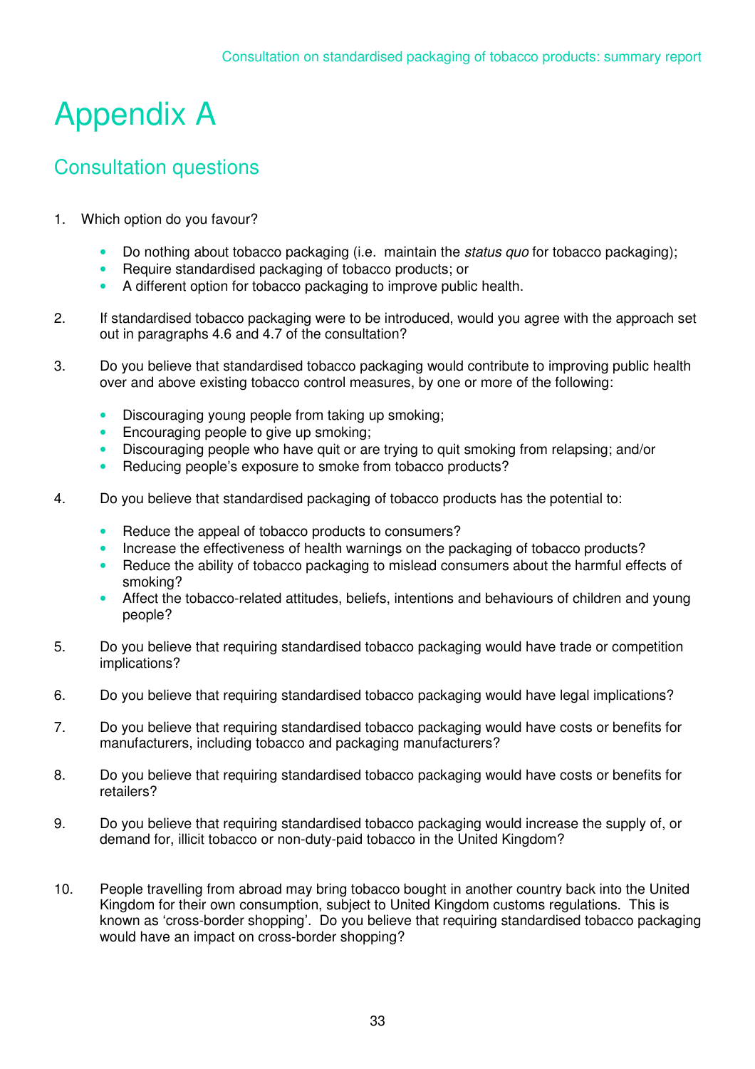# Appendix A

## Consultation questions

1. Which option do you favour?

   - Do nothing about tobacco packaging (i.e. maintain the *status quo* for tobacco packaging);
   - Require standardised packaging of tobacco products; or
   - A different option for tobacco packaging to improve public health.

2. If standardised tobacco packaging were to be introduced, would you agree with the approach set out in paragraphs 4.6 and 4.7 of the consultation?

3. Do you believe that standardised tobacco packaging would contribute to improving public health over and above existing tobacco control measures, by one or more of the following:

   - Discouraging young people from taking up smoking;
   - Encouraging people to give up smoking;
   - Discouraging people who have quit or are trying to quit smoking from relapsing; and/or
   - Reducing people's exposure to smoke from tobacco products?

4. Do you believe that standardised packaging of tobacco products has the potential to:

   - Reduce the appeal of tobacco products to consumers?
   - Increase the effectiveness of health warnings on the packaging of tobacco products?
   - Reduce the ability of tobacco packaging to mislead consumers about the harmful effects of smoking?
   - Affect the tobacco-related attitudes, beliefs, intentions and behaviours of children and young people?

5. Do you believe that requiring standardised tobacco packaging would have trade or competition implications?

6. Do you believe that requiring standardised tobacco packaging would have legal implications?

7. Do you believe that requiring standardised tobacco packaging would have costs or benefits for manufacturers, including tobacco and packaging manufacturers?

8. Do you believe that requiring standardised tobacco packaging would have costs or benefits for retailers?

9. Do you believe that requiring standardised tobacco packaging would increase the supply of, or demand for, illicit tobacco or non-duty-paid tobacco in the United Kingdom?

10. People travelling from abroad may bring tobacco bought in another country back into the United Kingdom for their own consumption, subject to United Kingdom customs regulations. This is known as 'cross-border shopping'. Do you believe that requiring standardised tobacco packaging would have an impact on cross-border shopping?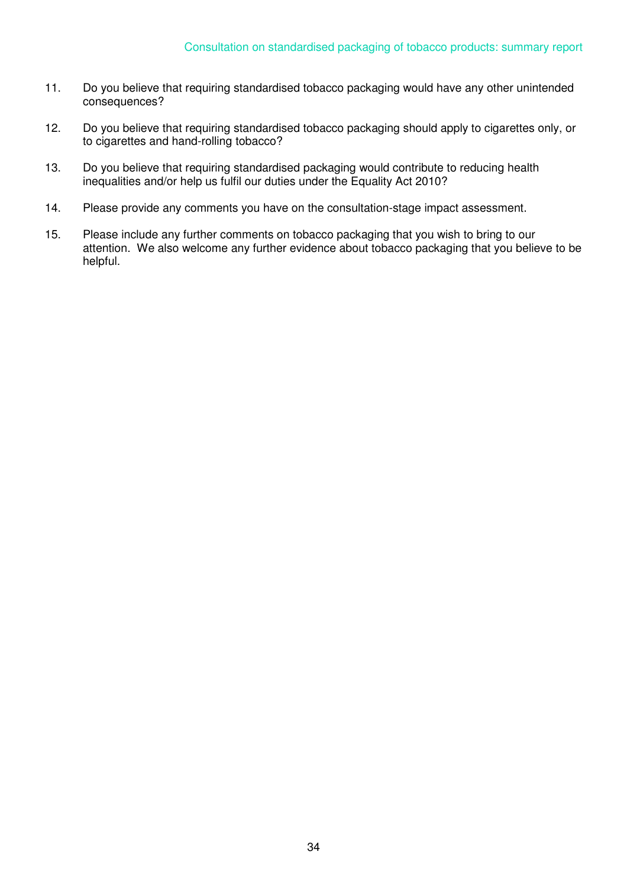11. Do you believe that requiring standardised tobacco packaging would have any other unintended consequences?

12. Do you believe that requiring standardised tobacco packaging should apply to cigarettes only, or to cigarettes and hand-rolling tobacco?

13. Do you believe that requiring standardised packaging would contribute to reducing health inequalities and/or help us fulfil our duties under the Equality Act 2010?

14. Please provide any comments you have on the consultation-stage impact assessment.

15. Please include any further comments on tobacco packaging that you wish to bring to our attention. We also welcome any further evidence about tobacco packaging that you believe to be helpful.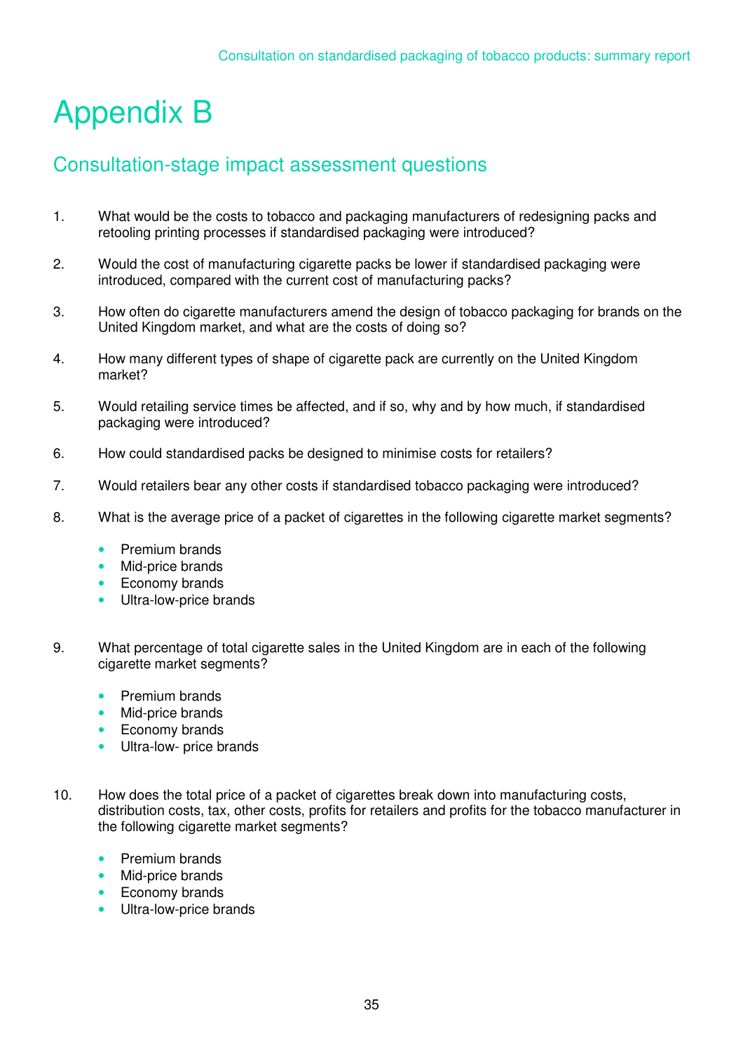# Appendix B

## Consultation-stage impact assessment questions

1. What would be the costs to tobacco and packaging manufacturers of redesigning packs and retooling printing processes if standardised packaging were introduced?

2. Would the cost of manufacturing cigarette packs be lower if standardised packaging were introduced, compared with the current cost of manufacturing packs?

3. How often do cigarette manufacturers amend the design of tobacco packaging for brands on the United Kingdom market, and what are the costs of doing so?

4. How many different types of shape of cigarette pack are currently on the United Kingdom market?

5. Would retailing service times be affected, and if so, why and by how much, if standardised packaging were introduced?

6. How could standardised packs be designed to minimise costs for retailers?

7. Would retailers bear any other costs if standardised tobacco packaging were introduced?

8. What is the average price of a packet of cigarettes in the following cigarette market segments?

   - Premium brands
   - Mid-price brands
   - Economy brands
   - Ultra-low-price brands

9. What percentage of total cigarette sales in the United Kingdom are in each of the following cigarette market segments?

   - Premium brands
   - Mid-price brands
   - Economy brands
   - Ultra-low- price brands

10. How does the total price of a packet of cigarettes break down into manufacturing costs, distribution costs, tax, other costs, profits for retailers and profits for the tobacco manufacturer in the following cigarette market segments?

    - Premium brands
    - Mid-price brands
    - Economy brands
    - Ultra-low-price brands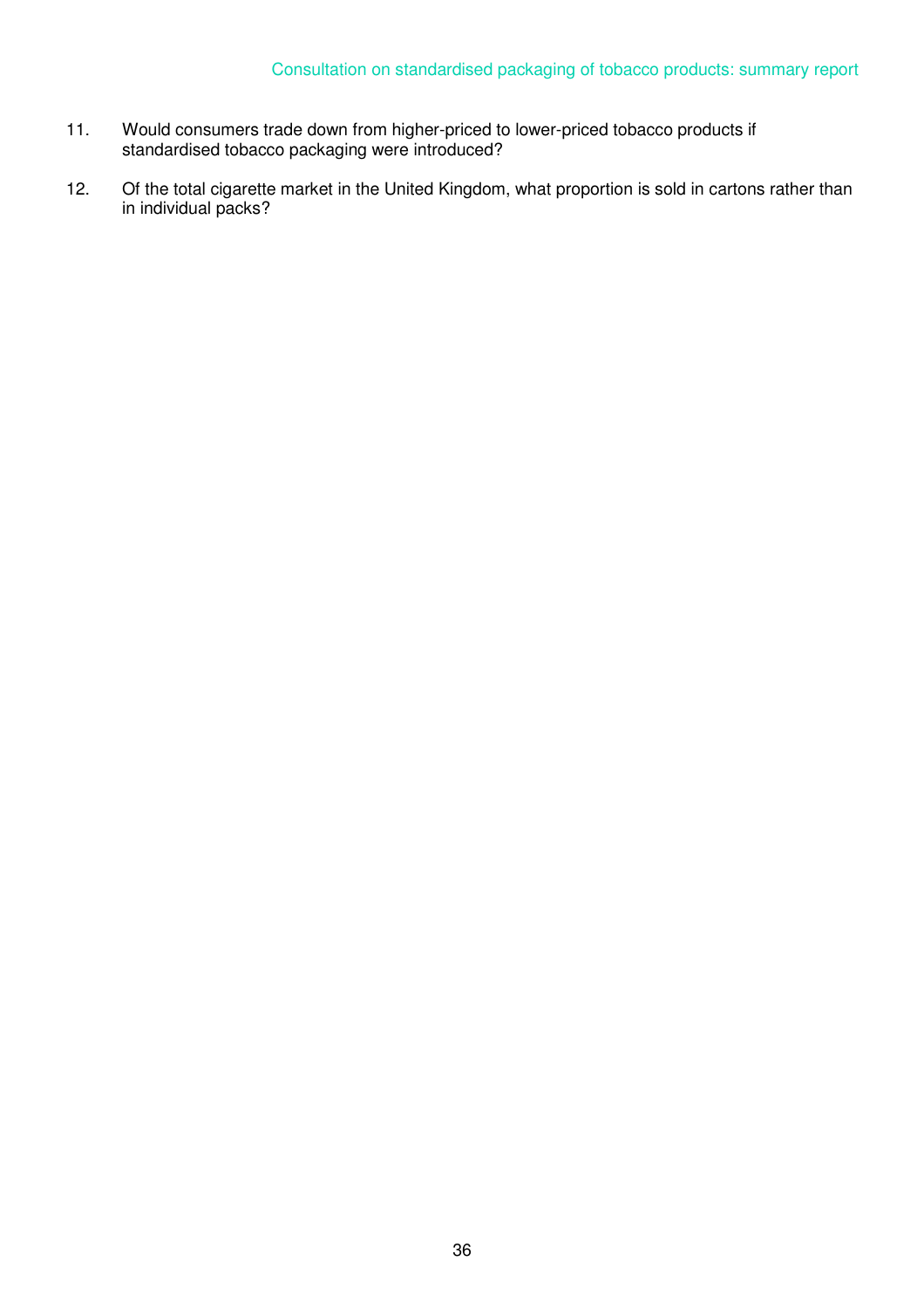11. Would consumers trade down from higher-priced to lower-priced tobacco products if standardised tobacco packaging were introduced?

12. Of the total cigarette market in the United Kingdom, what proportion is sold in cartons rather than in individual packs?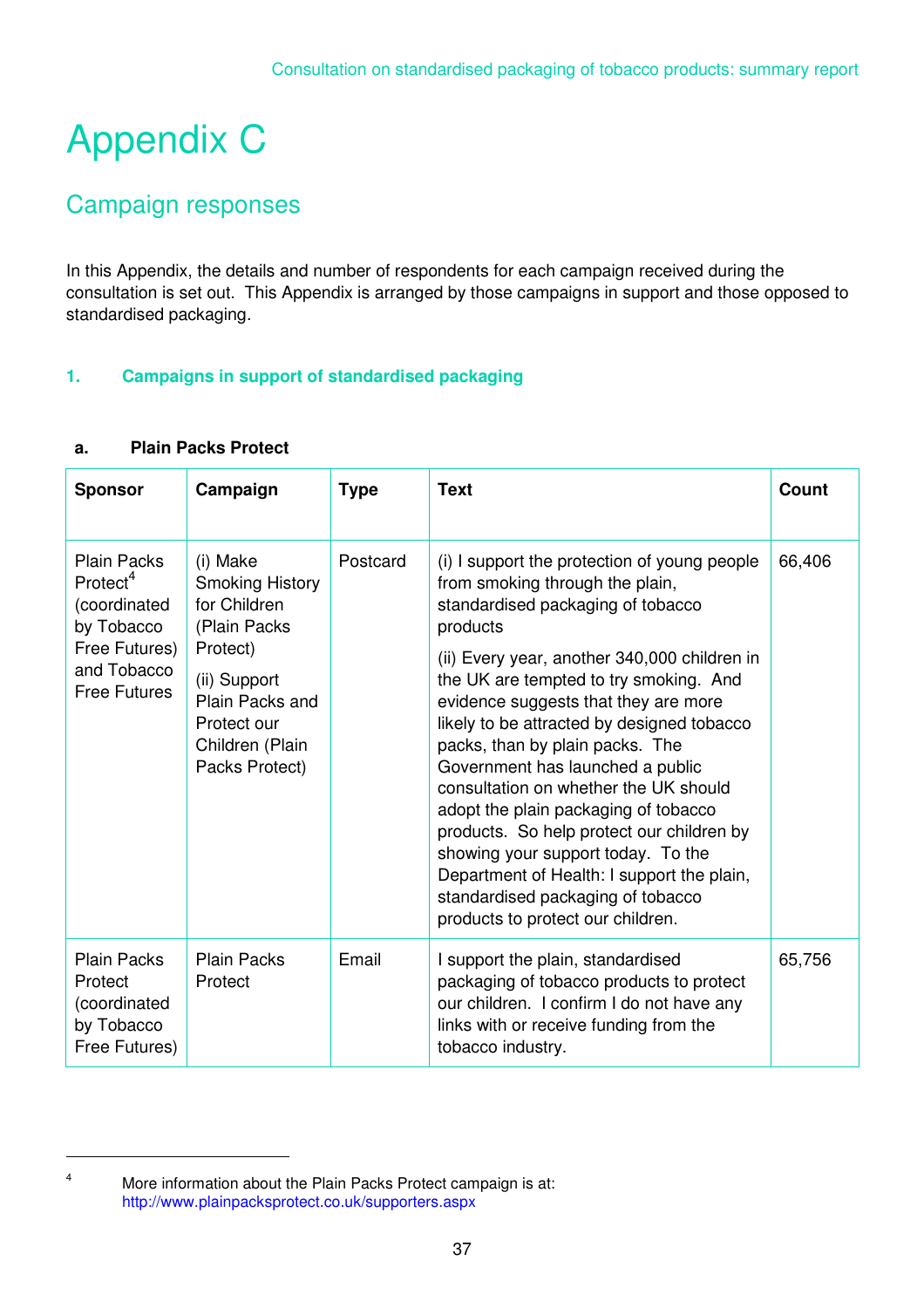# Appendix C

## Campaign responses

In this Appendix, the details and number of respondents for each campaign received during the consultation is set out. This Appendix is arranged by those campaigns in support and those opposed to standardised packaging.

### 1. Campaigns in support of standardised packaging

#### a. Plain Packs Protect

| Sponsor | Campaign | Type | Text | Count |
|---|---|---|---|---|
| Plain Packs Protect[4] (coordinated by Tobacco Free Futures) and Tobacco Free Futures | (i) Make Smoking History for Children (Plain Packs Protect)<br><br>(ii) Support Plain Packs and Protect our Children (Plain Packs Protect) | Postcard | (i) I support the protection of young people from smoking through the plain, standardised packaging of tobacco products<br><br>(ii) Every year, another 340,000 children in the UK are tempted to try smoking. And evidence suggests that they are more likely to be attracted by designed tobacco packs, than by plain packs. The Government has launched a public consultation on whether the UK should adopt the plain packaging of tobacco products. So help protect our children by showing your support today. To the Department of Health: I support the plain, standardised packaging of tobacco products to protect our children. | 66,406 |
| Plain Packs Protect (coordinated by Tobacco Free Futures) | Plain Packs Protect | Email | I support the plain, standardised packaging of tobacco products to protect our children. I confirm I do not have any links with or receive funding from the tobacco industry. | 65,756 |

[4] More information about the Plain Packs Protect campaign is at: http://www.plainpacksprotect.co.uk/supporters.aspx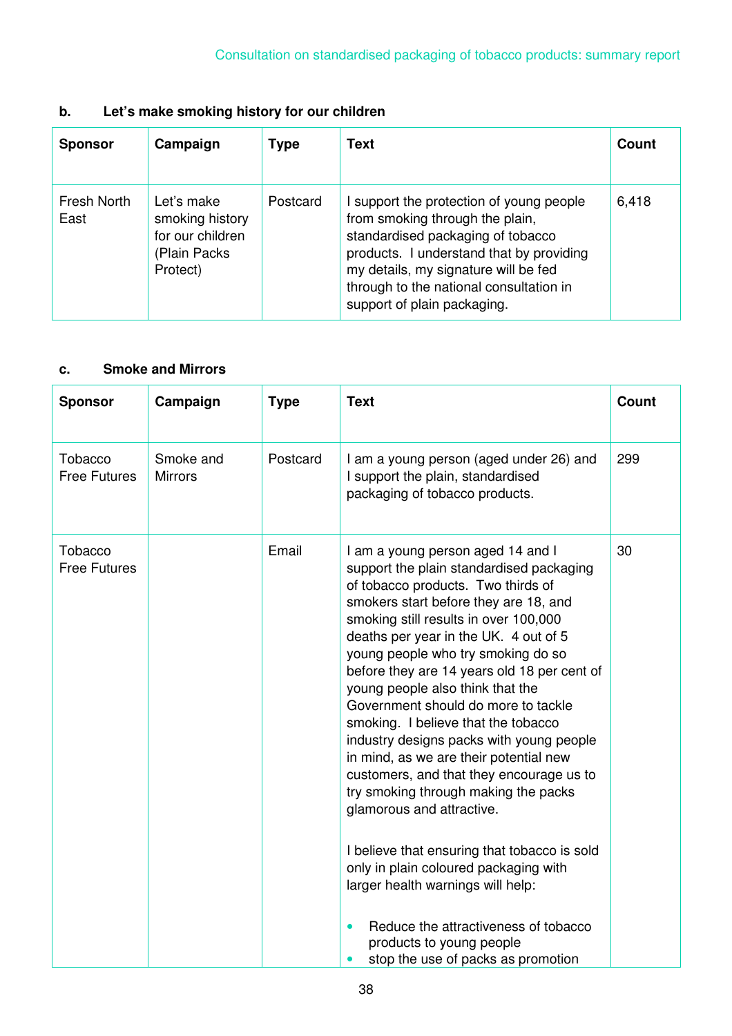### b. Let's make smoking history for our children

| Sponsor | Campaign | Type | Text | Count |
|---|---|---|---|---|
| Fresh North East | Let's make smoking history for our children (Plain Packs Protect) | Postcard | I support the protection of young people from smoking through the plain, standardised packaging of tobacco products. I understand that by providing my details, my signature will be fed through to the national consultation in support of plain packaging. | 6,418 |

### c. Smoke and Mirrors

| Sponsor | Campaign | Type | Text | Count |
|---|---|---|---|---|
| Tobacco Free Futures | Smoke and Mirrors | Postcard | I am a young person (aged under 26) and I support the plain, standardised packaging of tobacco products. | 299 |
| Tobacco Free Futures | | Email | I am a young person aged 14 and I support the plain standardised packaging of tobacco products. Two thirds of smokers start before they are 18, and smoking still results in over 100,000 deaths per year in the UK. 4 out of 5 young people who try smoking do so before they are 14 years old 18 per cent of young people also think that the Government should do more to tackle smoking. I believe that the tobacco industry designs packs with young people in mind, as we are their potential new customers, and that they encourage us to try smoking through making the packs glamorous and attractive.<br><br>I believe that ensuring that tobacco is sold only in plain coloured packaging with larger health warnings will help:<br><br>• Reduce the attractiveness of tobacco products to young people<br>• stop the use of packs as promotion | 30 |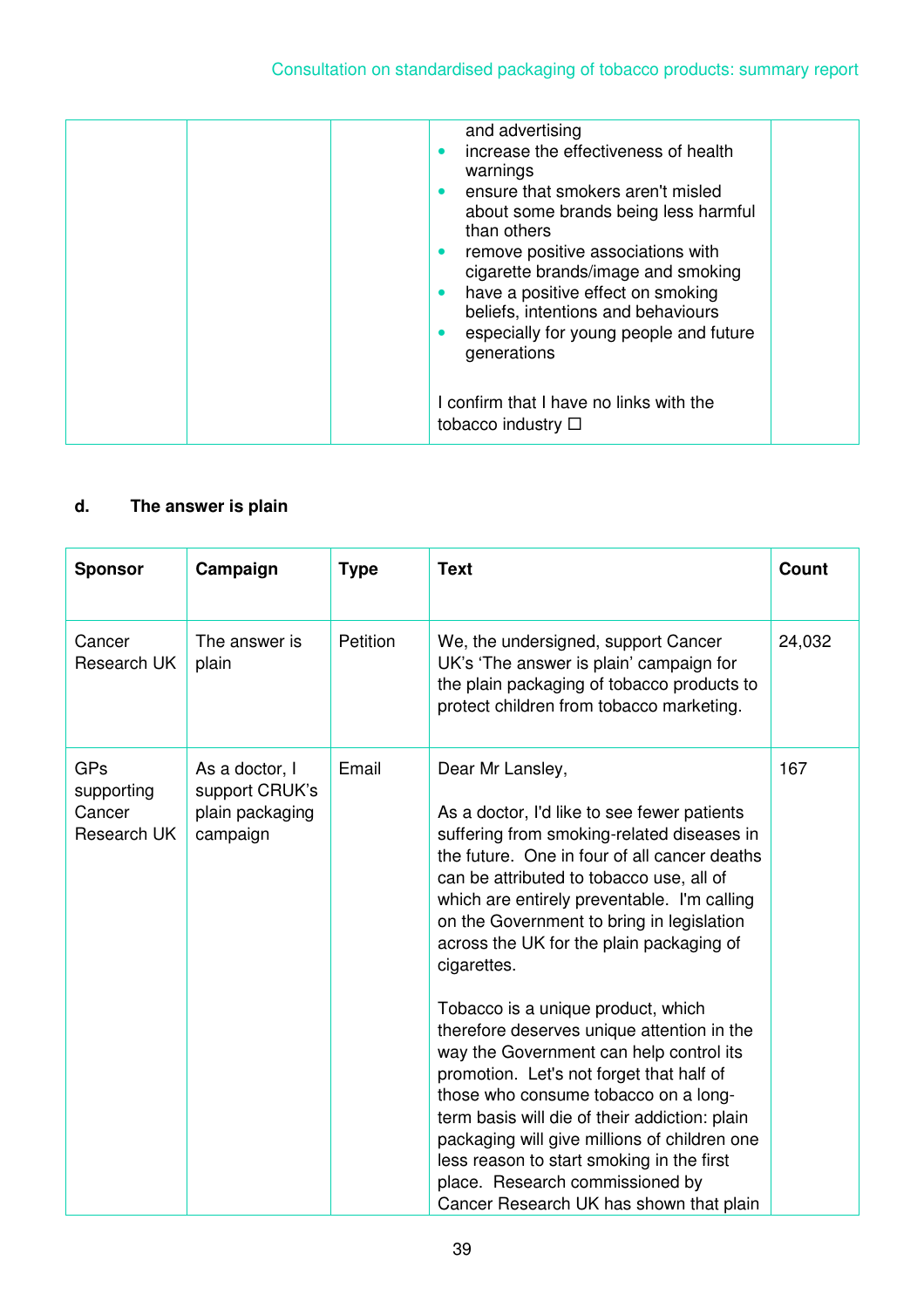| | | | and advertising<br>• increase the effectiveness of health warnings<br>• ensure that smokers aren't misled about some brands being less harmful than others<br>• remove positive associations with cigarette brands/image and smoking<br>• have a positive effect on smoking beliefs, intentions and behaviours<br>• especially for young people and future generations<br><br>I confirm that I have no links with the tobacco industry ☐ | |
|---|---|---|---|---|

**d. The answer is plain**

| Sponsor | Campaign | Type | Text | Count |
|---|---|---|---|---|
| Cancer Research UK | The answer is plain | Petition | We, the undersigned, support Cancer UK's 'The answer is plain' campaign for the plain packaging of tobacco products to protect children from tobacco marketing. | 24,032 |
| GPs supporting Cancer Research UK | As a doctor, I support CRUK's plain packaging campaign | Email | Dear Mr Lansley,<br><br>As a doctor, I'd like to see fewer patients suffering from smoking-related diseases in the future. One in four of all cancer deaths can be attributed to tobacco use, all of which are entirely preventable. I'm calling on the Government to bring in legislation across the UK for the plain packaging of cigarettes.<br><br>Tobacco is a unique product, which therefore deserves unique attention in the way the Government can help control its promotion. Let's not forget that half of those who consume tobacco on a long-term basis will die of their addiction: plain packaging will give millions of children one less reason to start smoking in the first place. Research commissioned by Cancer Research UK has shown that plain | 167 |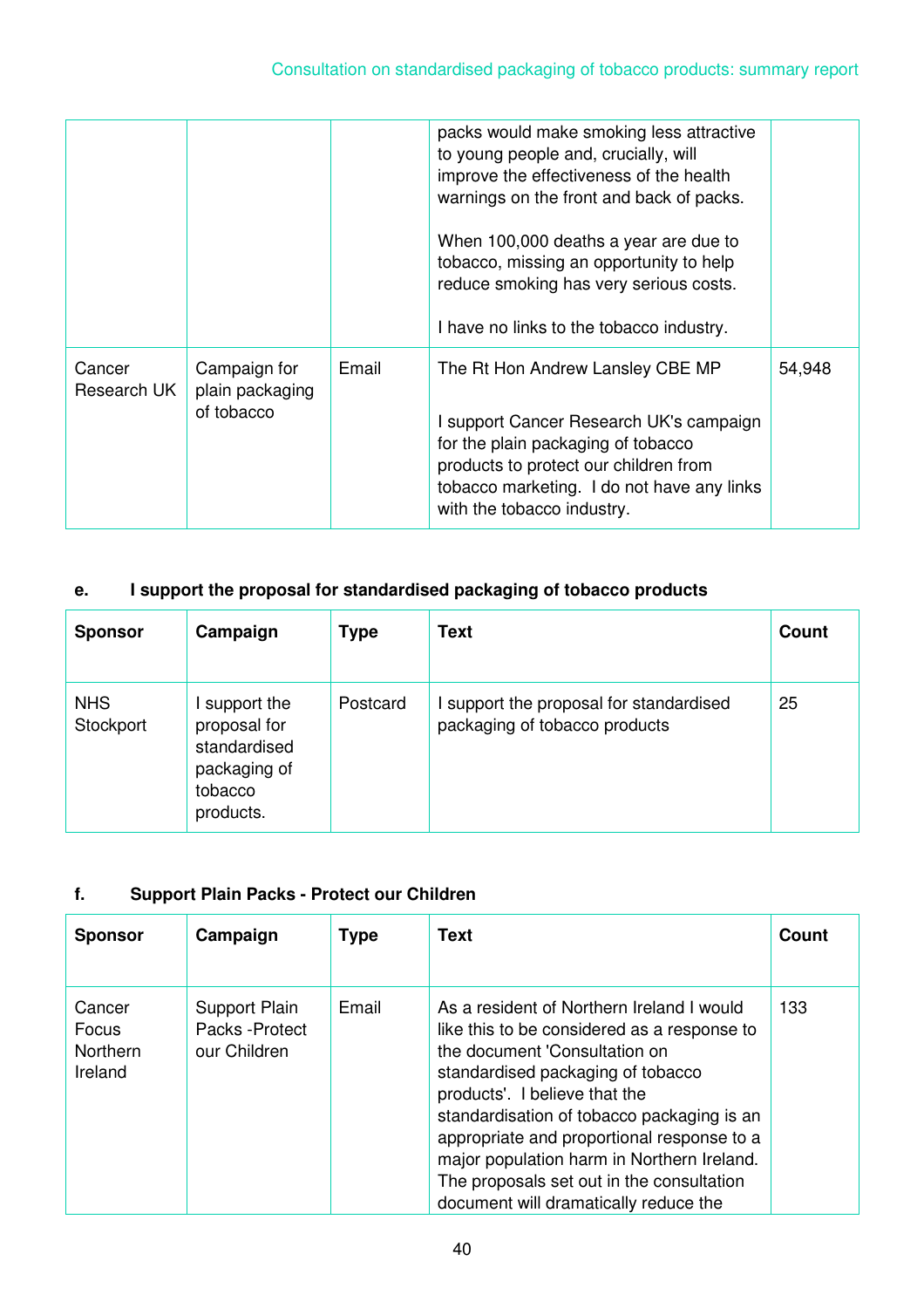| | | | packs would make smoking less attractive to young people and, crucially, will improve the effectiveness of the health warnings on the front and back of packs.<br><br>When 100,000 deaths a year are due to tobacco, missing an opportunity to help reduce smoking has very serious costs.<br><br>I have no links to the tobacco industry. | |
|---|---|---|---|---|
| Cancer Research UK | Campaign for plain packaging of tobacco | Email | The Rt Hon Andrew Lansley CBE MP<br><br>I support Cancer Research UK's campaign for the plain packaging of tobacco products to protect our children from tobacco marketing. I do not have any links with the tobacco industry. | 54,948 |

**e. I support the proposal for standardised packaging of tobacco products**

| Sponsor | Campaign | Type | Text | Count |
|---|---|---|---|---|
| NHS Stockport | I support the proposal for standardised packaging of tobacco products. | Postcard | I support the proposal for standardised packaging of tobacco products | 25 |

**f. Support Plain Packs - Protect our Children**

| Sponsor | Campaign | Type | Text | Count |
|---|---|---|---|---|
| Cancer Focus Northern Ireland | Support Plain Packs -Protect our Children | Email | As a resident of Northern Ireland I would like this to be considered as a response to the document 'Consultation on standardised packaging of tobacco products'. I believe that the standardisation of tobacco packaging is an appropriate and proportional response to a major population harm in Northern Ireland. The proposals set out in the consultation document will dramatically reduce the | 133 |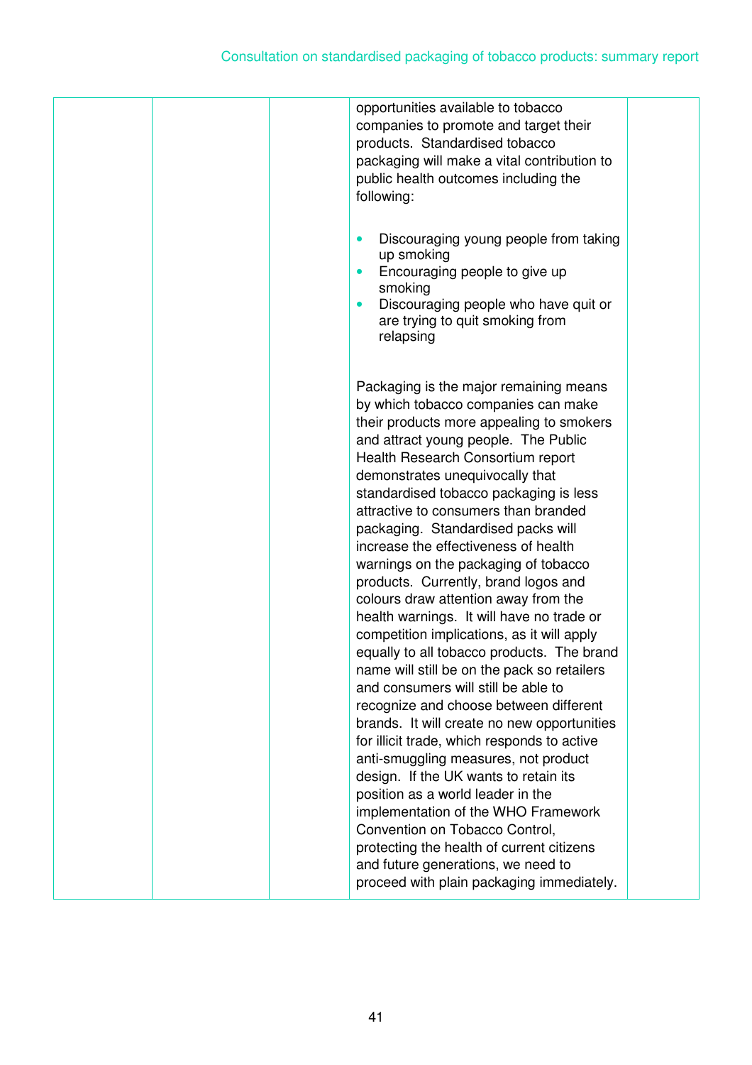|  |  |  | opportunities available to tobacco companies to promote and target their products. Standardised tobacco packaging will make a vital contribution to public health outcomes including the following:<br><br>• Discouraging young people from taking up smoking<br>• Encouraging people to give up smoking<br>• Discouraging people who have quit or are trying to quit smoking from relapsing<br><br>Packaging is the major remaining means by which tobacco companies can make their products more appealing to smokers and attract young people. The Public Health Research Consortium report demonstrates unequivocally that standardised tobacco packaging is less attractive to consumers than branded packaging. Standardised packs will increase the effectiveness of health warnings on the packaging of tobacco products. Currently, brand logos and colours draw attention away from the health warnings. It will have no trade or competition implications, as it will apply equally to all tobacco products. The brand name will still be on the pack so retailers and consumers will still be able to recognize and choose between different brands. It will create no new opportunities for illicit trade, which responds to active anti-smuggling measures, not product design. If the UK wants to retain its position as a world leader in the implementation of the WHO Framework Convention on Tobacco Control, protecting the health of current citizens and future generations, we need to proceed with plain packaging immediately. |  |
|---|---|---|---|---|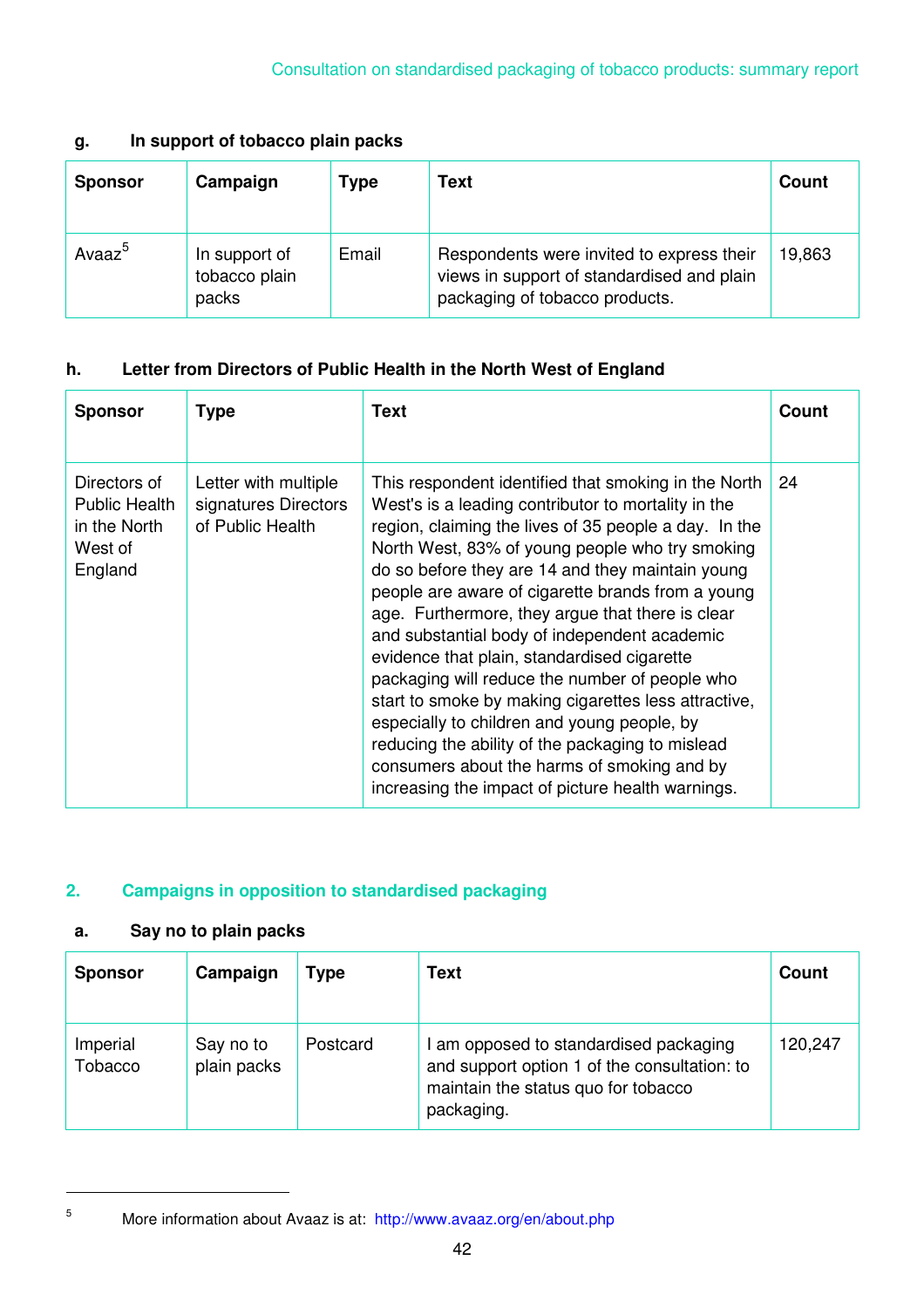### g. In support of tobacco plain packs

| Sponsor | Campaign | Type | Text | Count |
|---|---|---|---|---|
| Avaaz[5] | In support of tobacco plain packs | Email | Respondents were invited to express their views in support of standardised and plain packaging of tobacco products. | 19,863 |

### h. Letter from Directors of Public Health in the North West of England

| Sponsor | Type | Text | Count |
|---|---|---|---|
| Directors of Public Health in the North West of England | Letter with multiple signatures Directors of Public Health | This respondent identified that smoking in the North West's is a leading contributor to mortality in the region, claiming the lives of 35 people a day. In the North West, 83% of young people who try smoking do so before they are 14 and they maintain young people are aware of cigarette brands from a young age. Furthermore, they argue that there is clear and substantial body of independent academic evidence that plain, standardised cigarette packaging will reduce the number of people who start to smoke by making cigarettes less attractive, especially to children and young people, by reducing the ability of the packaging to mislead consumers about the harms of smoking and by increasing the impact of picture health warnings. | 24 |

## 2. Campaigns in opposition to standardised packaging

### a. Say no to plain packs

| Sponsor | Campaign | Type | Text | Count |
|---|---|---|---|---|
| Imperial Tobacco | Say no to plain packs | Postcard | I am opposed to standardised packaging and support option 1 of the consultation: to maintain the status quo for tobacco packaging. | 120,247 |

[5] More information about Avaaz is at: http://www.avaaz.org/en/about.php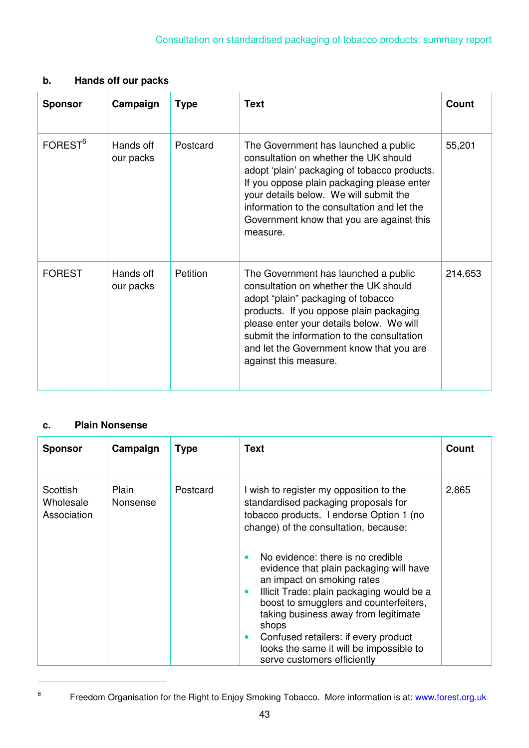### b. Hands off our packs

| Sponsor | Campaign | Type | Text | Count |
|---|---|---|---|---|
| FOREST[6] | Hands off our packs | Postcard | The Government has launched a public consultation on whether the UK should adopt 'plain' packaging of tobacco products. If you oppose plain packaging please enter your details below. We will submit the information to the consultation and let the Government know that you are against this measure. | 55,201 |
| FOREST | Hands off our packs | Petition | The Government has launched a public consultation on whether the UK should adopt "plain" packaging of tobacco products. If you oppose plain packaging please enter your details below. We will submit the information to the consultation and let the Government know that you are against this measure. | 214,653 |

### c. Plain Nonsense

| Sponsor | Campaign | Type | Text | Count |
|---|---|---|---|---|
| Scottish Wholesale Association | Plain Nonsense | Postcard | I wish to register my opposition to the standardised packaging proposals for tobacco products. I endorse Option 1 (no change) of the consultation, because:<br><br>• No evidence: there is no credible evidence that plain packaging will have an impact on smoking rates<br>• Illicit Trade: plain packaging would be a boost to smugglers and counterfeiters, taking business away from legitimate shops<br>• Confused retailers: if every product looks the same it will be impossible to serve customers efficiently | 2,865 |

[6] Freedom Organisation for the Right to Enjoy Smoking Tobacco. More information is at: www.forest.org.uk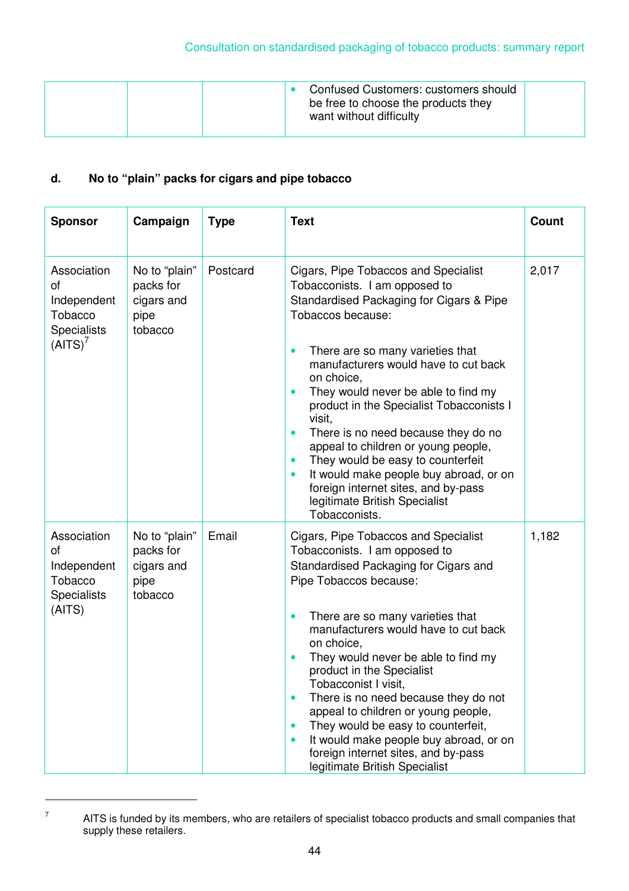| | | | • Confused Customers: customers should be free to choose the products they want without difficulty | |
|---|---|---|---|---|

**d. No to "plain" packs for cigars and pipe tobacco**

| Sponsor | Campaign | Type | Text | Count |
|---|---|---|---|---|
| Association of Independent Tobacco Specialists (AITS)[7] | No to "plain" packs for cigars and pipe tobacco | Postcard | Cigars, Pipe Tobaccos and Specialist Tobacconists. I am opposed to Standardised Packaging for Cigars & Pipe Tobaccos because: • There are so many varieties that manufacturers would have to cut back on choice, • They would never be able to find my product in the Specialist Tobacconists I visit, • There is no need because they do no appeal to children or young people, • They would be easy to counterfeit • It would make people buy abroad, or on foreign internet sites, and by-pass legitimate British Specialist Tobacconists. | 2,017 |
| Association of Independent Tobacco Specialists (AITS) | No to "plain" packs for cigars and pipe tobacco | Email | Cigars, Pipe Tobaccos and Specialist Tobacconists. I am opposed to Standardised Packaging for Cigars and Pipe Tobaccos because: • There are so many varieties that manufacturers would have to cut back on choice, • They would never be able to find my product in the Specialist Tobacconist I visit, • There is no need because they do not appeal to children or young people, • They would be easy to counterfeit, • It would make people buy abroad, or on foreign internet sites, and by-pass legitimate British Specialist | 1,182 |

[7] AITS is funded by its members, who are retailers of specialist tobacco products and small companies that supply these retailers.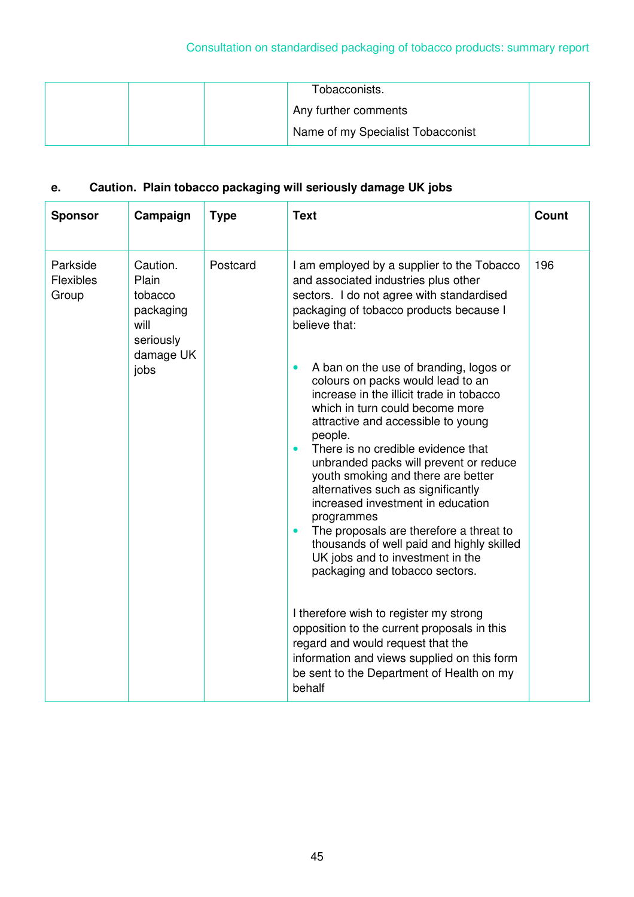| | | | Tobacconists.<br>Any further comments<br>Name of my Specialist Tobacconist | |
|---|---|---|---|---|

**e. Caution. Plain tobacco packaging will seriously damage UK jobs**

| Sponsor | Campaign | Type | Text | Count |
|---|---|---|---|---|
| Parkside Flexibles Group | Caution. Plain tobacco packaging will seriously damage UK jobs | Postcard | I am employed by a supplier to the Tobacco and associated industries plus other sectors. I do not agree with standardised packaging of tobacco products because I believe that:<br><br>• A ban on the use of branding, logos or colours on packs would lead to an increase in the illicit trade in tobacco which in turn could become more attractive and accessible to young people.<br>• There is no credible evidence that unbranded packs will prevent or reduce youth smoking and there are better alternatives such as significantly increased investment in education programmes<br>• The proposals are therefore a threat to thousands of well paid and highly skilled UK jobs and to investment in the packaging and tobacco sectors.<br><br>I therefore wish to register my strong opposition to the current proposals in this regard and would request that the information and views supplied on this form be sent to the Department of Health on my behalf | 196 |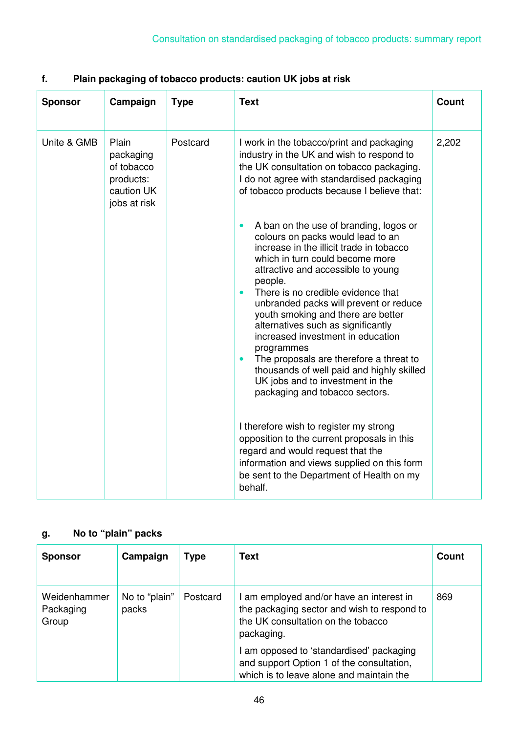### f. Plain packaging of tobacco products: caution UK jobs at risk

| Sponsor | Campaign | Type | Text | Count |
|---|---|---|---|---|
| Unite & GMB | Plain packaging of tobacco products: caution UK jobs at risk | Postcard | I work in the tobacco/print and packaging industry in the UK and wish to respond to the UK consultation on tobacco packaging. I do not agree with standardised packaging of tobacco products because I believe that:<br><br>• A ban on the use of branding, logos or colours on packs would lead to an increase in the illicit trade in tobacco which in turn could become more attractive and accessible to young people.<br>• There is no credible evidence that unbranded packs will prevent or reduce youth smoking and there are better alternatives such as significantly increased investment in education programmes<br>• The proposals are therefore a threat to thousands of well paid and highly skilled UK jobs and to investment in the packaging and tobacco sectors.<br><br>I therefore wish to register my strong opposition to the current proposals in this regard and would request that the information and views supplied on this form be sent to the Department of Health on my behalf. | 2,202 |

### g. No to "plain" packs

| Sponsor | Campaign | Type | Text | Count |
|---|---|---|---|---|
| Weidenhammer Packaging Group | No to "plain" packs | Postcard | I am employed and/or have an interest in the packaging sector and wish to respond to the UK consultation on the tobacco packaging.<br><br>I am opposed to 'standardised' packaging and support Option 1 of the consultation, which is to leave alone and maintain the | 869 |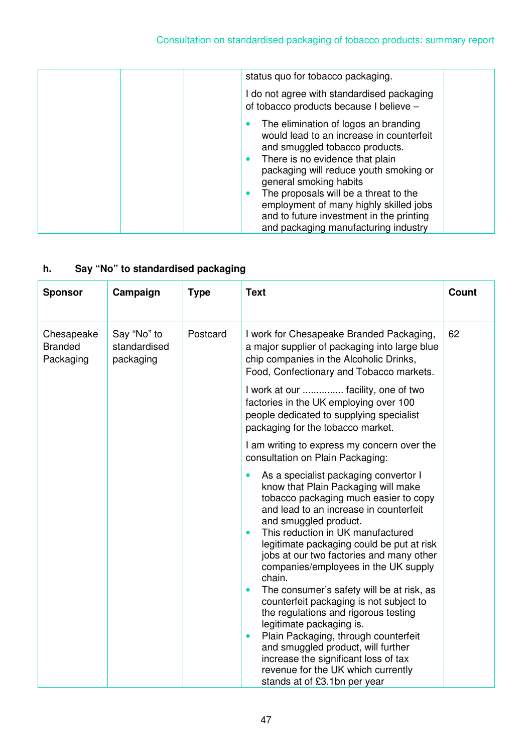| | | | status quo for tobacco packaging.<br><br>I do not agree with standardised packaging of tobacco products because I believe –<br><br>• The elimination of logos an branding would lead to an increase in counterfeit and smuggled tobacco products.<br>• There is no evidence that plain packaging will reduce youth smoking or general smoking habits<br>• The proposals will be a threat to the employment of many highly skilled jobs and to future investment in the printing and packaging manufacturing industry | |
|---|---|---|---|---|

**h. Say "No" to standardised packaging**

| Sponsor | Campaign | Type | Text | Count |
|---|---|---|---|---|
| Chesapeake Branded Packaging | Say "No" to standardised packaging | Postcard | I work for Chesapeake Branded Packaging, a major supplier of packaging into large blue chip companies in the Alcoholic Drinks, Food, Confectionary and Tobacco markets.<br><br>I work at our .............. facility, one of two factories in the UK employing over 100 people dedicated to supplying specialist packaging for the tobacco market.<br><br>I am writing to express my concern over the consultation on Plain Packaging:<br><br>• As a specialist packaging convertor I know that Plain Packaging will make tobacco packaging much easier to copy and lead to an increase in counterfeit and smuggled product.<br>• This reduction in UK manufactured legitimate packaging could be put at risk jobs at our two factories and many other companies/employees in the UK supply chain.<br>• The consumer's safety will be at risk, as counterfeit packaging is not subject to the regulations and rigorous testing legitimate packaging is.<br>• Plain Packaging, through counterfeit and smuggled product, will further increase the significant loss of tax revenue for the UK which currently stands at of £3.1bn per year | 62 |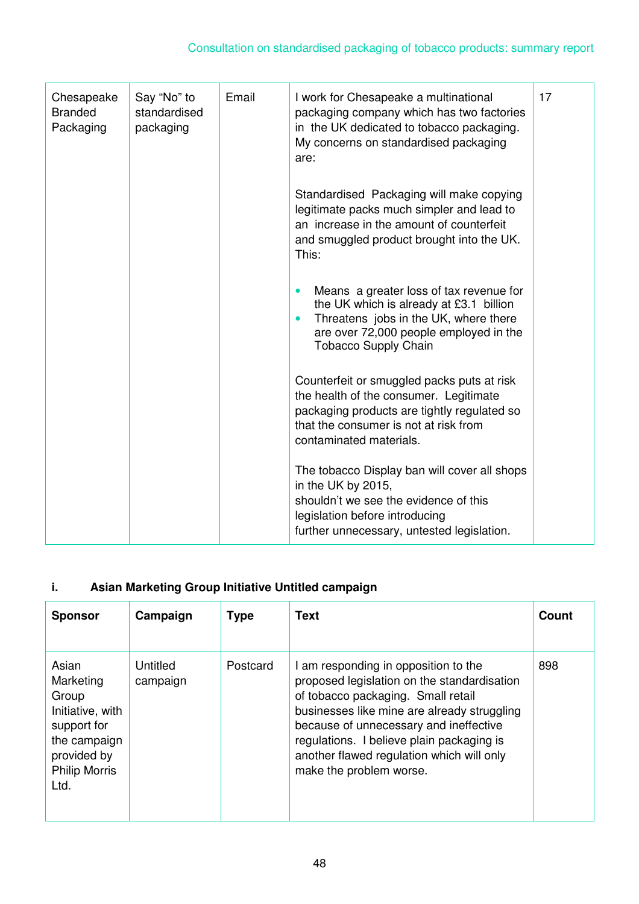| | | | | |
|---|---|---|---|---|
| Chesapeake Branded Packaging | Say "No" to standardised packaging | Email | I work for Chesapeake a multinational packaging company which has two factories in the UK dedicated to tobacco packaging. My concerns on standardised packaging are:<br><br>Standardised Packaging will make copying legitimate packs much simpler and lead to an increase in the amount of counterfeit and smuggled product brought into the UK. This:<br><br>• Means a greater loss of tax revenue for the UK which is already at £3.1 billion<br>• Threatens jobs in the UK, where there are over 72,000 people employed in the Tobacco Supply Chain<br><br>Counterfeit or smuggled packs puts at risk the health of the consumer. Legitimate packaging products are tightly regulated so that the consumer is not at risk from contaminated materials.<br><br>The tobacco Display ban will cover all shops in the UK by 2015,<br>shouldn't we see the evidence of this legislation before introducing<br>further unnecessary, untested legislation. | 17 |

**i. Asian Marketing Group Initiative Untitled campaign**

| Sponsor | Campaign | Type | Text | Count |
|---|---|---|---|---|
| Asian Marketing Group Initiative, with support for the campaign provided by Philip Morris Ltd. | Untitled campaign | Postcard | I am responding in opposition to the proposed legislation on the standardisation of tobacco packaging. Small retail businesses like mine are already struggling because of unnecessary and ineffective regulations. I believe plain packaging is another flawed regulation which will only make the problem worse. | 898 |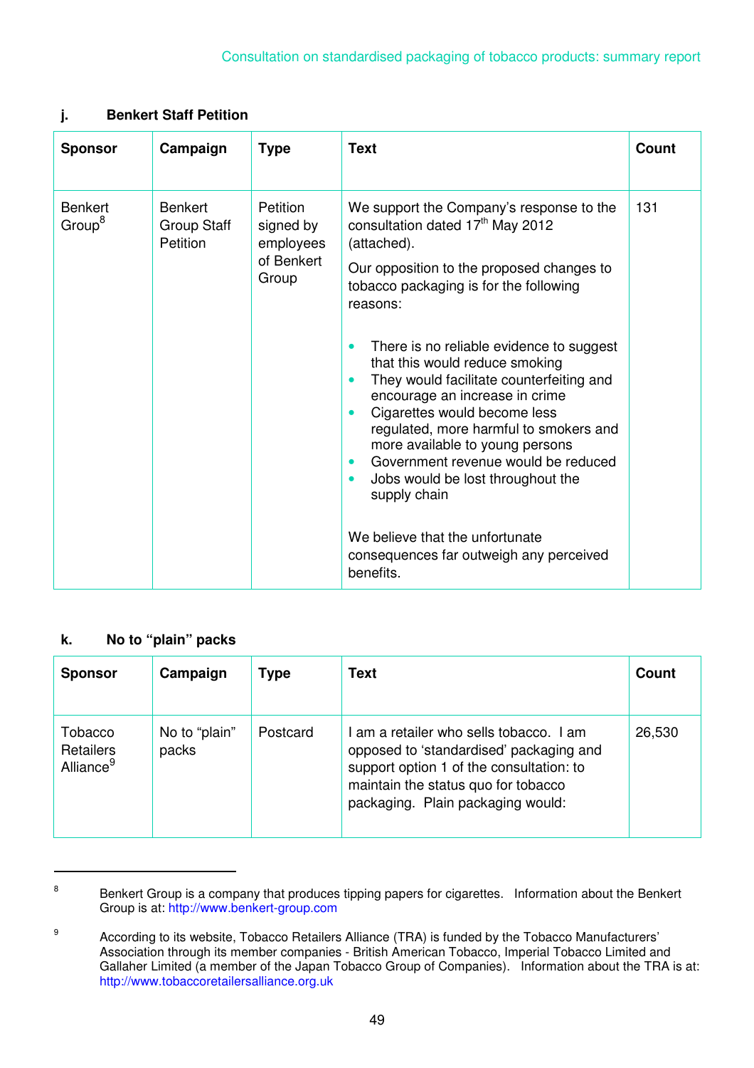### j. Benkert Staff Petition

| Sponsor | Campaign | Type | Text | Count |
|---|---|---|---|---|
| Benkert Group[8] | Benkert Group Staff Petition | Petition signed by employees of Benkert Group | We support the Company's response to the consultation dated 17th May 2012 (attached).<br><br>Our opposition to the proposed changes to tobacco packaging is for the following reasons:<br><br>• There is no reliable evidence to suggest that this would reduce smoking<br>• They would facilitate counterfeiting and encourage an increase in crime<br>• Cigarettes would become less regulated, more harmful to smokers and more available to young persons<br>• Government revenue would be reduced<br>• Jobs would be lost throughout the supply chain<br><br>We believe that the unfortunate consequences far outweigh any perceived benefits. | 131 |

### k. No to "plain" packs

| Sponsor | Campaign | Type | Text | Count |
|---|---|---|---|---|
| Tobacco Retailers Alliance[9] | No to "plain" packs | Postcard | I am a retailer who sells tobacco. I am opposed to 'standardised' packaging and support option 1 of the consultation: to maintain the status quo for tobacco packaging. Plain packaging would: | 26,530 |

---

[8] Benkert Group is a company that produces tipping papers for cigarettes. Information about the Benkert Group is at: http://www.benkert-group.com

[9] According to its website, Tobacco Retailers Alliance (TRA) is funded by the Tobacco Manufacturers' Association through its member companies - British American Tobacco, Imperial Tobacco Limited and Gallaher Limited (a member of the Japan Tobacco Group of Companies). Information about the TRA is at: http://www.tobaccoretailersalliance.org.uk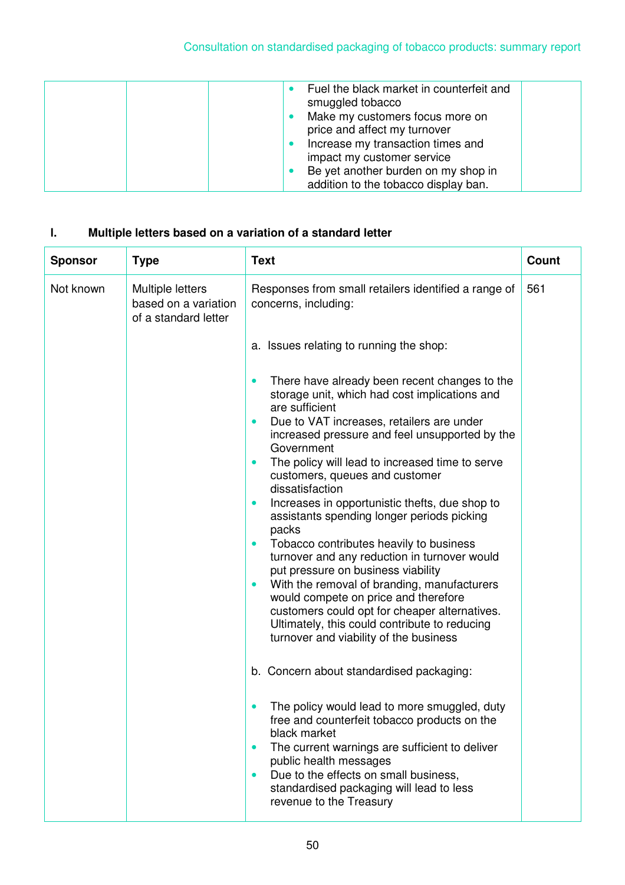| | | | • Fuel the black market in counterfeit and smuggled tobacco<br>• Make my customers focus more on price and affect my turnover<br>• Increase my transaction times and impact my customer service<br>• Be yet another burden on my shop in addition to the tobacco display ban. | |
|---|---|---|---|---|

### I. Multiple letters based on a variation of a standard letter

| Sponsor | Type | Text | Count |
|---|---|---|---|
| Not known | Multiple letters based on a variation of a standard letter | Responses from small retailers identified a range of concerns, including:<br><br>a. Issues relating to running the shop:<br><br>• There have already been recent changes to the storage unit, which had cost implications and are sufficient<br>• Due to VAT increases, retailers are under increased pressure and feel unsupported by the Government<br>• The policy will lead to increased time to serve customers, queues and customer dissatisfaction<br>• Increases in opportunistic thefts, due shop to assistants spending longer periods picking packs<br>• Tobacco contributes heavily to business turnover and any reduction in turnover would put pressure on business viability<br>• With the removal of branding, manufacturers would compete on price and therefore customers could opt for cheaper alternatives. Ultimately, this could contribute to reducing turnover and viability of the business<br><br>b. Concern about standardised packaging:<br><br>• The policy would lead to more smuggled, duty free and counterfeit tobacco products on the black market<br>• The current warnings are sufficient to deliver public health messages<br>• Due to the effects on small business, standardised packaging will lead to less revenue to the Treasury | 561 |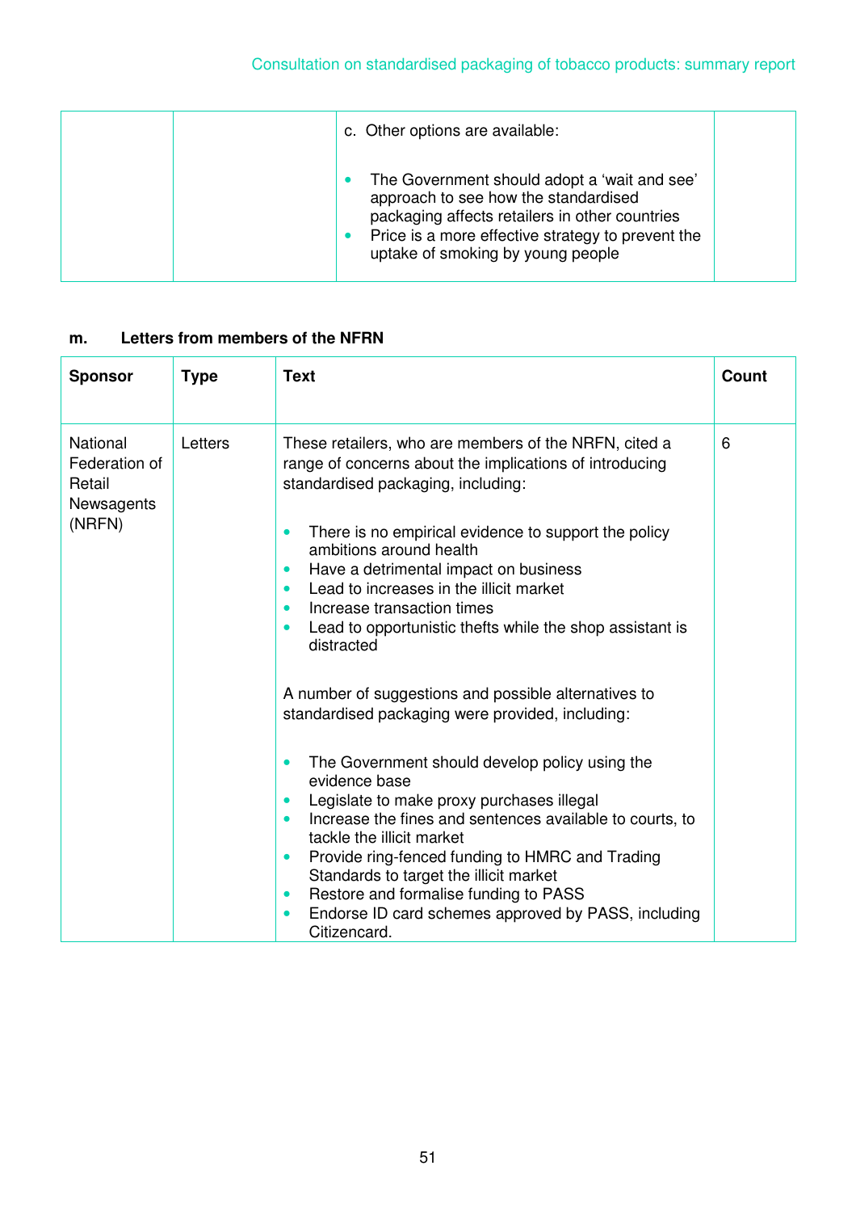| | | c. Other options are available:<br><br>• The Government should adopt a 'wait and see' approach to see how the standardised packaging affects retailers in other countries<br>• Price is a more effective strategy to prevent the uptake of smoking by young people | |
|---|---|---|---|

**m. Letters from members of the NFRN**

| Sponsor | Type | Text | Count |
|---|---|---|---|
| National Federation of Retail Newsagents (NFRN) | Letters | These retailers, who are members of the NFRN, cited a range of concerns about the implications of introducing standardised packaging, including:<br><br>• There is no empirical evidence to support the policy ambitions around health<br>• Have a detrimental impact on business<br>• Lead to increases in the illicit market<br>• Increase transaction times<br>• Lead to opportunistic thefts while the shop assistant is distracted<br><br>A number of suggestions and possible alternatives to standardised packaging were provided, including:<br><br>• The Government should develop policy using the evidence base<br>• Legislate to make proxy purchases illegal<br>• Increase the fines and sentences available to courts, to tackle the illicit market<br>• Provide ring-fenced funding to HMRC and Trading Standards to target the illicit market<br>• Restore and formalise funding to PASS<br>• Endorse ID card schemes approved by PASS, including Citizencard. | 6 |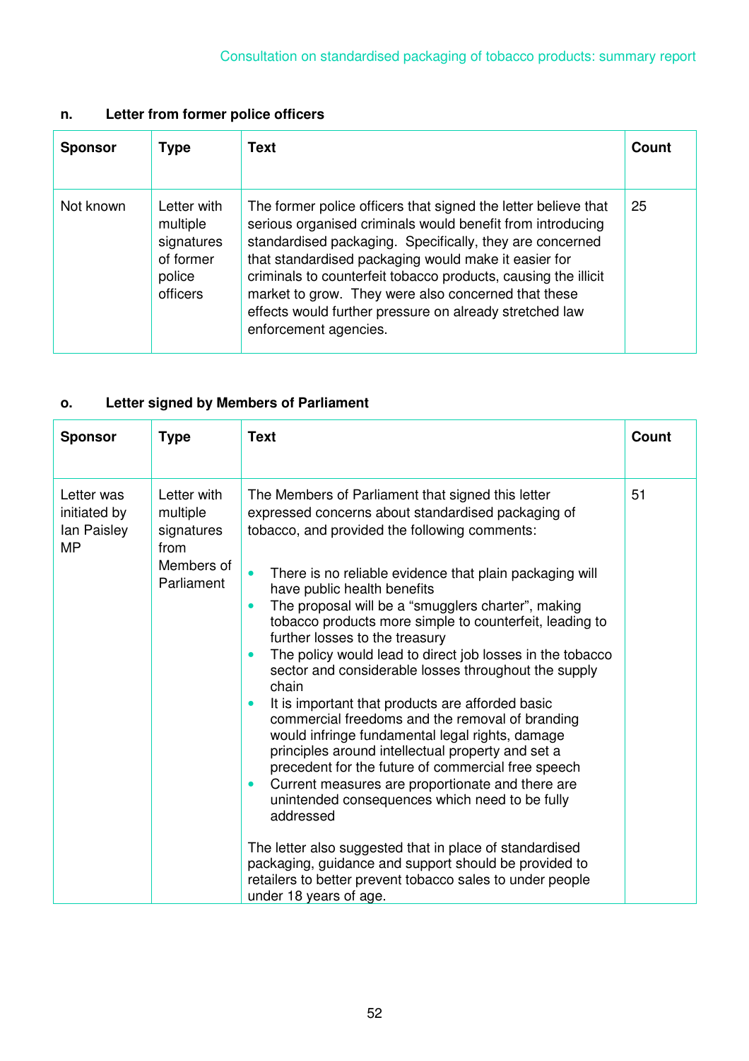### n. Letter from former police officers

| Sponsor | Type | Text | Count |
|---|---|---|---|
| Not known | Letter with multiple signatures of former police officers | The former police officers that signed the letter believe that serious organised criminals would benefit from introducing standardised packaging. Specifically, they are concerned that standardised packaging would make it easier for criminals to counterfeit tobacco products, causing the illicit market to grow. They were also concerned that these effects would further pressure on already stretched law enforcement agencies. | 25 |

### o. Letter signed by Members of Parliament

| Sponsor | Type | Text | Count |
|---|---|---|---|
| Letter was initiated by Ian Paisley MP | Letter with multiple signatures from Members of Parliament | The Members of Parliament that signed this letter expressed concerns about standardised packaging of tobacco, and provided the following comments:<br><br>• There is no reliable evidence that plain packaging will have public health benefits<br>• The proposal will be a "smugglers charter", making tobacco products more simple to counterfeit, leading to further losses to the treasury<br>• The policy would lead to direct job losses in the tobacco sector and considerable losses throughout the supply chain<br>• It is important that products are afforded basic commercial freedoms and the removal of branding would infringe fundamental legal rights, damage principles around intellectual property and set a precedent for the future of commercial free speech<br>• Current measures are proportionate and there are unintended consequences which need to be fully addressed<br><br>The letter also suggested that in place of standardised packaging, guidance and support should be provided to retailers to better prevent tobacco sales to under people under 18 years of age. | 51 |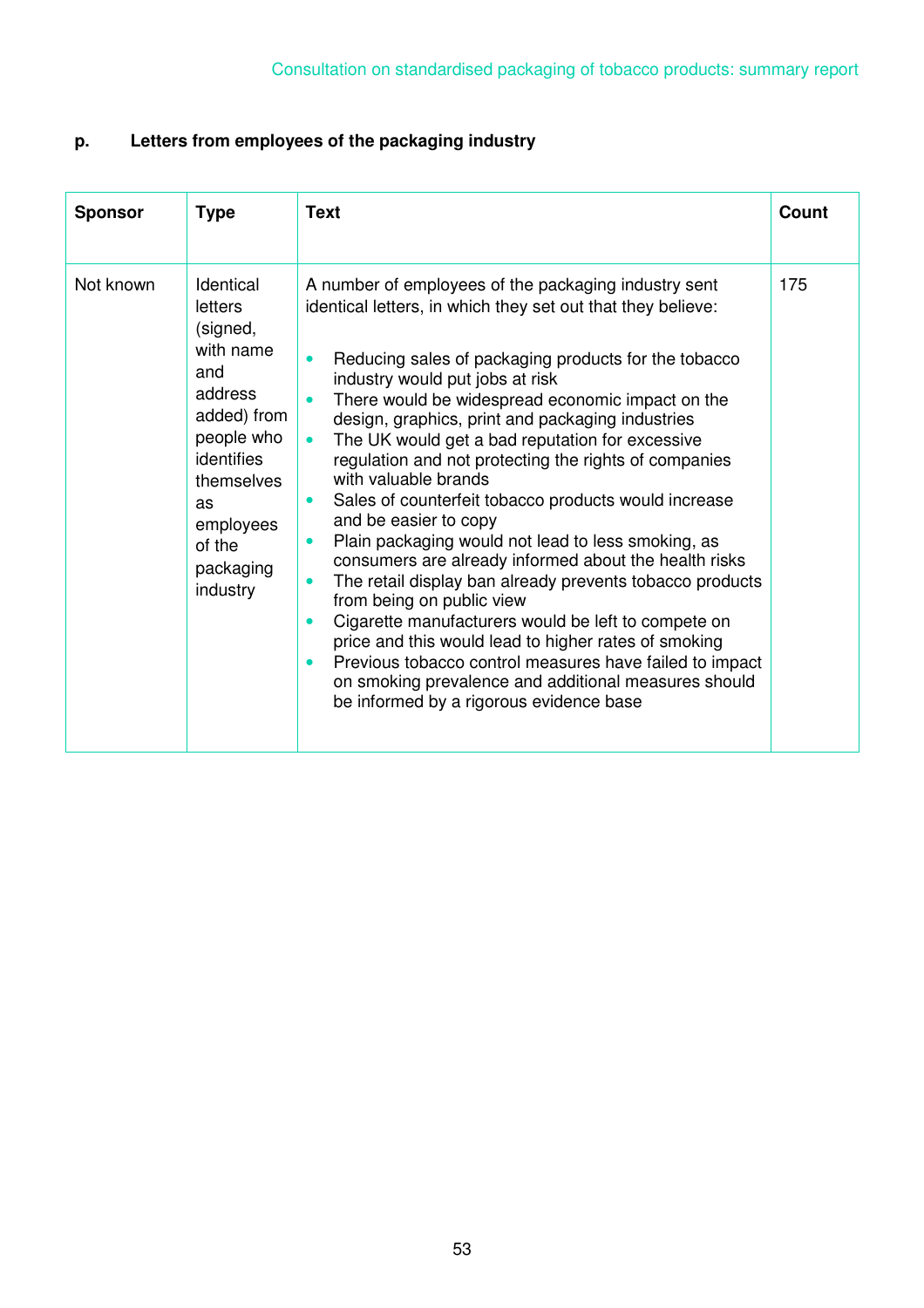### p. Letters from employees of the packaging industry

| Sponsor | Type | Text | Count |
|---|---|---|---|
| Not known | Identical letters (signed, with name and address added) from people who identifies themselves as employees of the packaging industry | A number of employees of the packaging industry sent identical letters, in which they set out that they believe:<br>• Reducing sales of packaging products for the tobacco industry would put jobs at risk<br>• There would be widespread economic impact on the design, graphics, print and packaging industries<br>• The UK would get a bad reputation for excessive regulation and not protecting the rights of companies with valuable brands<br>• Sales of counterfeit tobacco products would increase and be easier to copy<br>• Plain packaging would not lead to less smoking, as consumers are already informed about the health risks<br>• The retail display ban already prevents tobacco products from being on public view<br>• Cigarette manufacturers would be left to compete on price and this would lead to higher rates of smoking<br>• Previous tobacco control measures have failed to impact on smoking prevalence and additional measures should be informed by a rigorous evidence base | 175 |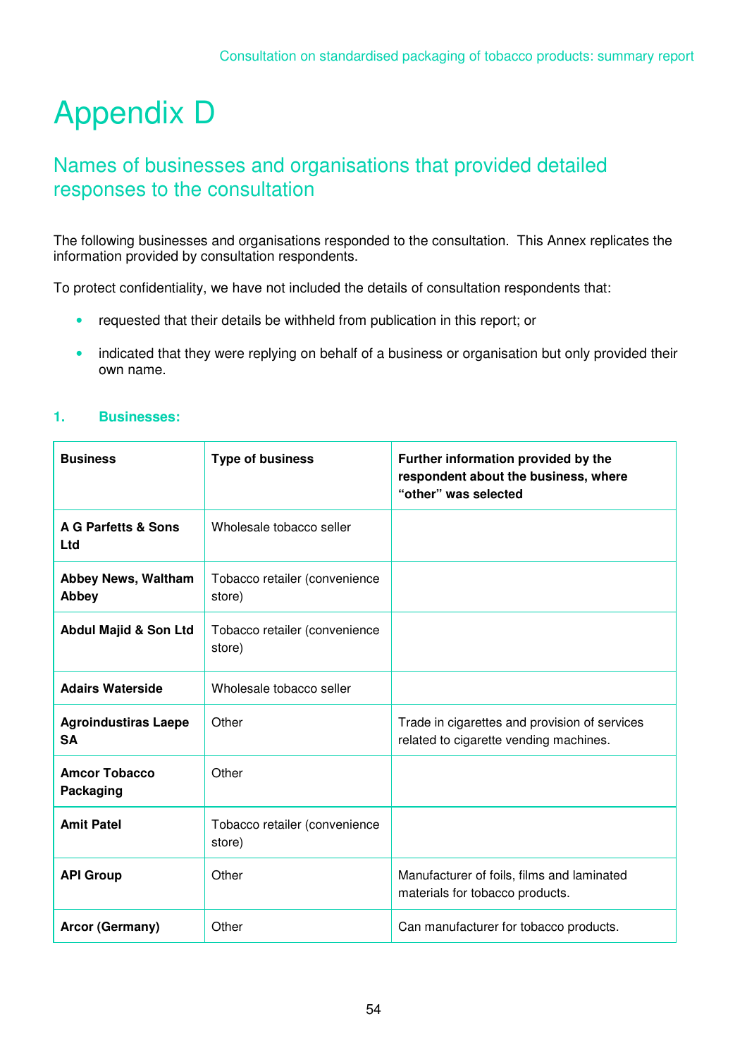# Appendix D

## Names of businesses and organisations that provided detailed responses to the consultation

The following businesses and organisations responded to the consultation. This Annex replicates the information provided by consultation respondents.

To protect confidentiality, we have not included the details of consultation respondents that:

- requested that their details be withheld from publication in this report; or
- indicated that they were replying on behalf of a business or organisation but only provided their own name.

### 1. Businesses:

| Business | Type of business | Further information provided by the respondent about the business, where "other" was selected |
|---|---|---|
| **A G Parfetts & Sons Ltd** | Wholesale tobacco seller | |
| **Abbey News, Waltham Abbey** | Tobacco retailer (convenience store) | |
| **Abdul Majid & Son Ltd** | Tobacco retailer (convenience store) | |
| **Adairs Waterside** | Wholesale tobacco seller | |
| **Agroindustiras Laepe SA** | Other | Trade in cigarettes and provision of services related to cigarette vending machines. |
| **Amcor Tobacco Packaging** | Other | |
| **Amit Patel** | Tobacco retailer (convenience store) | |
| **API Group** | Other | Manufacturer of foils, films and laminated materials for tobacco products. |
| **Arcor (Germany)** | Other | Can manufacturer for tobacco products. |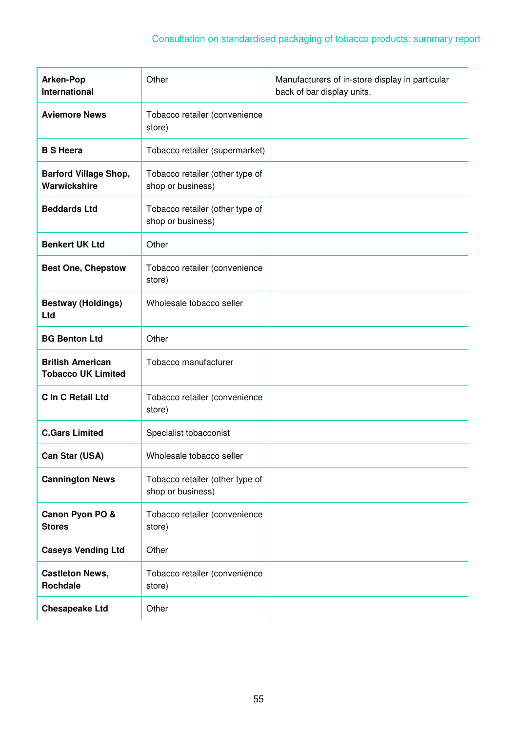| | | |
|---|---|---|
| **Arken-Pop International** | Other | Manufacturers of in-store display in particular back of bar display units. |
| **Aviemore News** | Tobacco retailer (convenience store) | |
| **B S Heera** | Tobacco retailer (supermarket) | |
| **Barford Village Shop, Warwickshire** | Tobacco retailer (other type of shop or business) | |
| **Beddards Ltd** | Tobacco retailer (other type of shop or business) | |
| **Benkert UK Ltd** | Other | |
| **Best One, Chepstow** | Tobacco retailer (convenience store) | |
| **Bestway (Holdings) Ltd** | Wholesale tobacco seller | |
| **BG Benton Ltd** | Other | |
| **British American Tobacco UK Limited** | Tobacco manufacturer | |
| **C In C Retail Ltd** | Tobacco retailer (convenience store) | |
| **C.Gars Limited** | Specialist tobacconist | |
| **Can Star (USA)** | Wholesale tobacco seller | |
| **Cannington News** | Tobacco retailer (other type of shop or business) | |
| **Canon Pyon PO & Stores** | Tobacco retailer (convenience store) | |
| **Caseys Vending Ltd** | Other | |
| **Castleton News, Rochdale** | Tobacco retailer (convenience store) | |
| **Chesapeake Ltd** | Other | |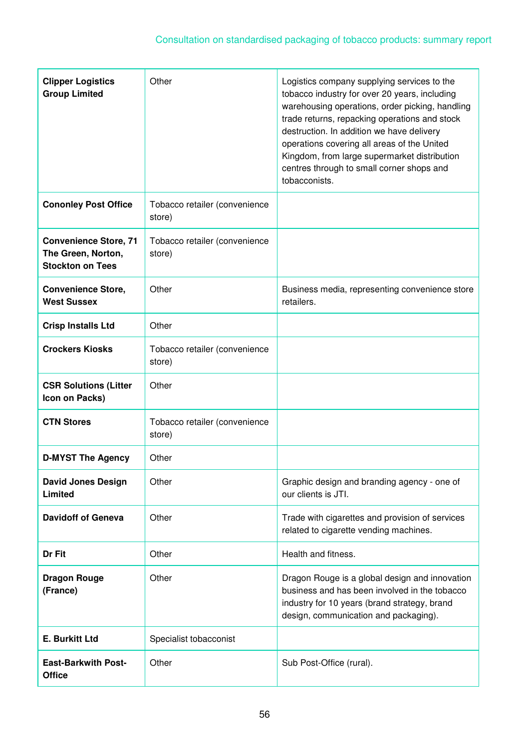| | | |
|---|---|---|
| **Clipper Logistics Group Limited** | Other | Logistics company supplying services to the tobacco industry for over 20 years, including warehousing operations, order picking, handling trade returns, repacking operations and stock destruction. In addition we have delivery operations covering all areas of the United Kingdom, from large supermarket distribution centres through to small corner shops and tobacconists. |
| **Cononley Post Office** | Tobacco retailer (convenience store) | |
| **Convenience Store, 71 The Green, Norton, Stockton on Tees** | Tobacco retailer (convenience store) | |
| **Convenience Store, West Sussex** | Other | Business media, representing convenience store retailers. |
| **Crisp Installs Ltd** | Other | |
| **Crockers Kiosks** | Tobacco retailer (convenience store) | |
| **CSR Solutions (Litter Icon on Packs)** | Other | |
| **CTN Stores** | Tobacco retailer (convenience store) | |
| **D-MYST The Agency** | Other | |
| **David Jones Design Limited** | Other | Graphic design and branding agency - one of our clients is JTI. |
| **Davidoff of Geneva** | Other | Trade with cigarettes and provision of services related to cigarette vending machines. |
| **Dr Fit** | Other | Health and fitness. |
| **Dragon Rouge (France)** | Other | Dragon Rouge is a global design and innovation business and has been involved in the tobacco industry for 10 years (brand strategy, brand design, communication and packaging). |
| **E. Burkitt Ltd** | Specialist tobacconist | |
| **East-Barkwith Post-Office** | Other | Sub Post-Office (rural). |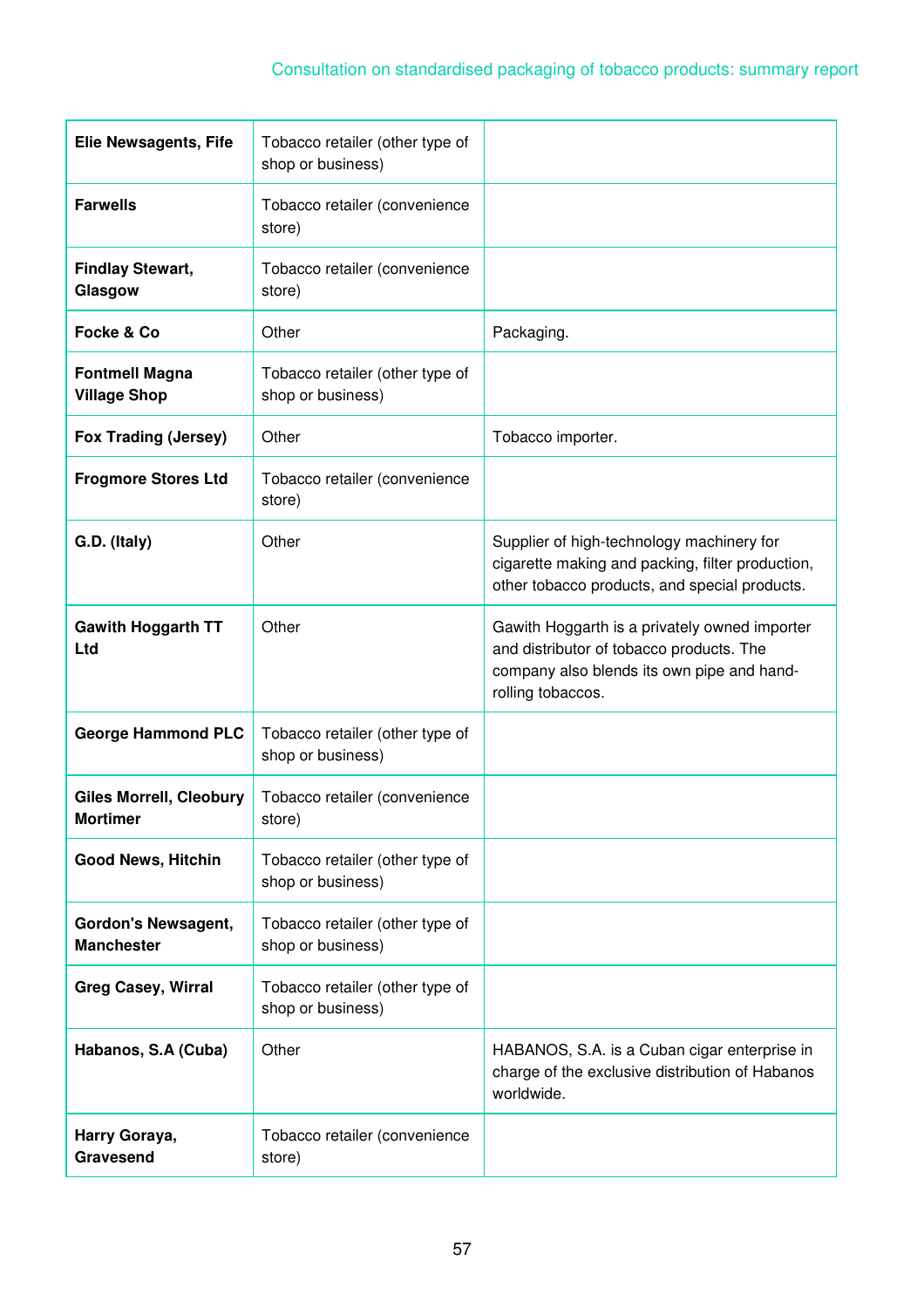| | | |
|---|---|---|
| **Elie Newsagents, Fife** | Tobacco retailer (other type of shop or business) | |
| **Farwells** | Tobacco retailer (convenience store) | |
| **Findlay Stewart, Glasgow** | Tobacco retailer (convenience store) | |
| **Focke & Co** | Other | Packaging. |
| **Fontmell Magna Village Shop** | Tobacco retailer (other type of shop or business) | |
| **Fox Trading (Jersey)** | Other | Tobacco importer. |
| **Frogmore Stores Ltd** | Tobacco retailer (convenience store) | |
| **G.D. (Italy)** | Other | Supplier of high-technology machinery for cigarette making and packing, filter production, other tobacco products, and special products. |
| **Gawith Hoggarth TT Ltd** | Other | Gawith Hoggarth is a privately owned importer and distributor of tobacco products. The company also blends its own pipe and hand-rolling tobaccos. |
| **George Hammond PLC** | Tobacco retailer (other type of shop or business) | |
| **Giles Morrell, Cleobury Mortimer** | Tobacco retailer (convenience store) | |
| **Good News, Hitchin** | Tobacco retailer (other type of shop or business) | |
| **Gordon's Newsagent, Manchester** | Tobacco retailer (other type of shop or business) | |
| **Greg Casey, Wirral** | Tobacco retailer (other type of shop or business) | |
| **Habanos, S.A (Cuba)** | Other | HABANOS, S.A. is a Cuban cigar enterprise in charge of the exclusive distribution of Habanos worldwide. |
| **Harry Goraya, Gravesend** | Tobacco retailer (convenience store) | |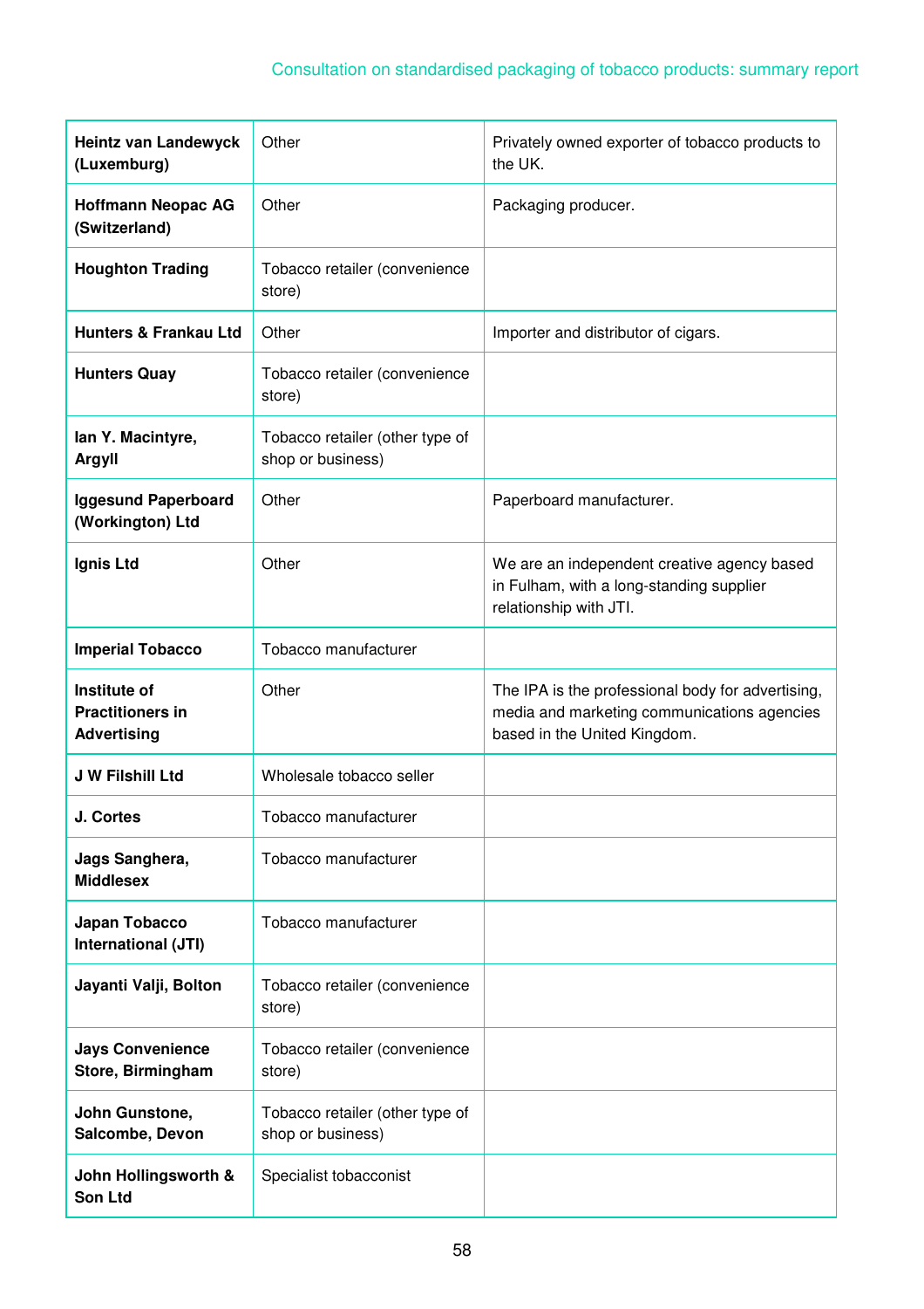| | | |
|---|---|---|
| **Heintz van Landewyck (Luxemburg)** | Other | Privately owned exporter of tobacco products to the UK. |
| **Hoffmann Neopac AG (Switzerland)** | Other | Packaging producer. |
| **Houghton Trading** | Tobacco retailer (convenience store) | |
| **Hunters & Frankau Ltd** | Other | Importer and distributor of cigars. |
| **Hunters Quay** | Tobacco retailer (convenience store) | |
| **Ian Y. Macintyre, Argyll** | Tobacco retailer (other type of shop or business) | |
| **Iggesund Paperboard (Workington) Ltd** | Other | Paperboard manufacturer. |
| **Ignis Ltd** | Other | We are an independent creative agency based in Fulham, with a long-standing supplier relationship with JTI. |
| **Imperial Tobacco** | Tobacco manufacturer | |
| **Institute of Practitioners in Advertising** | Other | The IPA is the professional body for advertising, media and marketing communications agencies based in the United Kingdom. |
| **J W Filshill Ltd** | Wholesale tobacco seller | |
| **J. Cortes** | Tobacco manufacturer | |
| **Jags Sanghera, Middlesex** | Tobacco manufacturer | |
| **Japan Tobacco International (JTI)** | Tobacco manufacturer | |
| **Jayanti Valji, Bolton** | Tobacco retailer (convenience store) | |
| **Jays Convenience Store, Birmingham** | Tobacco retailer (convenience store) | |
| **John Gunstone, Salcombe, Devon** | Tobacco retailer (other type of shop or business) | |
| **John Hollingsworth & Son Ltd** | Specialist tobacconist | |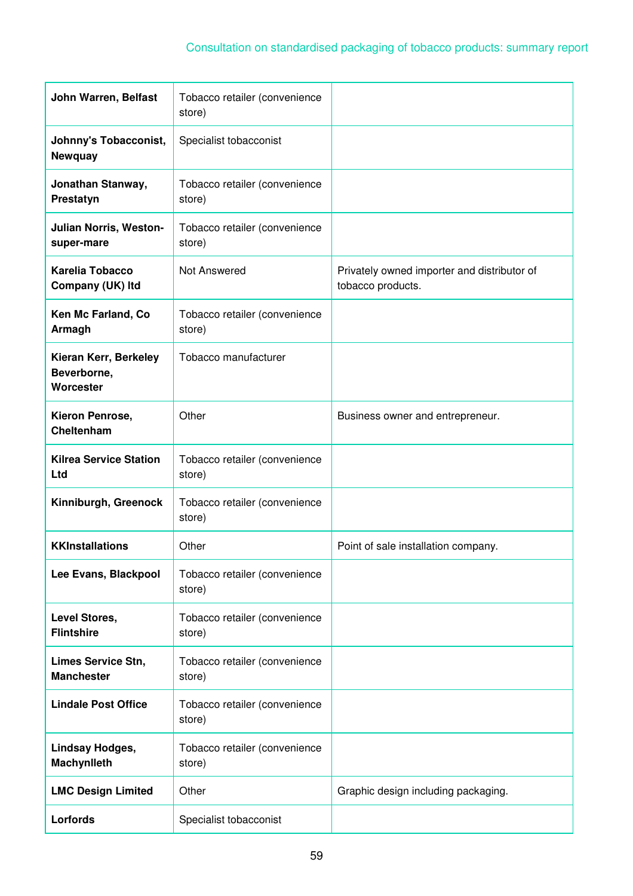| | | |
|---|---|---|
| **John Warren, Belfast** | Tobacco retailer (convenience store) | |
| **Johnny's Tobacconist, Newquay** | Specialist tobacconist | |
| **Jonathan Stanway, Prestatyn** | Tobacco retailer (convenience store) | |
| **Julian Norris, Weston-super-mare** | Tobacco retailer (convenience store) | |
| **Karelia Tobacco Company (UK) ltd** | Not Answered | Privately owned importer and distributor of tobacco products. |
| **Ken Mc Farland, Co Armagh** | Tobacco retailer (convenience store) | |
| **Kieran Kerr, Berkeley Beverborne, Worcester** | Tobacco manufacturer | |
| **Kieron Penrose, Cheltenham** | Other | Business owner and entrepreneur. |
| **Kilrea Service Station Ltd** | Tobacco retailer (convenience store) | |
| **Kinniburgh, Greenock** | Tobacco retailer (convenience store) | |
| **KKInstallations** | Other | Point of sale installation company. |
| **Lee Evans, Blackpool** | Tobacco retailer (convenience store) | |
| **Level Stores, Flintshire** | Tobacco retailer (convenience store) | |
| **Limes Service Stn, Manchester** | Tobacco retailer (convenience store) | |
| **Lindale Post Office** | Tobacco retailer (convenience store) | |
| **Lindsay Hodges, Machynlleth** | Tobacco retailer (convenience store) | |
| **LMC Design Limited** | Other | Graphic design including packaging. |
| **Lorfords** | Specialist tobacconist | |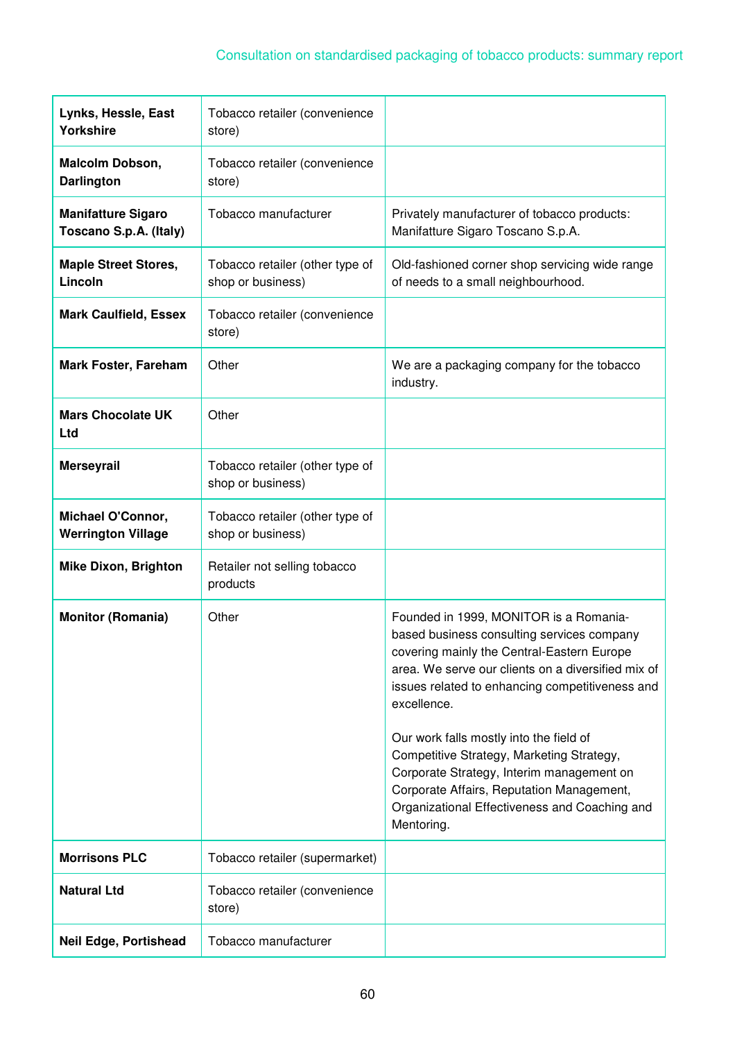| | | |
|---|---|---|
| **Lynks, Hessle, East Yorkshire** | Tobacco retailer (convenience store) | |
| **Malcolm Dobson, Darlington** | Tobacco retailer (convenience store) | |
| **Manifatture Sigaro Toscano S.p.A. (Italy)** | Tobacco manufacturer | Privately manufacturer of tobacco products: Manifatture Sigaro Toscano S.p.A. |
| **Maple Street Stores, Lincoln** | Tobacco retailer (other type of shop or business) | Old-fashioned corner shop servicing wide range of needs to a small neighbourhood. |
| **Mark Caulfield, Essex** | Tobacco retailer (convenience store) | |
| **Mark Foster, Fareham** | Other | We are a packaging company for the tobacco industry. |
| **Mars Chocolate UK Ltd** | Other | |
| **Merseyrail** | Tobacco retailer (other type of shop or business) | |
| **Michael O'Connor, Werrington Village** | Tobacco retailer (other type of shop or business) | |
| **Mike Dixon, Brighton** | Retailer not selling tobacco products | |
| **Monitor (Romania)** | Other | Founded in 1999, MONITOR is a Romania-based business consulting services company covering mainly the Central-Eastern Europe area. We serve our clients on a diversified mix of issues related to enhancing competitiveness and excellence.<br><br>Our work falls mostly into the field of Competitive Strategy, Marketing Strategy, Corporate Strategy, Interim management on Corporate Affairs, Reputation Management, Organizational Effectiveness and Coaching and Mentoring. |
| **Morrisons PLC** | Tobacco retailer (supermarket) | |
| **Natural Ltd** | Tobacco retailer (convenience store) | |
| **Neil Edge, Portishead** | Tobacco manufacturer | |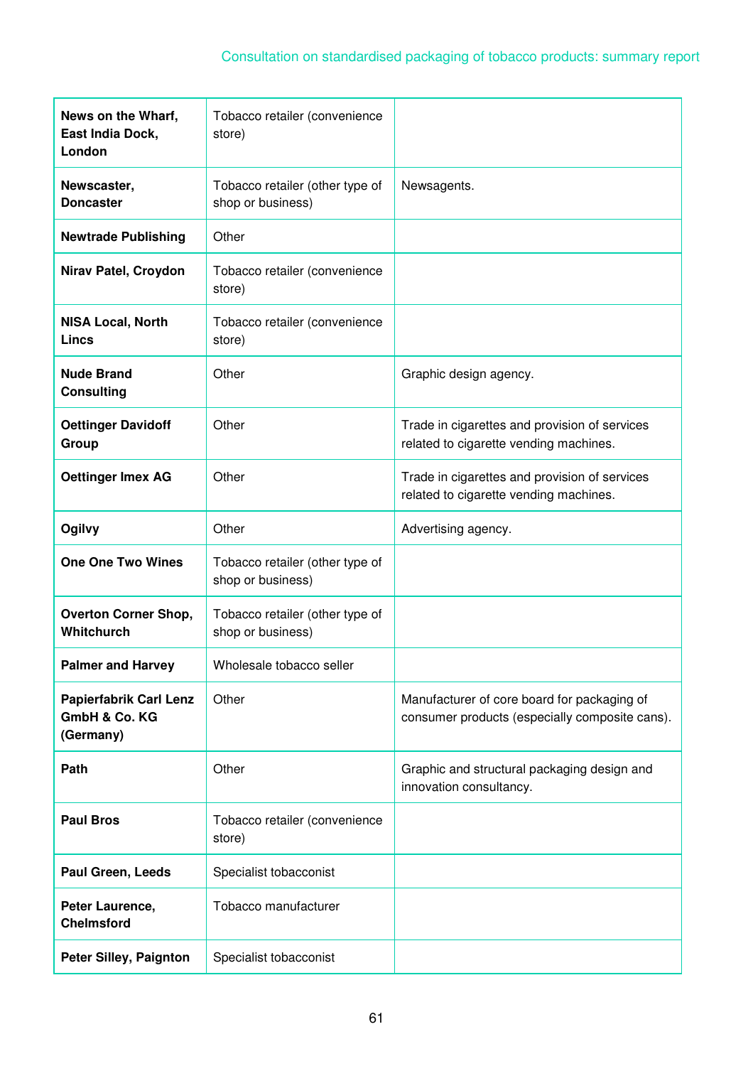| | | |
|---|---|---|
| **News on the Wharf, East India Dock, London** | Tobacco retailer (convenience store) | |
| **Newscaster, Doncaster** | Tobacco retailer (other type of shop or business) | Newsagents. |
| **Newtrade Publishing** | Other | |
| **Nirav Patel, Croydon** | Tobacco retailer (convenience store) | |
| **NISA Local, North Lincs** | Tobacco retailer (convenience store) | |
| **Nude Brand Consulting** | Other | Graphic design agency. |
| **Oettinger Davidoff Group** | Other | Trade in cigarettes and provision of services related to cigarette vending machines. |
| **Oettinger Imex AG** | Other | Trade in cigarettes and provision of services related to cigarette vending machines. |
| **Ogilvy** | Other | Advertising agency. |
| **One One Two Wines** | Tobacco retailer (other type of shop or business) | |
| **Overton Corner Shop, Whitchurch** | Tobacco retailer (other type of shop or business) | |
| **Palmer and Harvey** | Wholesale tobacco seller | |
| **Papierfabrik Carl Lenz GmbH & Co. KG (Germany)** | Other | Manufacturer of core board for packaging of consumer products (especially composite cans). |
| **Path** | Other | Graphic and structural packaging design and innovation consultancy. |
| **Paul Bros** | Tobacco retailer (convenience store) | |
| **Paul Green, Leeds** | Specialist tobacconist | |
| **Peter Laurence, Chelmsford** | Tobacco manufacturer | |
| **Peter Silley, Paignton** | Specialist tobacconist | |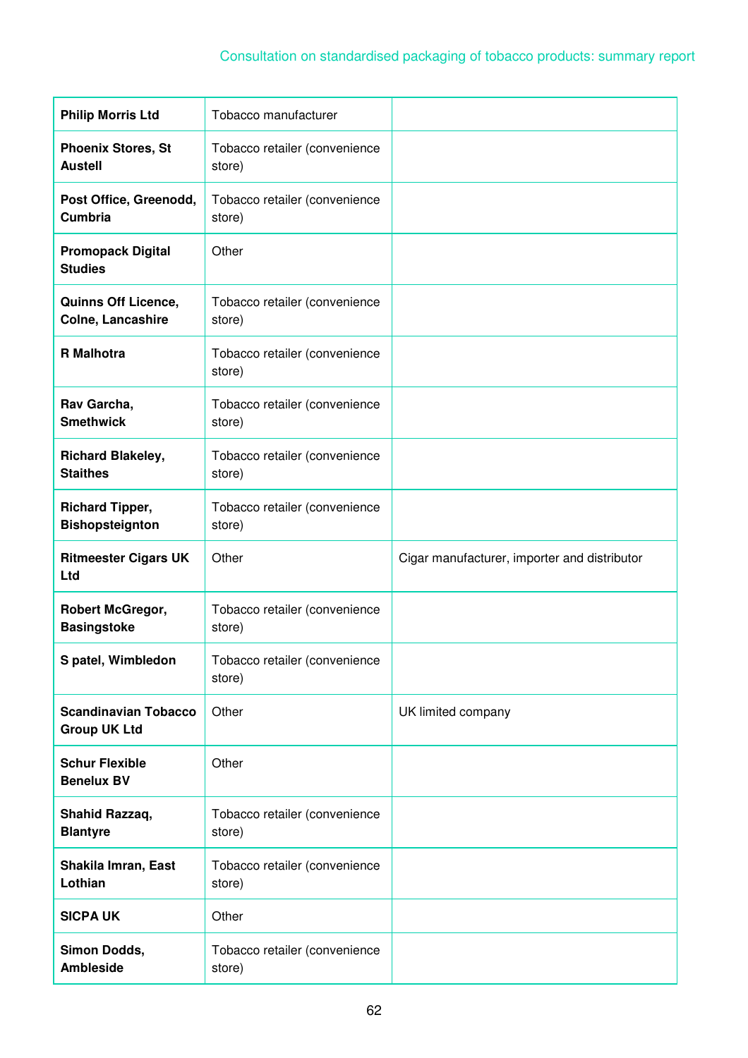| | | |
|---|---|---|
| **Philip Morris Ltd** | Tobacco manufacturer | |
| **Phoenix Stores, St Austell** | Tobacco retailer (convenience store) | |
| **Post Office, Greenodd, Cumbria** | Tobacco retailer (convenience store) | |
| **Promopack Digital Studies** | Other | |
| **Quinns Off Licence, Colne, Lancashire** | Tobacco retailer (convenience store) | |
| **R Malhotra** | Tobacco retailer (convenience store) | |
| **Rav Garcha, Smethwick** | Tobacco retailer (convenience store) | |
| **Richard Blakeley, Staithes** | Tobacco retailer (convenience store) | |
| **Richard Tipper, Bishopsteignton** | Tobacco retailer (convenience store) | |
| **Ritmeester Cigars UK Ltd** | Other | Cigar manufacturer, importer and distributor |
| **Robert McGregor, Basingstoke** | Tobacco retailer (convenience store) | |
| **S patel, Wimbledon** | Tobacco retailer (convenience store) | |
| **Scandinavian Tobacco Group UK Ltd** | Other | UK limited company |
| **Schur Flexible Benelux BV** | Other | |
| **Shahid Razzaq, Blantyre** | Tobacco retailer (convenience store) | |
| **Shakila Imran, East Lothian** | Tobacco retailer (convenience store) | |
| **SICPA UK** | Other | |
| **Simon Dodds, Ambleside** | Tobacco retailer (convenience store) | |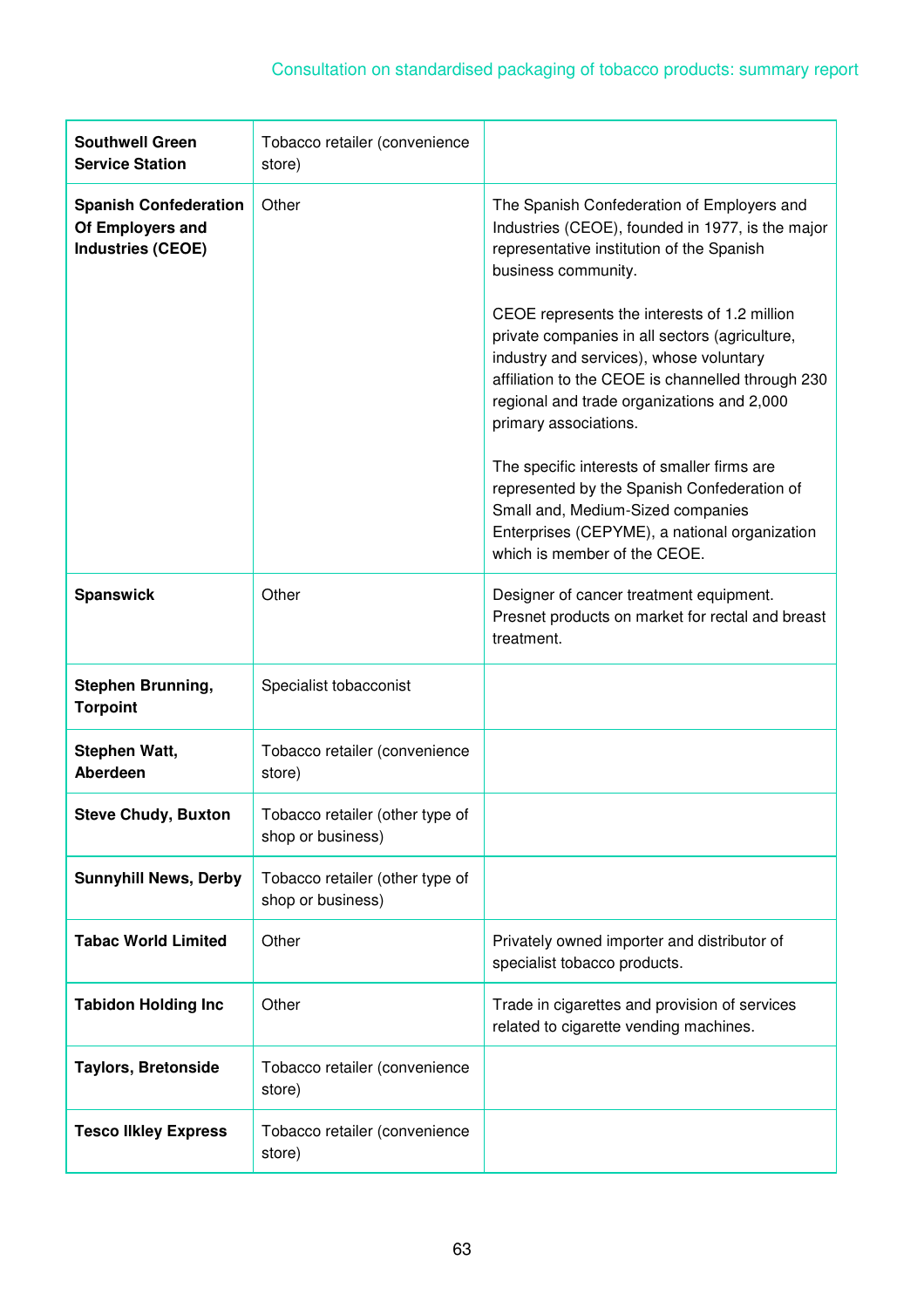| | | |
|---|---|---|
| **Southwell Green Service Station** | Tobacco retailer (convenience store) | |
| **Spanish Confederation Of Employers and Industries (CEOE)** | Other | The Spanish Confederation of Employers and Industries (CEOE), founded in 1977, is the major representative institution of the Spanish business community.<br><br>CEOE represents the interests of 1.2 million private companies in all sectors (agriculture, industry and services), whose voluntary affiliation to the CEOE is channelled through 230 regional and trade organizations and 2,000 primary associations.<br><br>The specific interests of smaller firms are represented by the Spanish Confederation of Small and, Medium-Sized companies Enterprises (CEPYME), a national organization which is member of the CEOE. |
| **Spanswick** | Other | Designer of cancer treatment equipment. Presnet products on market for rectal and breast treatment. |
| **Stephen Brunning, Torpoint** | Specialist tobacconist | |
| **Stephen Watt, Aberdeen** | Tobacco retailer (convenience store) | |
| **Steve Chudy, Buxton** | Tobacco retailer (other type of shop or business) | |
| **Sunnyhill News, Derby** | Tobacco retailer (other type of shop or business) | |
| **Tabac World Limited** | Other | Privately owned importer and distributor of specialist tobacco products. |
| **Tabidon Holding Inc** | Other | Trade in cigarettes and provision of services related to cigarette vending machines. |
| **Taylors, Bretonside** | Tobacco retailer (convenience store) | |
| **Tesco Ilkley Express** | Tobacco retailer (convenience store) | |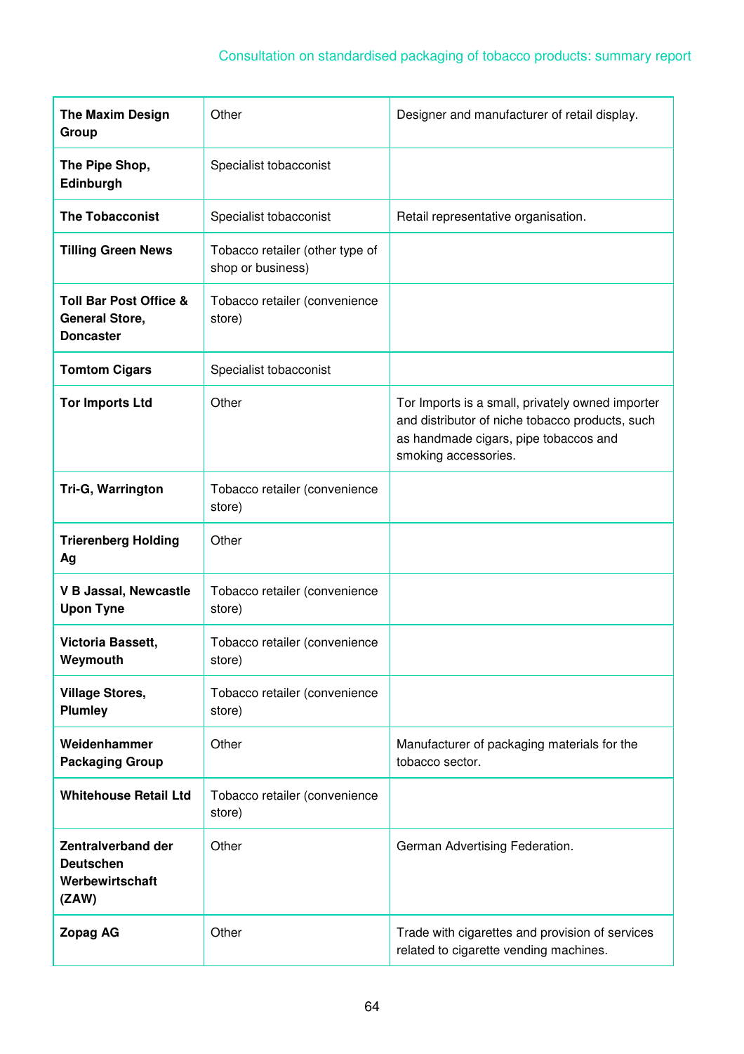| **The Maxim Design Group** | Other | Designer and manufacturer of retail display. |
|---|---|---|
| **The Pipe Shop, Edinburgh** | Specialist tobacconist | |
| **The Tobacconist** | Specialist tobacconist | Retail representative organisation. |
| **Tilling Green News** | Tobacco retailer (other type of shop or business) | |
| **Toll Bar Post Office & General Store, Doncaster** | Tobacco retailer (convenience store) | |
| **Tomtom Cigars** | Specialist tobacconist | |
| **Tor Imports Ltd** | Other | Tor Imports is a small, privately owned importer and distributor of niche tobacco products, such as handmade cigars, pipe tobaccos and smoking accessories. |
| **Tri-G, Warrington** | Tobacco retailer (convenience store) | |
| **Trierenberg Holding Ag** | Other | |
| **V B Jassal, Newcastle Upon Tyne** | Tobacco retailer (convenience store) | |
| **Victoria Bassett, Weymouth** | Tobacco retailer (convenience store) | |
| **Village Stores, Plumley** | Tobacco retailer (convenience store) | |
| **Weidenhammer Packaging Group** | Other | Manufacturer of packaging materials for the tobacco sector. |
| **Whitehouse Retail Ltd** | Tobacco retailer (convenience store) | |
| **Zentralverband der Deutschen Werbewirtschaft (ZAW)** | Other | German Advertising Federation. |
| **Zopag AG** | Other | Trade with cigarettes and provision of services related to cigarette vending machines. |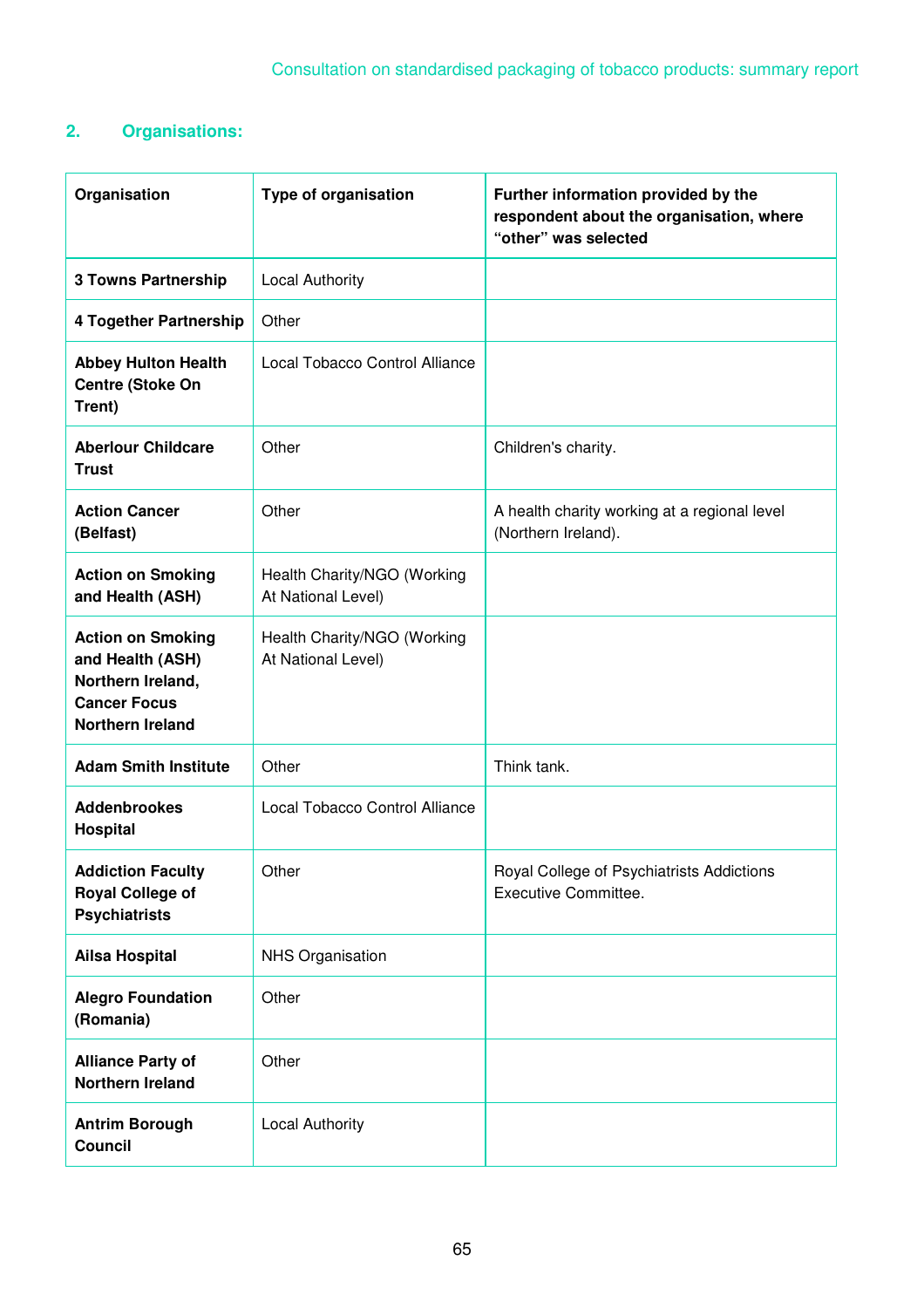## 2. Organisations:

| Organisation | Type of organisation | Further information provided by the respondent about the organisation, where "other" was selected |
|---|---|---|
| **3 Towns Partnership** | Local Authority | |
| **4 Together Partnership** | Other | |
| **Abbey Hulton Health Centre (Stoke On Trent)** | Local Tobacco Control Alliance | |
| **Aberlour Childcare Trust** | Other | Children's charity. |
| **Action Cancer (Belfast)** | Other | A health charity working at a regional level (Northern Ireland). |
| **Action on Smoking and Health (ASH)** | Health Charity/NGO (Working At National Level) | |
| **Action on Smoking and Health (ASH) Northern Ireland, Cancer Focus Northern Ireland** | Health Charity/NGO (Working At National Level) | |
| **Adam Smith Institute** | Other | Think tank. |
| **Addenbrookes Hospital** | Local Tobacco Control Alliance | |
| **Addiction Faculty Royal College of Psychiatrists** | Other | Royal College of Psychiatrists Addictions Executive Committee. |
| **Ailsa Hospital** | NHS Organisation | |
| **Alegro Foundation (Romania)** | Other | |
| **Alliance Party of Northern Ireland** | Other | |
| **Antrim Borough Council** | Local Authority | |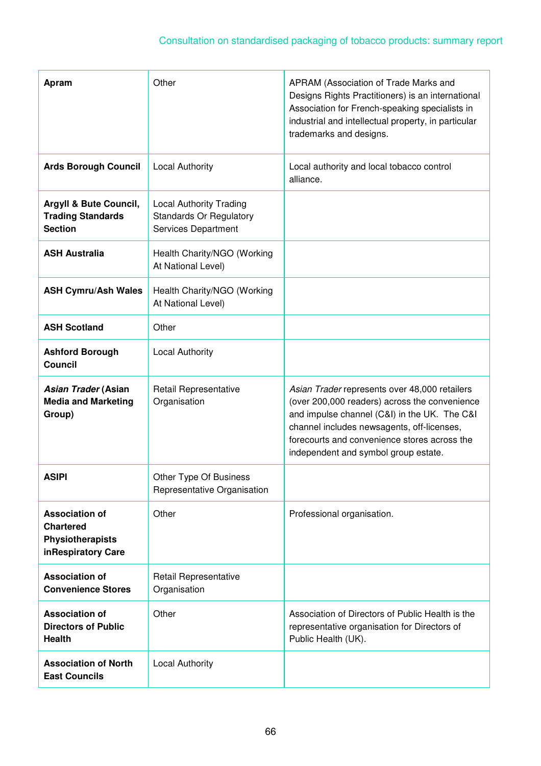| | | |
|---|---|---|
| **Apram** | Other | APRAM (Association of Trade Marks and Designs Rights Practitioners) is an international Association for French-speaking specialists in industrial and intellectual property, in particular trademarks and designs. |
| **Ards Borough Council** | Local Authority | Local authority and local tobacco control alliance. |
| **Argyll & Bute Council, Trading Standards Section** | Local Authority Trading Standards Or Regulatory Services Department | |
| **ASH Australia** | Health Charity/NGO (Working At National Level) | |
| **ASH Cymru/Ash Wales** | Health Charity/NGO (Working At National Level) | |
| **ASH Scotland** | Other | |
| **Ashford Borough Council** | Local Authority | |
| ***Asian Trader*** **(Asian Media and Marketing Group)** | Retail Representative Organisation | *Asian Trader* represents over 48,000 retailers (over 200,000 readers) across the convenience and impulse channel (C&I) in the UK. The C&I channel includes newsagents, off-licenses, forecourts and convenience stores across the independent and symbol group estate. |
| **ASIPI** | Other Type Of Business Representative Organisation | |
| **Association of Chartered Physiotherapists inRespiratory Care** | Other | Professional organisation. |
| **Association of Convenience Stores** | Retail Representative Organisation | |
| **Association of Directors of Public Health** | Other | Association of Directors of Public Health is the representative organisation for Directors of Public Health (UK). |
| **Association of North East Councils** | Local Authority | |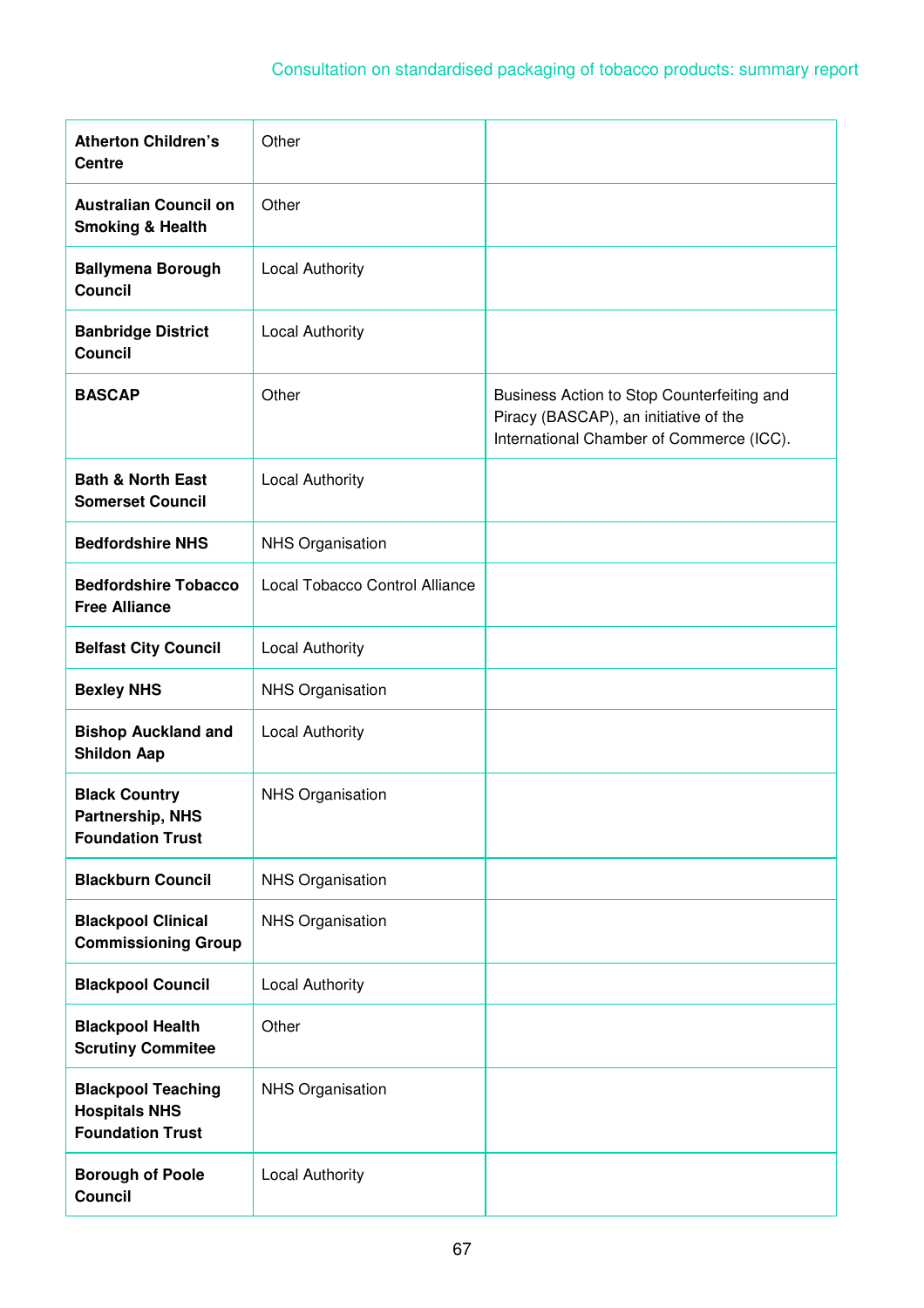| | | |
|---|---|---|
| **Atherton Children's Centre** | Other | |
| **Australian Council on Smoking & Health** | Other | |
| **Ballymena Borough Council** | Local Authority | |
| **Banbridge District Council** | Local Authority | |
| **BASCAP** | Other | Business Action to Stop Counterfeiting and Piracy (BASCAP), an initiative of the International Chamber of Commerce (ICC). |
| **Bath & North East Somerset Council** | Local Authority | |
| **Bedfordshire NHS** | NHS Organisation | |
| **Bedfordshire Tobacco Free Alliance** | Local Tobacco Control Alliance | |
| **Belfast City Council** | Local Authority | |
| **Bexley NHS** | NHS Organisation | |
| **Bishop Auckland and Shildon Aap** | Local Authority | |
| **Black Country Partnership, NHS Foundation Trust** | NHS Organisation | |
| **Blackburn Council** | NHS Organisation | |
| **Blackpool Clinical Commissioning Group** | NHS Organisation | |
| **Blackpool Council** | Local Authority | |
| **Blackpool Health Scrutiny Commitee** | Other | |
| **Blackpool Teaching Hospitals NHS Foundation Trust** | NHS Organisation | |
| **Borough of Poole Council** | Local Authority | |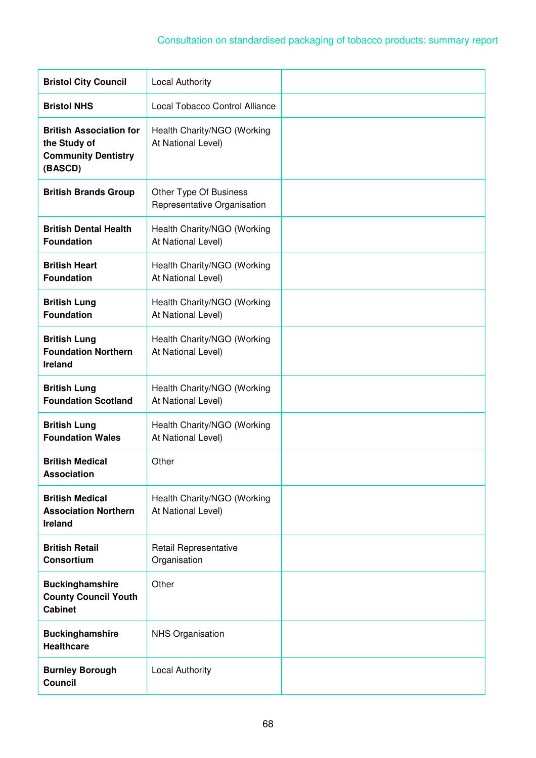| | | |
|---|---|---|
| **Bristol City Council** | Local Authority | |
| **Bristol NHS** | Local Tobacco Control Alliance | |
| **British Association for the Study of Community Dentistry (BASCD)** | Health Charity/NGO (Working At National Level) | |
| **British Brands Group** | Other Type Of Business Representative Organisation | |
| **British Dental Health Foundation** | Health Charity/NGO (Working At National Level) | |
| **British Heart Foundation** | Health Charity/NGO (Working At National Level) | |
| **British Lung Foundation** | Health Charity/NGO (Working At National Level) | |
| **British Lung Foundation Northern Ireland** | Health Charity/NGO (Working At National Level) | |
| **British Lung Foundation Scotland** | Health Charity/NGO (Working At National Level) | |
| **British Lung Foundation Wales** | Health Charity/NGO (Working At National Level) | |
| **British Medical Association** | Other | |
| **British Medical Association Northern Ireland** | Health Charity/NGO (Working At National Level) | |
| **British Retail Consortium** | Retail Representative Organisation | |
| **Buckinghamshire County Council Youth Cabinet** | Other | |
| **Buckinghamshire Healthcare** | NHS Organisation | |
| **Burnley Borough Council** | Local Authority | |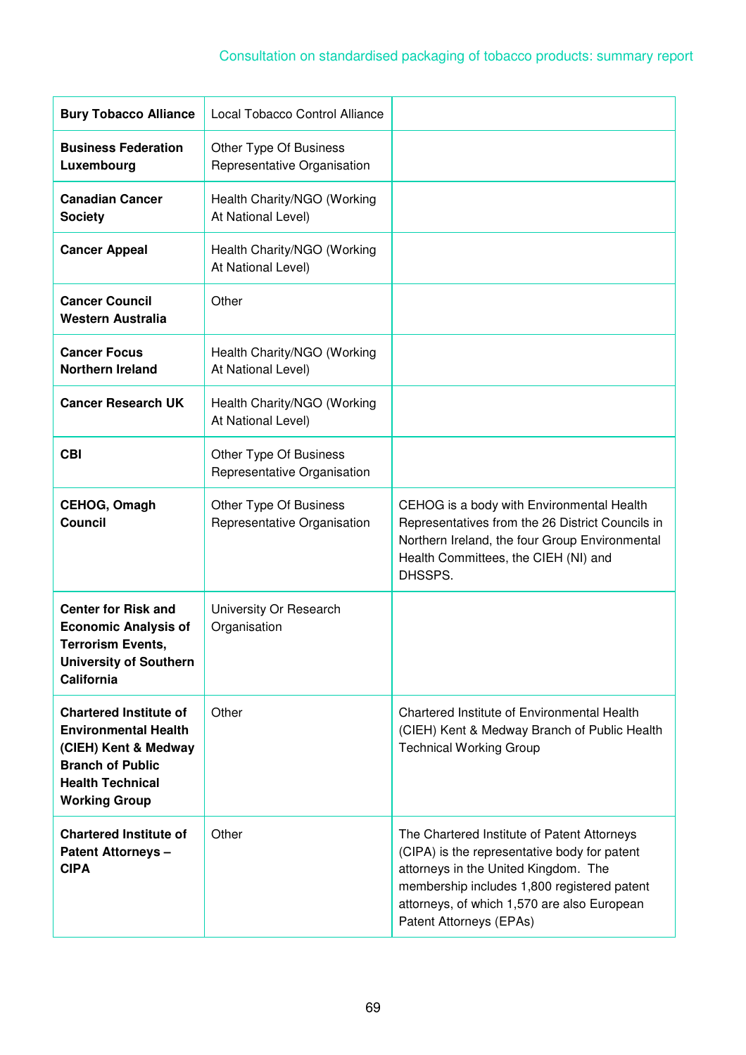| | | |
|---|---|---|
| **Bury Tobacco Alliance** | Local Tobacco Control Alliance | |
| **Business Federation Luxembourg** | Other Type Of Business Representative Organisation | |
| **Canadian Cancer Society** | Health Charity/NGO (Working At National Level) | |
| **Cancer Appeal** | Health Charity/NGO (Working At National Level) | |
| **Cancer Council Western Australia** | Other | |
| **Cancer Focus Northern Ireland** | Health Charity/NGO (Working At National Level) | |
| **Cancer Research UK** | Health Charity/NGO (Working At National Level) | |
| **CBI** | Other Type Of Business Representative Organisation | |
| **CEHOG, Omagh Council** | Other Type Of Business Representative Organisation | CEHOG is a body with Environmental Health Representatives from the 26 District Councils in Northern Ireland, the four Group Environmental Health Committees, the CIEH (NI) and DHSSPS. |
| **Center for Risk and Economic Analysis of Terrorism Events, University of Southern California** | University Or Research Organisation | |
| **Chartered Institute of Environmental Health (CIEH) Kent & Medway Branch of Public Health Technical Working Group** | Other | Chartered Institute of Environmental Health (CIEH) Kent & Medway Branch of Public Health Technical Working Group |
| **Chartered Institute of Patent Attorneys – CIPA** | Other | The Chartered Institute of Patent Attorneys (CIPA) is the representative body for patent attorneys in the United Kingdom. The membership includes 1,800 registered patent attorneys, of which 1,570 are also European Patent Attorneys (EPAs) |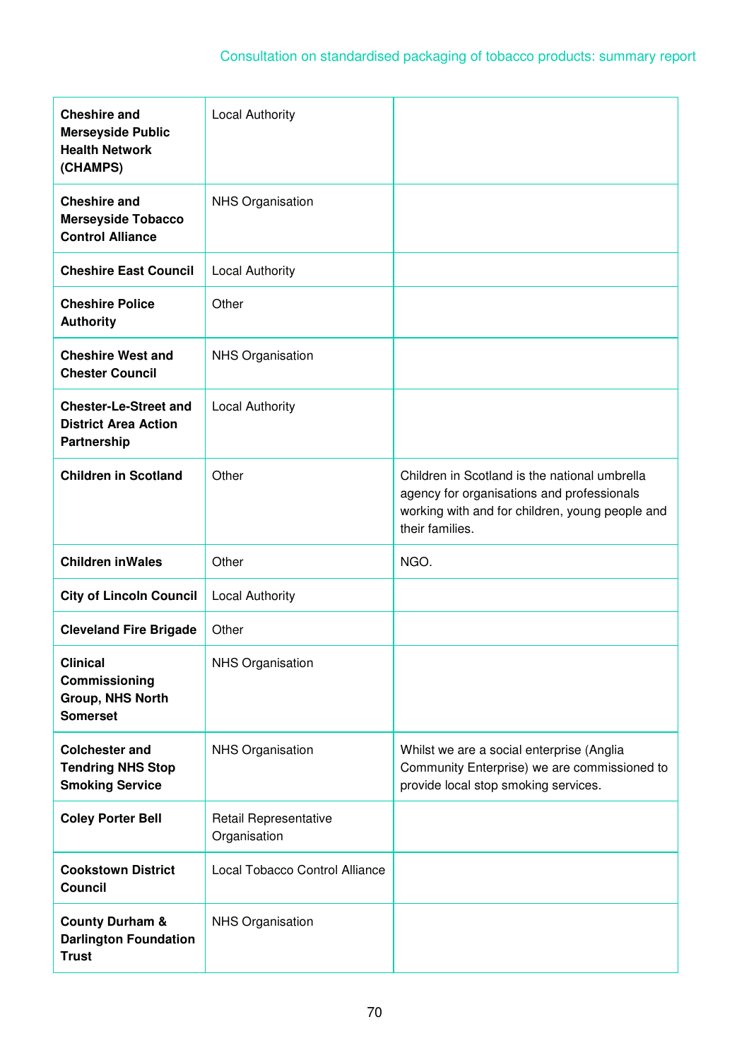| | | |
|---|---|---|
| **Cheshire and Merseyside Public Health Network (CHAMPS)** | Local Authority | |
| **Cheshire and Merseyside Tobacco Control Alliance** | NHS Organisation | |
| **Cheshire East Council** | Local Authority | |
| **Cheshire Police Authority** | Other | |
| **Cheshire West and Chester Council** | NHS Organisation | |
| **Chester-Le-Street and District Area Action Partnership** | Local Authority | |
| **Children in Scotland** | Other | Children in Scotland is the national umbrella agency for organisations and professionals working with and for children, young people and their families. |
| **Children inWales** | Other | NGO. |
| **City of Lincoln Council** | Local Authority | |
| **Cleveland Fire Brigade** | Other | |
| **Clinical Commissioning Group, NHS North Somerset** | NHS Organisation | |
| **Colchester and Tendring NHS Stop Smoking Service** | NHS Organisation | Whilst we are a social enterprise (Anglia Community Enterprise) we are commissioned to provide local stop smoking services. |
| **Coley Porter Bell** | Retail Representative Organisation | |
| **Cookstown District Council** | Local Tobacco Control Alliance | |
| **County Durham & Darlington Foundation Trust** | NHS Organisation | |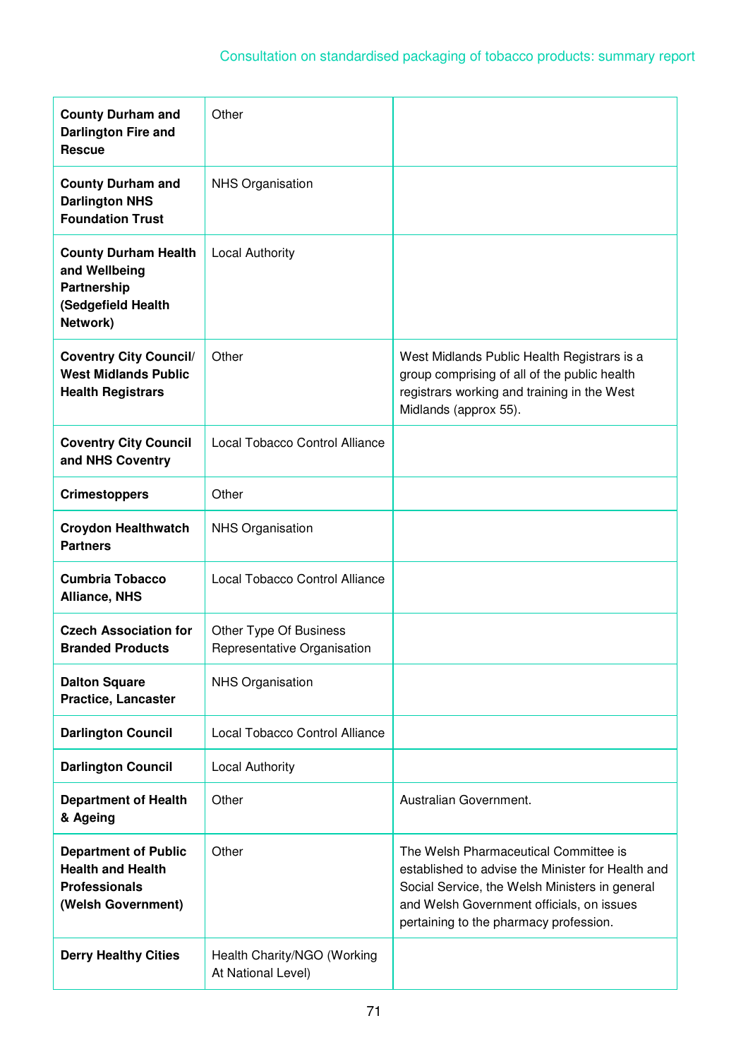| | | |
|---|---|---|
| **County Durham and Darlington Fire and Rescue** | Other | |
| **County Durham and Darlington NHS Foundation Trust** | NHS Organisation | |
| **County Durham Health and Wellbeing Partnership (Sedgefield Health Network)** | Local Authority | |
| **Coventry City Council/ West Midlands Public Health Registrars** | Other | West Midlands Public Health Registrars is a group comprising of all of the public health registrars working and training in the West Midlands (approx 55). |
| **Coventry City Council and NHS Coventry** | Local Tobacco Control Alliance | |
| **Crimestoppers** | Other | |
| **Croydon Healthwatch Partners** | NHS Organisation | |
| **Cumbria Tobacco Alliance, NHS** | Local Tobacco Control Alliance | |
| **Czech Association for Branded Products** | Other Type Of Business Representative Organisation | |
| **Dalton Square Practice, Lancaster** | NHS Organisation | |
| **Darlington Council** | Local Tobacco Control Alliance | |
| **Darlington Council** | Local Authority | |
| **Department of Health & Ageing** | Other | Australian Government. |
| **Department of Public Health and Health Professionals (Welsh Government)** | Other | The Welsh Pharmaceutical Committee is established to advise the Minister for Health and Social Service, the Welsh Ministers in general and Welsh Government officials, on issues pertaining to the pharmacy profession. |
| **Derry Healthy Cities** | Health Charity/NGO (Working At National Level) | |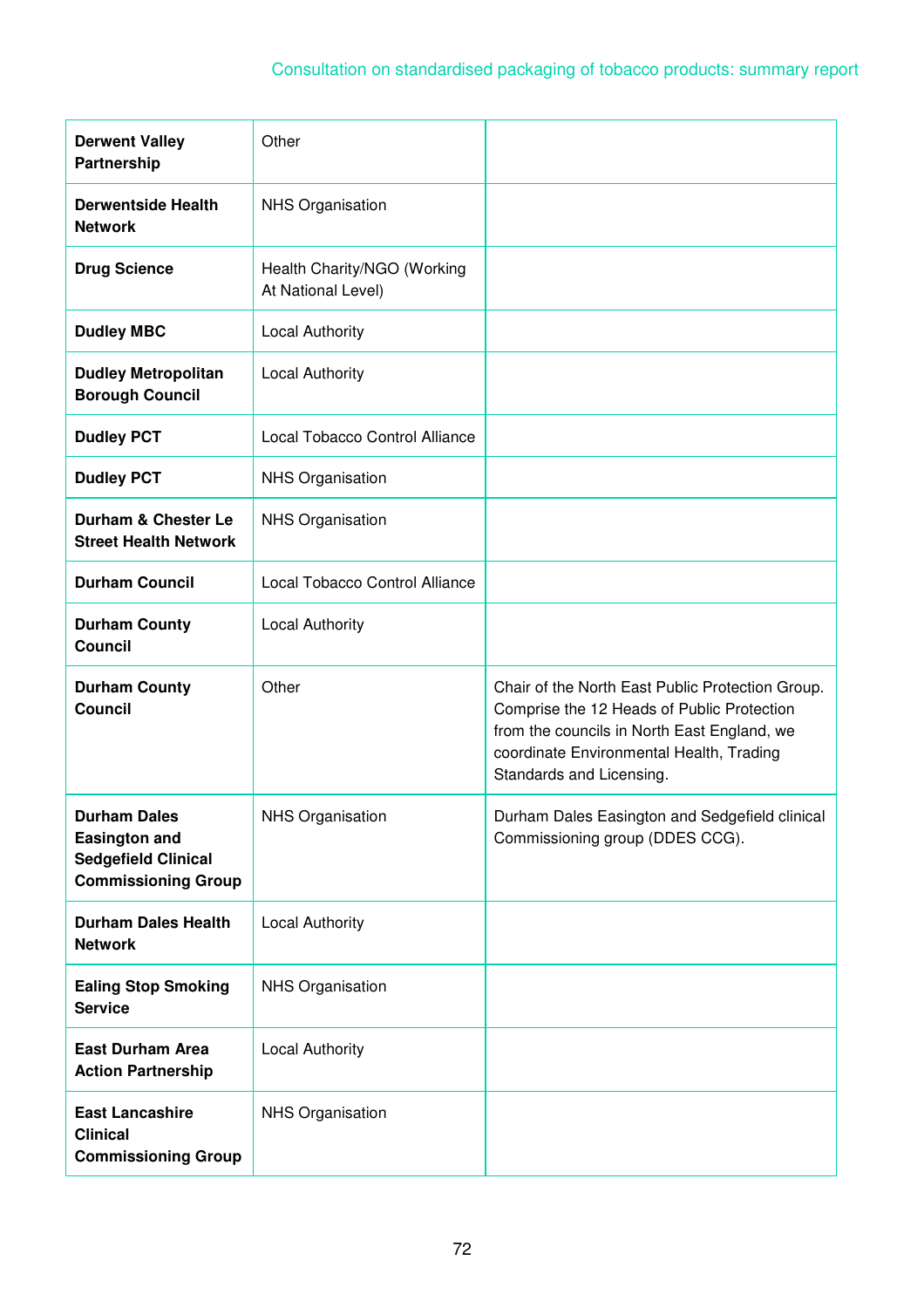| | | |
|---|---|---|
| **Derwent Valley Partnership** | Other | |
| **Derwentside Health Network** | NHS Organisation | |
| **Drug Science** | Health Charity/NGO (Working At National Level) | |
| **Dudley MBC** | Local Authority | |
| **Dudley Metropolitan Borough Council** | Local Authority | |
| **Dudley PCT** | Local Tobacco Control Alliance | |
| **Dudley PCT** | NHS Organisation | |
| **Durham & Chester Le Street Health Network** | NHS Organisation | |
| **Durham Council** | Local Tobacco Control Alliance | |
| **Durham County Council** | Local Authority | |
| **Durham County Council** | Other | Chair of the North East Public Protection Group. Comprise the 12 Heads of Public Protection from the councils in North East England, we coordinate Environmental Health, Trading Standards and Licensing. |
| **Durham Dales Easington and Sedgefield Clinical Commissioning Group** | NHS Organisation | Durham Dales Easington and Sedgefield clinical Commissioning group (DDES CCG). |
| **Durham Dales Health Network** | Local Authority | |
| **Ealing Stop Smoking Service** | NHS Organisation | |
| **East Durham Area Action Partnership** | Local Authority | |
| **East Lancashire Clinical Commissioning Group** | NHS Organisation | |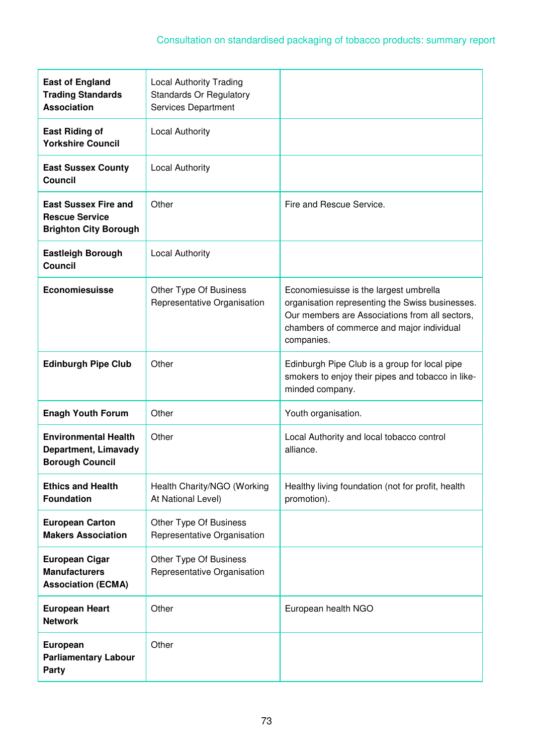| | | |
|---|---|---|
| **East of England Trading Standards Association** | Local Authority Trading Standards Or Regulatory Services Department | |
| **East Riding of Yorkshire Council** | Local Authority | |
| **East Sussex County Council** | Local Authority | |
| **East Sussex Fire and Rescue Service Brighton City Borough** | Other | Fire and Rescue Service. |
| **Eastleigh Borough Council** | Local Authority | |
| **Economiesuisse** | Other Type Of Business Representative Organisation | Economiesuisse is the largest umbrella organisation representing the Swiss businesses. Our members are Associations from all sectors, chambers of commerce and major individual companies. |
| **Edinburgh Pipe Club** | Other | Edinburgh Pipe Club is a group for local pipe smokers to enjoy their pipes and tobacco in like-minded company. |
| **Enagh Youth Forum** | Other | Youth organisation. |
| **Environmental Health Department, Limavady Borough Council** | Other | Local Authority and local tobacco control alliance. |
| **Ethics and Health Foundation** | Health Charity/NGO (Working At National Level) | Healthy living foundation (not for profit, health promotion). |
| **European Carton Makers Association** | Other Type Of Business Representative Organisation | |
| **European Cigar Manufacturers Association (ECMA)** | Other Type Of Business Representative Organisation | |
| **European Heart Network** | Other | European health NGO |
| **European Parliamentary Labour Party** | Other | |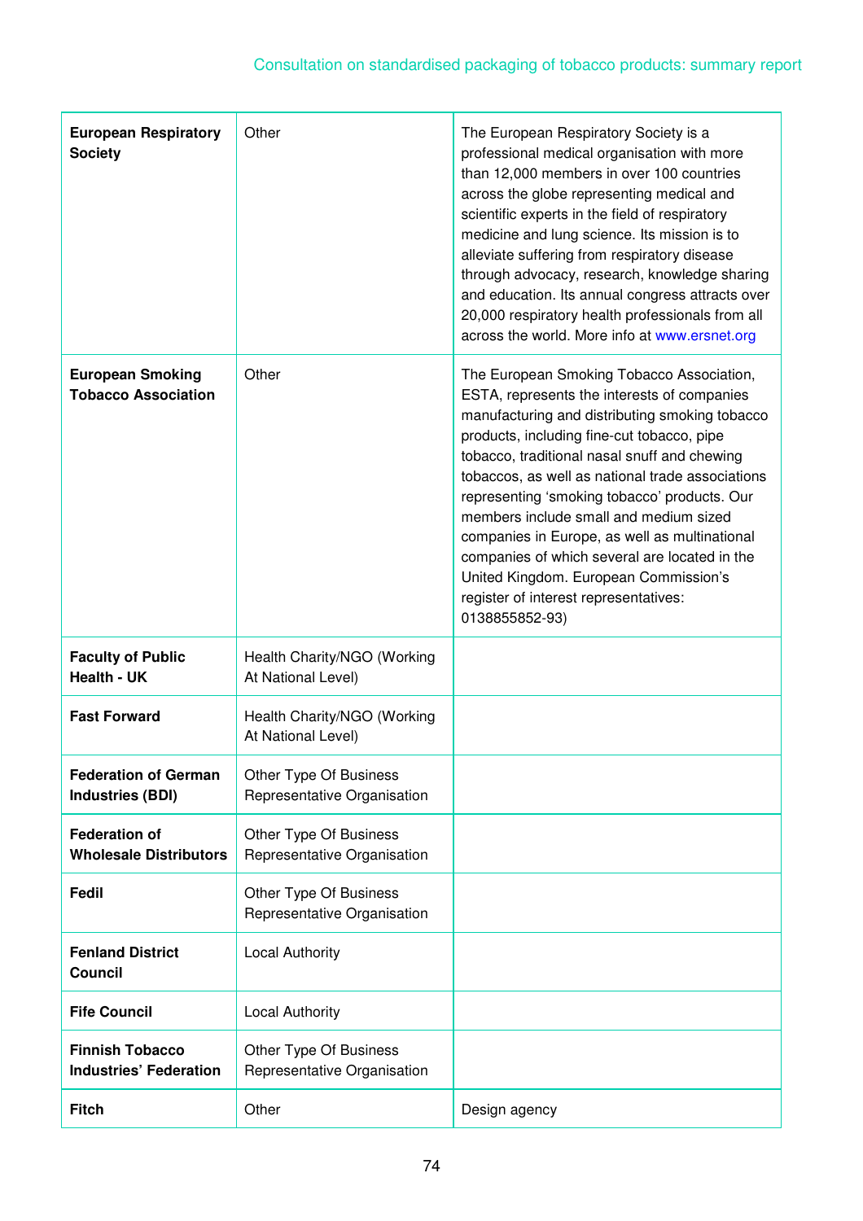| | | |
|---|---|---|
| **European Respiratory Society** | Other | The European Respiratory Society is a professional medical organisation with more than 12,000 members in over 100 countries across the globe representing medical and scientific experts in the field of respiratory medicine and lung science. Its mission is to alleviate suffering from respiratory disease through advocacy, research, knowledge sharing and education. Its annual congress attracts over 20,000 respiratory health professionals from all across the world. More info at www.ersnet.org |
| **European Smoking Tobacco Association** | Other | The European Smoking Tobacco Association, ESTA, represents the interests of companies manufacturing and distributing smoking tobacco products, including fine-cut tobacco, pipe tobacco, traditional nasal snuff and chewing tobaccos, as well as national trade associations representing 'smoking tobacco' products. Our members include small and medium sized companies in Europe, as well as multinational companies of which several are located in the United Kingdom. European Commission's register of interest representatives: 0138855852-93) |
| **Faculty of Public Health - UK** | Health Charity/NGO (Working At National Level) | |
| **Fast Forward** | Health Charity/NGO (Working At National Level) | |
| **Federation of German Industries (BDI)** | Other Type Of Business Representative Organisation | |
| **Federation of Wholesale Distributors** | Other Type Of Business Representative Organisation | |
| **Fedil** | Other Type Of Business Representative Organisation | |
| **Fenland District Council** | Local Authority | |
| **Fife Council** | Local Authority | |
| **Finnish Tobacco Industries' Federation** | Other Type Of Business Representative Organisation | |
| **Fitch** | Other | Design agency |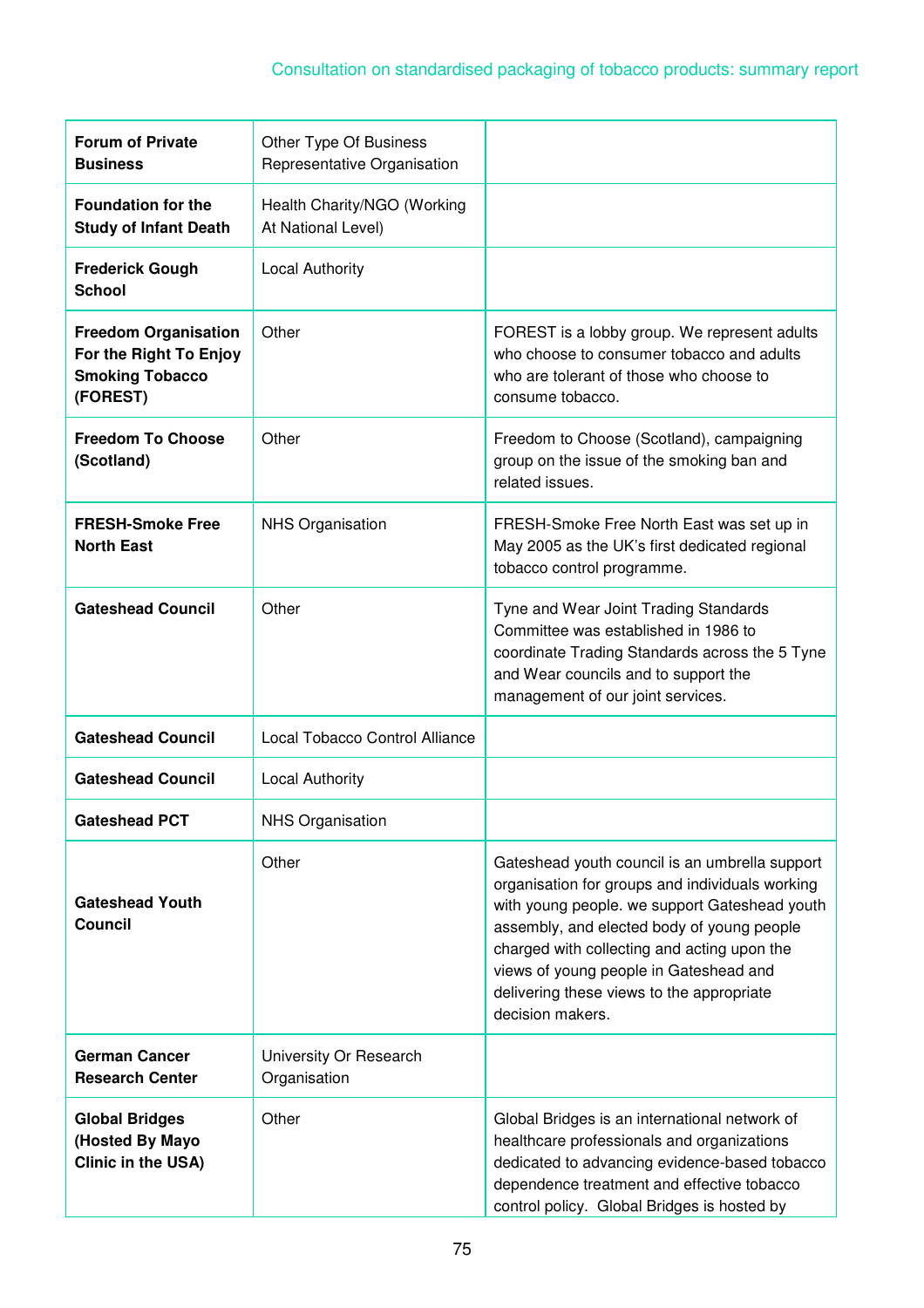| | | |
|---|---|---|
| **Forum of Private Business** | Other Type Of Business Representative Organisation | |
| **Foundation for the Study of Infant Death** | Health Charity/NGO (Working At National Level) | |
| **Frederick Gough School** | Local Authority | |
| **Freedom Organisation For the Right To Enjoy Smoking Tobacco (FOREST)** | Other | FOREST is a lobby group. We represent adults who choose to consumer tobacco and adults who are tolerant of those who choose to consume tobacco. |
| **Freedom To Choose (Scotland)** | Other | Freedom to Choose (Scotland), campaigning group on the issue of the smoking ban and related issues. |
| **FRESH-Smoke Free North East** | NHS Organisation | FRESH-Smoke Free North East was set up in May 2005 as the UK's first dedicated regional tobacco control programme. |
| **Gateshead Council** | Other | Tyne and Wear Joint Trading Standards Committee was established in 1986 to coordinate Trading Standards across the 5 Tyne and Wear councils and to support the management of our joint services. |
| **Gateshead Council** | Local Tobacco Control Alliance | |
| **Gateshead Council** | Local Authority | |
| **Gateshead PCT** | NHS Organisation | |
| **Gateshead Youth Council** | Other | Gateshead youth council is an umbrella support organisation for groups and individuals working with young people. we support Gateshead youth assembly, and elected body of young people charged with collecting and acting upon the views of young people in Gateshead and delivering these views to the appropriate decision makers. |
| **German Cancer Research Center** | University Or Research Organisation | |
| **Global Bridges (Hosted By Mayo Clinic in the USA)** | Other | Global Bridges is an international network of healthcare professionals and organizations dedicated to advancing evidence-based tobacco dependence treatment and effective tobacco control policy. Global Bridges is hosted by |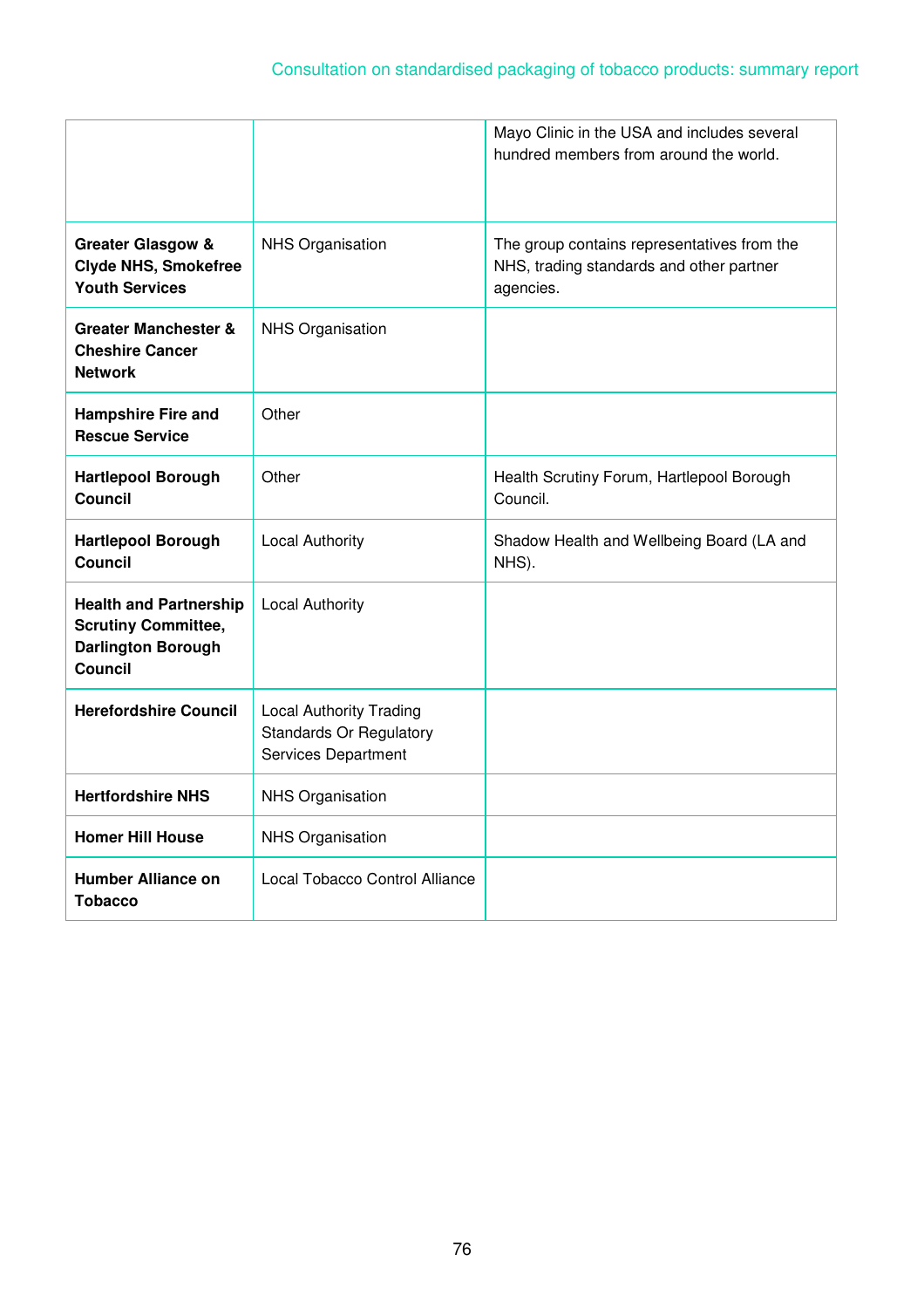| | | |
|---|---|---|
| | | Mayo Clinic in the USA and includes several hundred members from around the world. |
| **Greater Glasgow & Clyde NHS, Smokefree Youth Services** | NHS Organisation | The group contains representatives from the NHS, trading standards and other partner agencies. |
| **Greater Manchester & Cheshire Cancer Network** | NHS Organisation | |
| **Hampshire Fire and Rescue Service** | Other | |
| **Hartlepool Borough Council** | Other | Health Scrutiny Forum, Hartlepool Borough Council. |
| **Hartlepool Borough Council** | Local Authority | Shadow Health and Wellbeing Board (LA and NHS). |
| **Health and Partnership Scrutiny Committee, Darlington Borough Council** | Local Authority | |
| **Herefordshire Council** | Local Authority Trading Standards Or Regulatory Services Department | |
| **Hertfordshire NHS** | NHS Organisation | |
| **Homer Hill House** | NHS Organisation | |
| **Humber Alliance on Tobacco** | Local Tobacco Control Alliance | |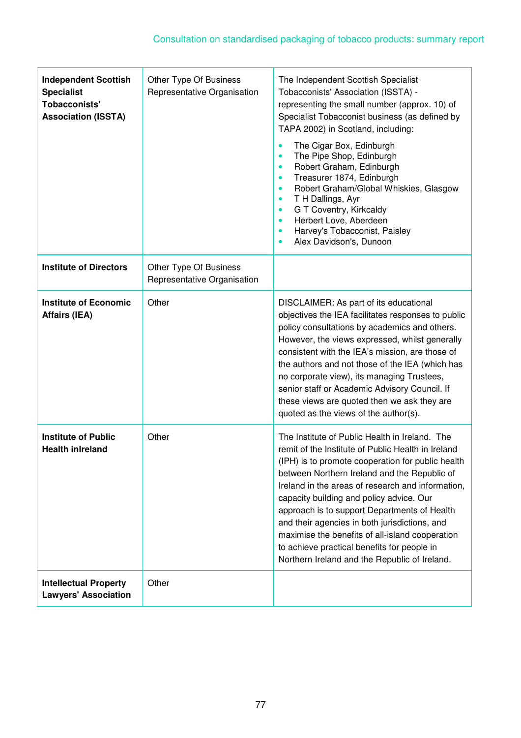| **Independent Scottish Specialist Tobacconists' Association (ISSTA)** | Other Type Of Business Representative Organisation | The Independent Scottish Specialist Tobacconists' Association (ISSTA) - representing the small number (approx. 10) of Specialist Tobacconist business (as defined by TAPA 2002) in Scotland, including:<br>• The Cigar Box, Edinburgh<br>• The Pipe Shop, Edinburgh<br>• Robert Graham, Edinburgh<br>• Treasurer 1874, Edinburgh<br>• Robert Graham/Global Whiskies, Glasgow<br>• T H Dallings, Ayr<br>• G T Coventry, Kirkcaldy<br>• Herbert Love, Aberdeen<br>• Harvey's Tobacconist, Paisley<br>• Alex Davidson's, Dunoon |
|---|---|---|
| **Institute of Directors** | Other Type Of Business Representative Organisation | |
| **Institute of Economic Affairs (IEA)** | Other | DISCLAIMER: As part of its educational objectives the IEA facilitates responses to public policy consultations by academics and others. However, the views expressed, whilst generally consistent with the IEA's mission, are those of the authors and not those of the IEA (which has no corporate view), its managing Trustees, senior staff or Academic Advisory Council. If these views are quoted then we ask they are quoted as the views of the author(s). |
| **Institute of Public Health inIreland** | Other | The Institute of Public Health in Ireland. The remit of the Institute of Public Health in Ireland (IPH) is to promote cooperation for public health between Northern Ireland and the Republic of Ireland in the areas of research and information, capacity building and policy advice. Our approach is to support Departments of Health and their agencies in both jurisdictions, and maximise the benefits of all-island cooperation to achieve practical benefits for people in Northern Ireland and the Republic of Ireland. |
| **Intellectual Property Lawyers' Association** | Other | |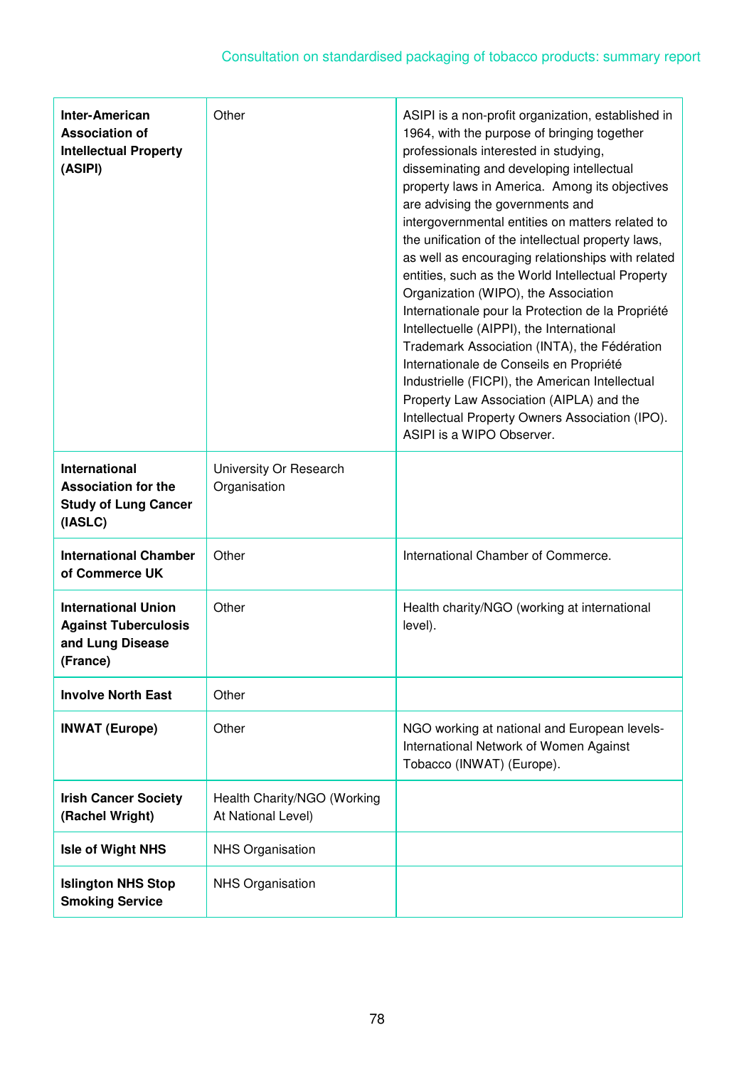| | | |
|---|---|---|
| **Inter-American Association of Intellectual Property (ASIPI)** | Other | ASIPI is a non-profit organization, established in 1964, with the purpose of bringing together professionals interested in studying, disseminating and developing intellectual property laws in America. Among its objectives are advising the governments and intergovernmental entities on matters related to the unification of the intellectual property laws, as well as encouraging relationships with related entities, such as the World Intellectual Property Organization (WIPO), the Association Internationale pour la Protection de la Propriété Intellectuelle (AIPPI), the International Trademark Association (INTA), the Fédération Internationale de Conseils en Propriété Industrielle (FICPI), the American Intellectual Property Law Association (AIPLA) and the Intellectual Property Owners Association (IPO). ASIPI is a WIPO Observer. |
| **International Association for the Study of Lung Cancer (IASLC)** | University Or Research Organisation | |
| **International Chamber of Commerce UK** | Other | International Chamber of Commerce. |
| **International Union Against Tuberculosis and Lung Disease (France)** | Other | Health charity/NGO (working at international level). |
| **Involve North East** | Other | |
| **INWAT (Europe)** | Other | NGO working at national and European levels- International Network of Women Against Tobacco (INWAT) (Europe). |
| **Irish Cancer Society (Rachel Wright)** | Health Charity/NGO (Working At National Level) | |
| **Isle of Wight NHS** | NHS Organisation | |
| **Islington NHS Stop Smoking Service** | NHS Organisation | |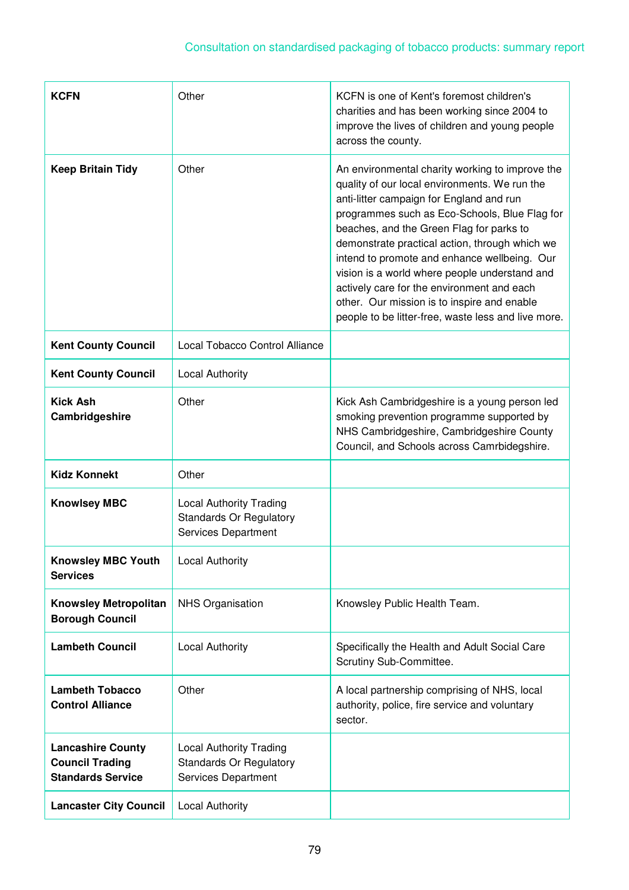| **KCFN** | Other | KCFN is one of Kent's foremost children's charities and has been working since 2004 to improve the lives of children and young people across the county. |
|---|---|---|
| **Keep Britain Tidy** | Other | An environmental charity working to improve the quality of our local environments. We run the anti-litter campaign for England and run programmes such as Eco-Schools, Blue Flag for beaches, and the Green Flag for parks to demonstrate practical action, through which we intend to promote and enhance wellbeing. Our vision is a world where people understand and actively care for the environment and each other. Our mission is to inspire and enable people to be litter-free, waste less and live more. |
| **Kent County Council** | Local Tobacco Control Alliance | |
| **Kent County Council** | Local Authority | |
| **Kick Ash Cambridgeshire** | Other | Kick Ash Cambridgeshire is a young person led smoking prevention programme supported by NHS Cambridgeshire, Cambridgeshire County Council, and Schools across Camrbidegshire. |
| **Kidz Konnekt** | Other | |
| **Knowlsey MBC** | Local Authority Trading Standards Or Regulatory Services Department | |
| **Knowsley MBC Youth Services** | Local Authority | |
| **Knowsley Metropolitan Borough Council** | NHS Organisation | Knowsley Public Health Team. |
| **Lambeth Council** | Local Authority | Specifically the Health and Adult Social Care Scrutiny Sub-Committee. |
| **Lambeth Tobacco Control Alliance** | Other | A local partnership comprising of NHS, local authority, police, fire service and voluntary sector. |
| **Lancashire County Council Trading Standards Service** | Local Authority Trading Standards Or Regulatory Services Department | |
| **Lancaster City Council** | Local Authority | |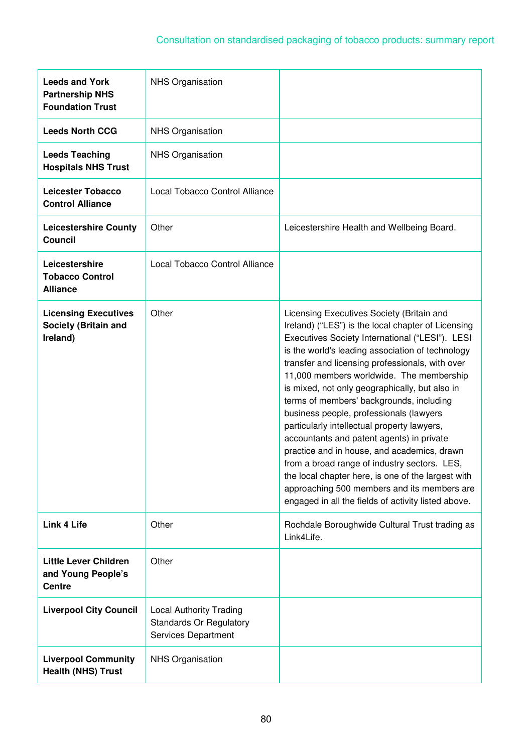| | | |
|---|---|---|
| **Leeds and York Partnership NHS Foundation Trust** | NHS Organisation | |
| **Leeds North CCG** | NHS Organisation | |
| **Leeds Teaching Hospitals NHS Trust** | NHS Organisation | |
| **Leicester Tobacco Control Alliance** | Local Tobacco Control Alliance | |
| **Leicestershire County Council** | Other | Leicestershire Health and Wellbeing Board. |
| **Leicestershire Tobacco Control Alliance** | Local Tobacco Control Alliance | |
| **Licensing Executives Society (Britain and Ireland)** | Other | Licensing Executives Society (Britain and Ireland) ("LES") is the local chapter of Licensing Executives Society International ("LESI"). LESI is the world's leading association of technology transfer and licensing professionals, with over 11,000 members worldwide. The membership is mixed, not only geographically, but also in terms of members' backgrounds, including business people, professionals (lawyers particularly intellectual property lawyers, accountants and patent agents) in private practice and in house, and academics, drawn from a broad range of industry sectors. LES, the local chapter here, is one of the largest with approaching 500 members and its members are engaged in all the fields of activity listed above. |
| **Link 4 Life** | Other | Rochdale Boroughwide Cultural Trust trading as Link4Life. |
| **Little Lever Children and Young People's Centre** | Other | |
| **Liverpool City Council** | Local Authority Trading Standards Or Regulatory Services Department | |
| **Liverpool Community Health (NHS) Trust** | NHS Organisation | |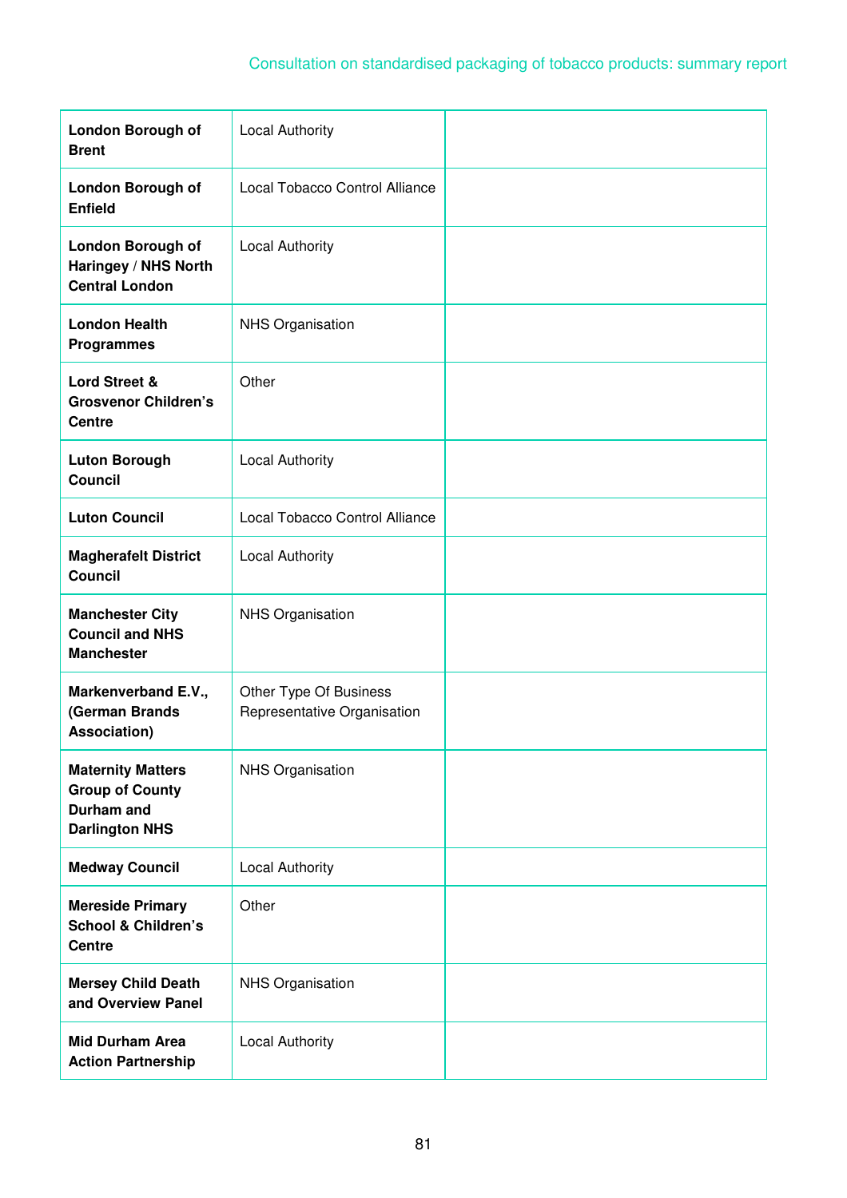| | | |
|---|---|---|
| **London Borough of Brent** | Local Authority | |
| **London Borough of Enfield** | Local Tobacco Control Alliance | |
| **London Borough of Haringey / NHS North Central London** | Local Authority | |
| **London Health Programmes** | NHS Organisation | |
| **Lord Street & Grosvenor Children's Centre** | Other | |
| **Luton Borough Council** | Local Authority | |
| **Luton Council** | Local Tobacco Control Alliance | |
| **Magherafelt District Council** | Local Authority | |
| **Manchester City Council and NHS Manchester** | NHS Organisation | |
| **Markenverband E.V., (German Brands Association)** | Other Type Of Business Representative Organisation | |
| **Maternity Matters Group of County Durham and Darlington NHS** | NHS Organisation | |
| **Medway Council** | Local Authority | |
| **Mereside Primary School & Children's Centre** | Other | |
| **Mersey Child Death and Overview Panel** | NHS Organisation | |
| **Mid Durham Area Action Partnership** | Local Authority | |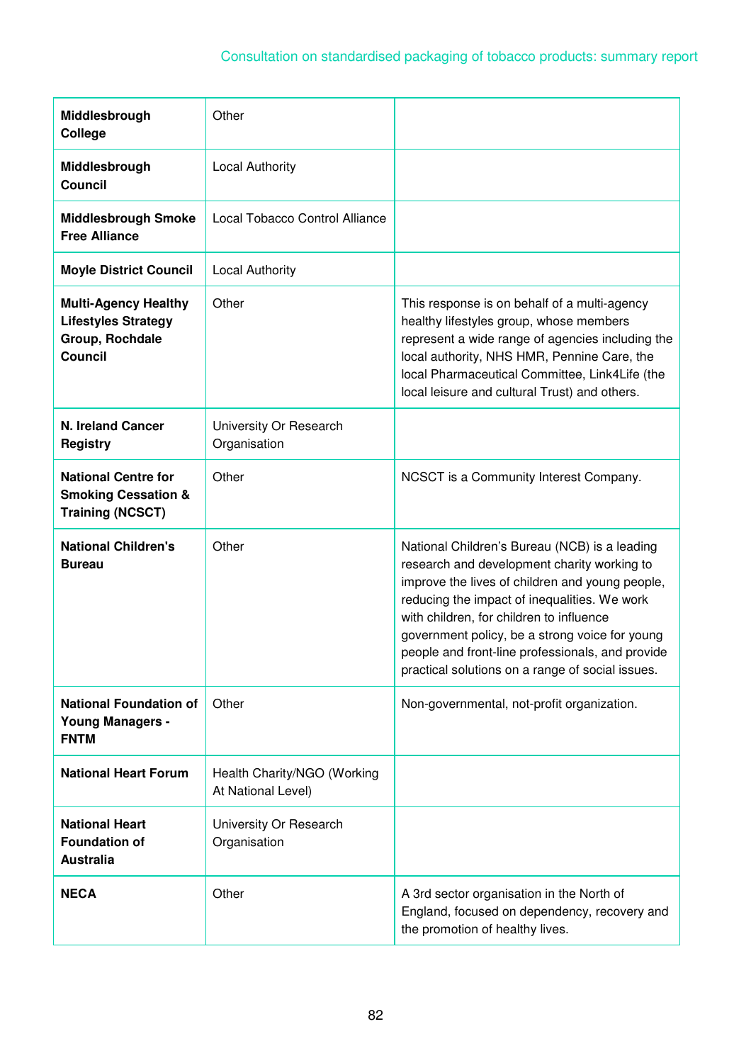| | | |
|---|---|---|
| **Middlesbrough College** | Other | |
| **Middlesbrough Council** | Local Authority | |
| **Middlesbrough Smoke Free Alliance** | Local Tobacco Control Alliance | |
| **Moyle District Council** | Local Authority | |
| **Multi-Agency Healthy Lifestyles Strategy Group, Rochdale Council** | Other | This response is on behalf of a multi-agency healthy lifestyles group, whose members represent a wide range of agencies including the local authority, NHS HMR, Pennine Care, the local Pharmaceutical Committee, Link4Life (the local leisure and cultural Trust) and others. |
| **N. Ireland Cancer Registry** | University Or Research Organisation | |
| **National Centre for Smoking Cessation & Training (NCSCT)** | Other | NCSCT is a Community Interest Company. |
| **National Children's Bureau** | Other | National Children's Bureau (NCB) is a leading research and development charity working to improve the lives of children and young people, reducing the impact of inequalities. We work with children, for children to influence government policy, be a strong voice for young people and front-line professionals, and provide practical solutions on a range of social issues. |
| **National Foundation of Young Managers - FNTM** | Other | Non-governmental, not-profit organization. |
| **National Heart Forum** | Health Charity/NGO (Working At National Level) | |
| **National Heart Foundation of Australia** | University Or Research Organisation | |
| **NECA** | Other | A 3rd sector organisation in the North of England, focused on dependency, recovery and the promotion of healthy lives. |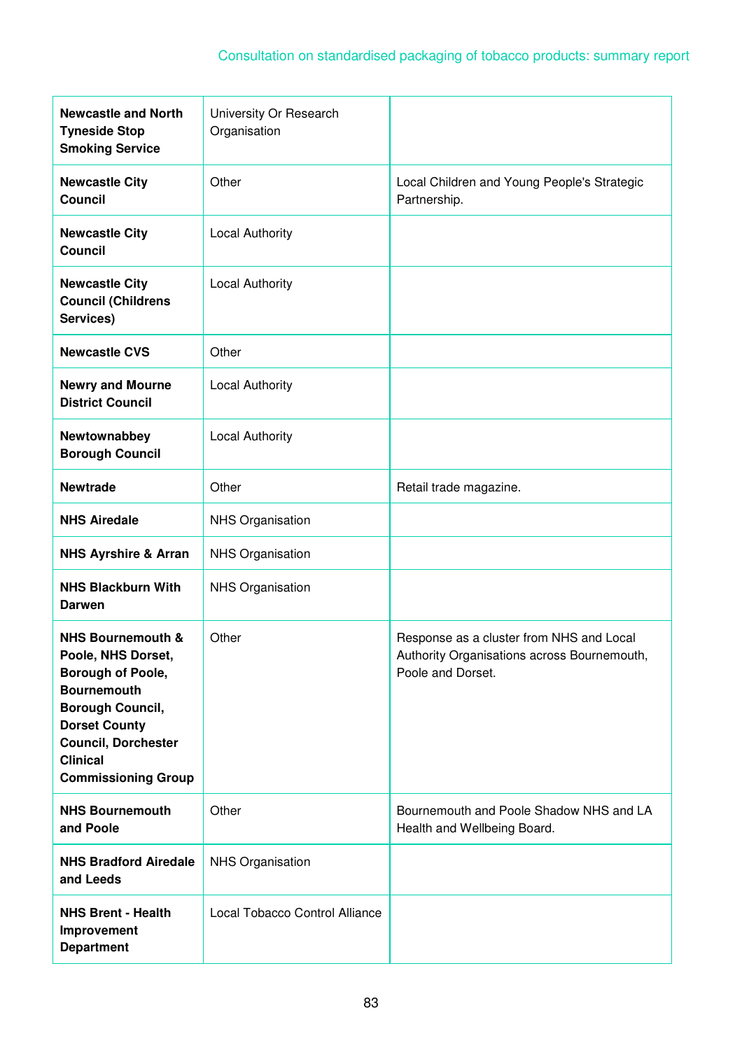| | | |
|---|---|---|
| **Newcastle and North Tyneside Stop Smoking Service** | University Or Research Organisation | |
| **Newcastle City Council** | Other | Local Children and Young People's Strategic Partnership. |
| **Newcastle City Council** | Local Authority | |
| **Newcastle City Council (Childrens Services)** | Local Authority | |
| **Newcastle CVS** | Other | |
| **Newry and Mourne District Council** | Local Authority | |
| **Newtownabbey Borough Council** | Local Authority | |
| **Newtrade** | Other | Retail trade magazine. |
| **NHS Airedale** | NHS Organisation | |
| **NHS Ayrshire & Arran** | NHS Organisation | |
| **NHS Blackburn With Darwen** | NHS Organisation | |
| **NHS Bournemouth & Poole, NHS Dorset, Borough of Poole, Bournemouth Borough Council, Dorset County Council, Dorchester Clinical Commissioning Group** | Other | Response as a cluster from NHS and Local Authority Organisations across Bournemouth, Poole and Dorset. |
| **NHS Bournemouth and Poole** | Other | Bournemouth and Poole Shadow NHS and LA Health and Wellbeing Board. |
| **NHS Bradford Airedale and Leeds** | NHS Organisation | |
| **NHS Brent - Health Improvement Department** | Local Tobacco Control Alliance | |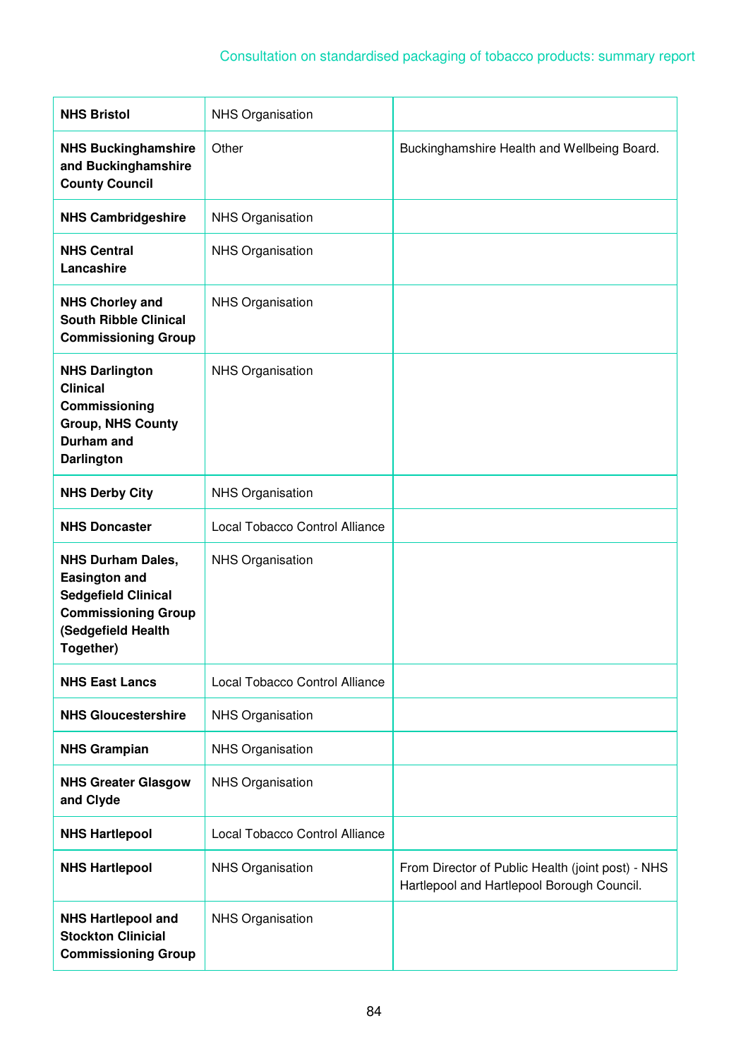| | | |
|---|---|---|
| **NHS Bristol** | NHS Organisation | |
| **NHS Buckinghamshire and Buckinghamshire County Council** | Other | Buckinghamshire Health and Wellbeing Board. |
| **NHS Cambridgeshire** | NHS Organisation | |
| **NHS Central Lancashire** | NHS Organisation | |
| **NHS Chorley and South Ribble Clinical Commissioning Group** | NHS Organisation | |
| **NHS Darlington Clinical Commissioning Group, NHS County Durham and Darlington** | NHS Organisation | |
| **NHS Derby City** | NHS Organisation | |
| **NHS Doncaster** | Local Tobacco Control Alliance | |
| **NHS Durham Dales, Easington and Sedgefield Clinical Commissioning Group (Sedgefield Health Together)** | NHS Organisation | |
| **NHS East Lancs** | Local Tobacco Control Alliance | |
| **NHS Gloucestershire** | NHS Organisation | |
| **NHS Grampian** | NHS Organisation | |
| **NHS Greater Glasgow and Clyde** | NHS Organisation | |
| **NHS Hartlepool** | Local Tobacco Control Alliance | |
| **NHS Hartlepool** | NHS Organisation | From Director of Public Health (joint post) - NHS Hartlepool and Hartlepool Borough Council. |
| **NHS Hartlepool and Stockton Clinicial Commissioning Group** | NHS Organisation | |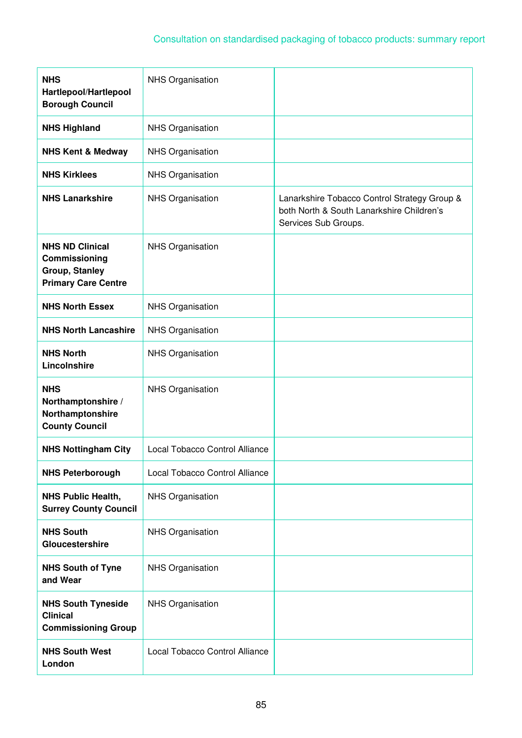| | | |
|---|---|---|
| **NHS Hartlepool/Hartlepool Borough Council** | NHS Organisation | |
| **NHS Highland** | NHS Organisation | |
| **NHS Kent & Medway** | NHS Organisation | |
| **NHS Kirklees** | NHS Organisation | |
| **NHS Lanarkshire** | NHS Organisation | Lanarkshire Tobacco Control Strategy Group & both North & South Lanarkshire Children's Services Sub Groups. |
| **NHS ND Clinical Commissioning Group, Stanley Primary Care Centre** | NHS Organisation | |
| **NHS North Essex** | NHS Organisation | |
| **NHS North Lancashire** | NHS Organisation | |
| **NHS North Lincolnshire** | NHS Organisation | |
| **NHS Northamptonshire / Northamptonshire County Council** | NHS Organisation | |
| **NHS Nottingham City** | Local Tobacco Control Alliance | |
| **NHS Peterborough** | Local Tobacco Control Alliance | |
| **NHS Public Health, Surrey County Council** | NHS Organisation | |
| **NHS South Gloucestershire** | NHS Organisation | |
| **NHS South of Tyne and Wear** | NHS Organisation | |
| **NHS South Tyneside Clinical Commissioning Group** | NHS Organisation | |
| **NHS South West London** | Local Tobacco Control Alliance | |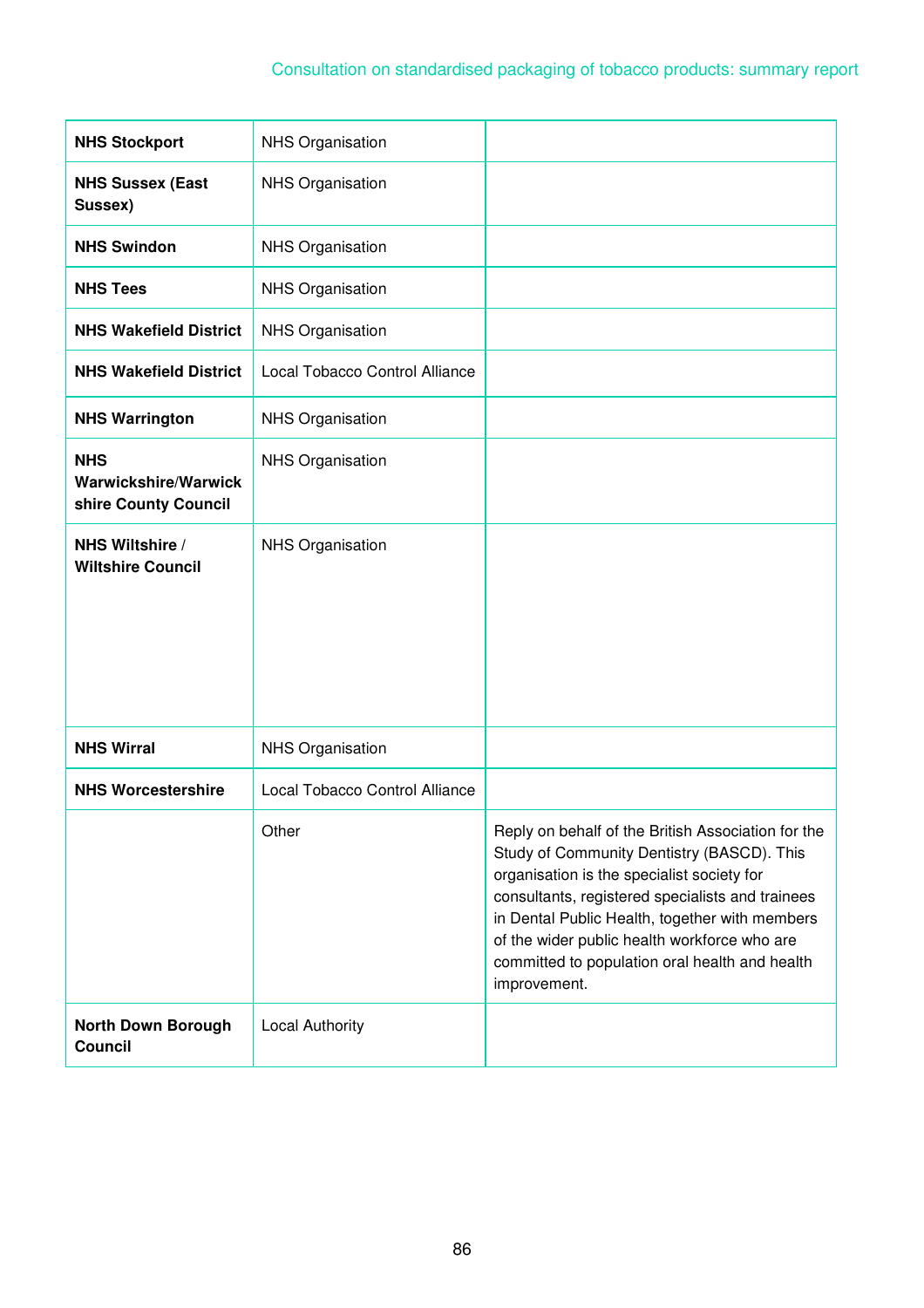| | | |
|---|---|---|
| **NHS Stockport** | NHS Organisation | |
| **NHS Sussex (East Sussex)** | NHS Organisation | |
| **NHS Swindon** | NHS Organisation | |
| **NHS Tees** | NHS Organisation | |
| **NHS Wakefield District** | NHS Organisation | |
| **NHS Wakefield District** | Local Tobacco Control Alliance | |
| **NHS Warrington** | NHS Organisation | |
| **NHS Warwickshire/Warwickshire County Council** | NHS Organisation | |
| **NHS Wiltshire / Wiltshire Council** | NHS Organisation | |
| **NHS Wirral** | NHS Organisation | |
| **NHS Worcestershire** | Local Tobacco Control Alliance | |
| | Other | Reply on behalf of the British Association for the Study of Community Dentistry (BASCD). This organisation is the specialist society for consultants, registered specialists and trainees in Dental Public Health, together with members of the wider public health workforce who are committed to population oral health and health improvement. |
| **North Down Borough Council** | Local Authority | |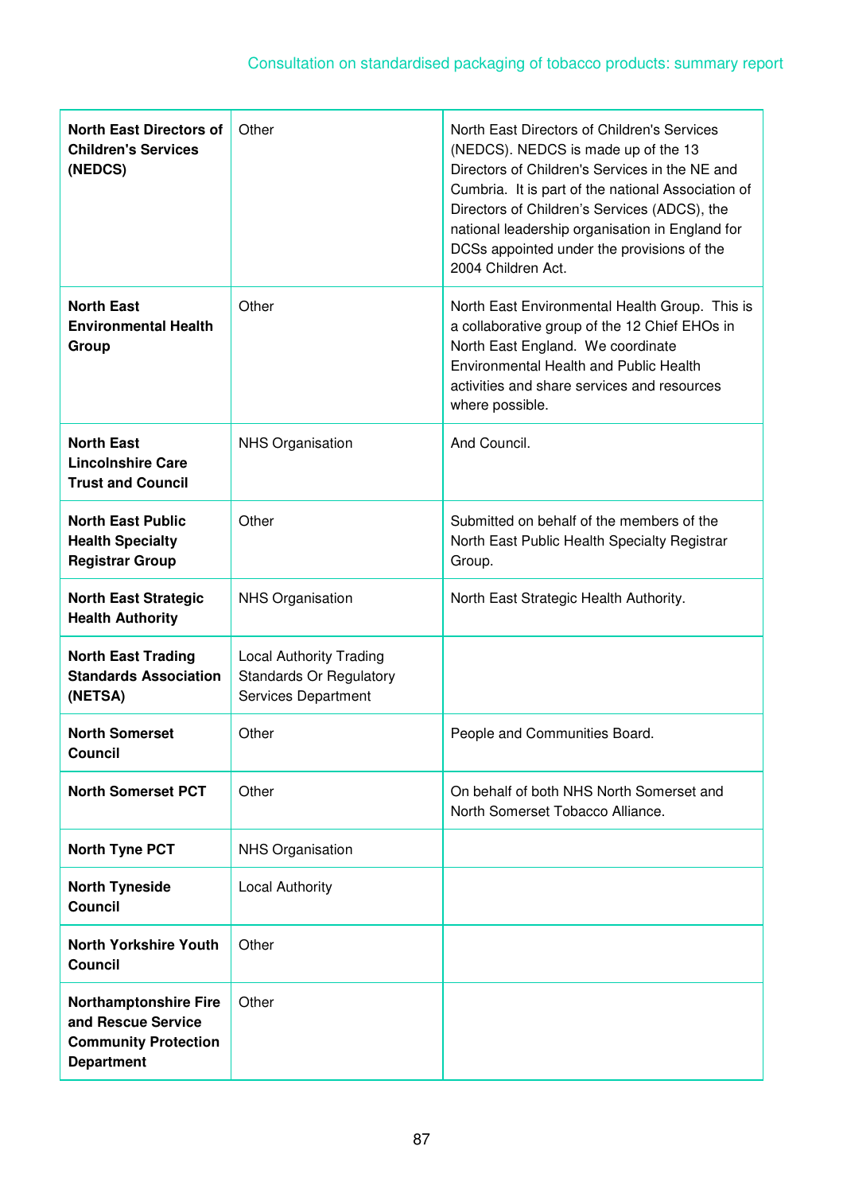| | | |
|---|---|---|
| **North East Directors of Children's Services (NEDCS)** | Other | North East Directors of Children's Services (NEDCS). NEDCS is made up of the 13 Directors of Children's Services in the NE and Cumbria. It is part of the national Association of Directors of Children's Services (ADCS), the national leadership organisation in England for DCSs appointed under the provisions of the 2004 Children Act. |
| **North East Environmental Health Group** | Other | North East Environmental Health Group. This is a collaborative group of the 12 Chief EHOs in North East England. We coordinate Environmental Health and Public Health activities and share services and resources where possible. |
| **North East Lincolnshire Care Trust and Council** | NHS Organisation | And Council. |
| **North East Public Health Specialty Registrar Group** | Other | Submitted on behalf of the members of the North East Public Health Specialty Registrar Group. |
| **North East Strategic Health Authority** | NHS Organisation | North East Strategic Health Authority. |
| **North East Trading Standards Association (NETSA)** | Local Authority Trading Standards Or Regulatory Services Department | |
| **North Somerset Council** | Other | People and Communities Board. |
| **North Somerset PCT** | Other | On behalf of both NHS North Somerset and North Somerset Tobacco Alliance. |
| **North Tyne PCT** | NHS Organisation | |
| **North Tyneside Council** | Local Authority | |
| **North Yorkshire Youth Council** | Other | |
| **Northamptonshire Fire and Rescue Service Community Protection Department** | Other | |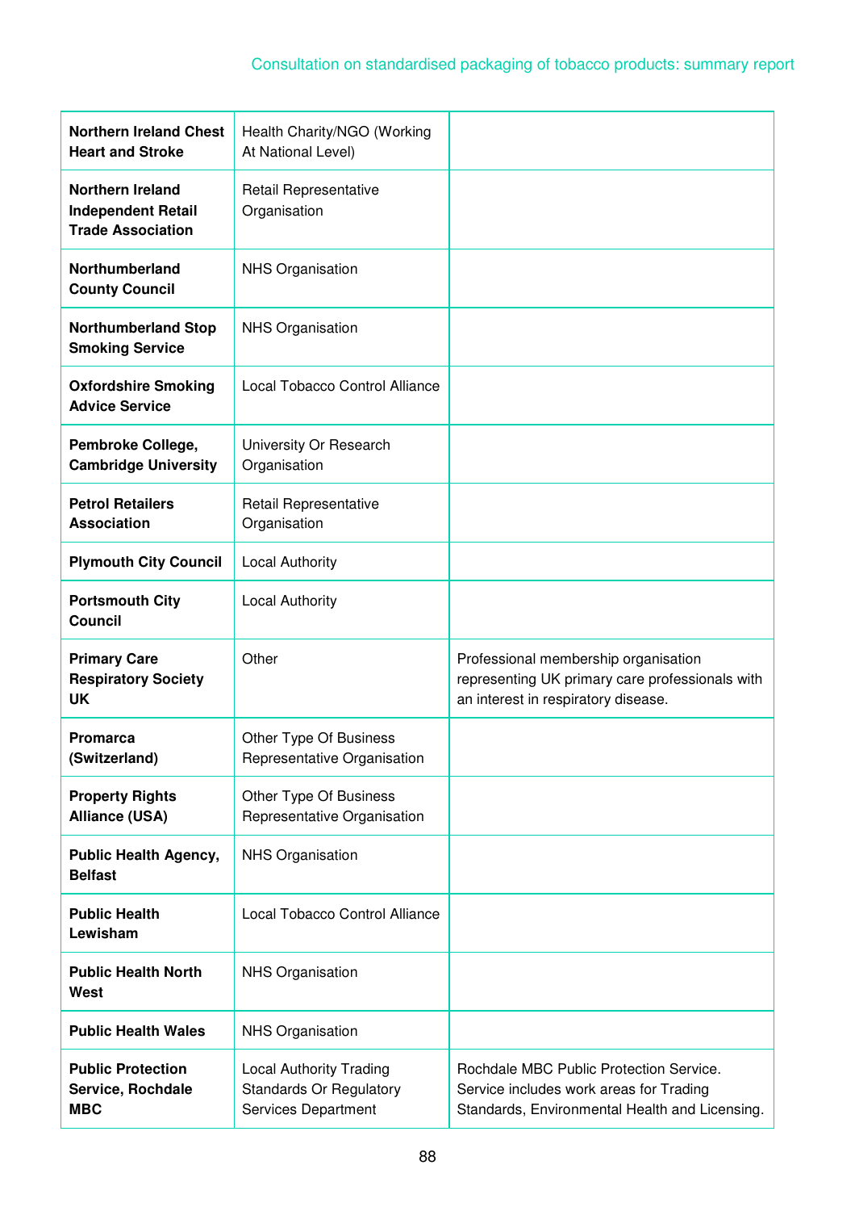| | | |
|---|---|---|
| **Northern Ireland Chest Heart and Stroke** | Health Charity/NGO (Working At National Level) | |
| **Northern Ireland Independent Retail Trade Association** | Retail Representative Organisation | |
| **Northumberland County Council** | NHS Organisation | |
| **Northumberland Stop Smoking Service** | NHS Organisation | |
| **Oxfordshire Smoking Advice Service** | Local Tobacco Control Alliance | |
| **Pembroke College, Cambridge University** | University Or Research Organisation | |
| **Petrol Retailers Association** | Retail Representative Organisation | |
| **Plymouth City Council** | Local Authority | |
| **Portsmouth City Council** | Local Authority | |
| **Primary Care Respiratory Society UK** | Other | Professional membership organisation representing UK primary care professionals with an interest in respiratory disease. |
| **Promarca (Switzerland)** | Other Type Of Business Representative Organisation | |
| **Property Rights Alliance (USA)** | Other Type Of Business Representative Organisation | |
| **Public Health Agency, Belfast** | NHS Organisation | |
| **Public Health Lewisham** | Local Tobacco Control Alliance | |
| **Public Health North West** | NHS Organisation | |
| **Public Health Wales** | NHS Organisation | |
| **Public Protection Service, Rochdale MBC** | Local Authority Trading Standards Or Regulatory Services Department | Rochdale MBC Public Protection Service. Service includes work areas for Trading Standards, Environmental Health and Licensing. |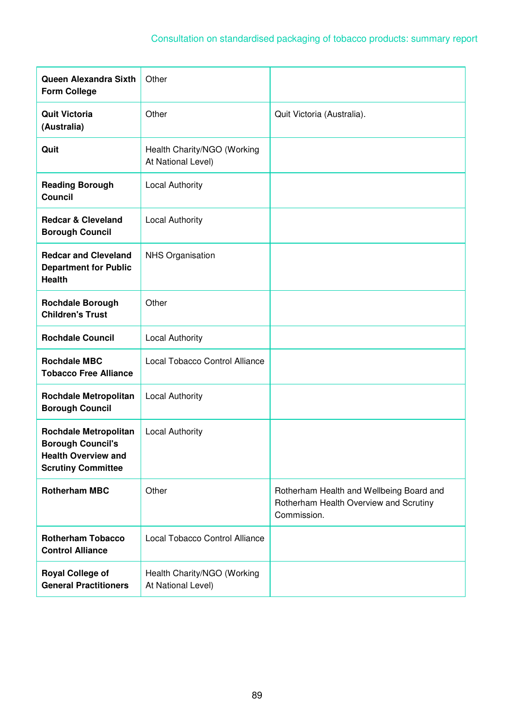| | | |
|---|---|---|
| **Queen Alexandra Sixth Form College** | Other | |
| **Quit Victoria (Australia)** | Other | Quit Victoria (Australia). |
| **Quit** | Health Charity/NGO (Working At National Level) | |
| **Reading Borough Council** | Local Authority | |
| **Redcar & Cleveland Borough Council** | Local Authority | |
| **Redcar and Cleveland Department for Public Health** | NHS Organisation | |
| **Rochdale Borough Children's Trust** | Other | |
| **Rochdale Council** | Local Authority | |
| **Rochdale MBC Tobacco Free Alliance** | Local Tobacco Control Alliance | |
| **Rochdale Metropolitan Borough Council** | Local Authority | |
| **Rochdale Metropolitan Borough Council's Health Overview and Scrutiny Committee** | Local Authority | |
| **Rotherham MBC** | Other | Rotherham Health and Wellbeing Board and Rotherham Health Overview and Scrutiny Commission. |
| **Rotherham Tobacco Control Alliance** | Local Tobacco Control Alliance | |
| **Royal College of General Practitioners** | Health Charity/NGO (Working At National Level) | |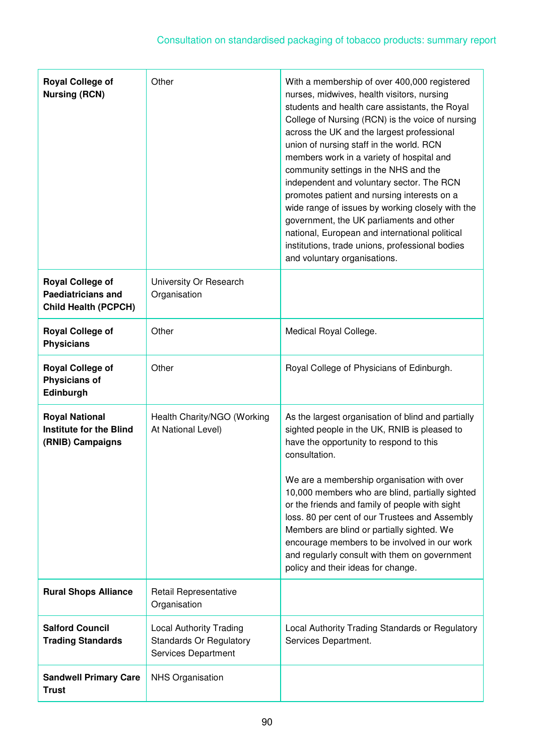| | | |
|---|---|---|
| **Royal College of Nursing (RCN)** | Other | With a membership of over 400,000 registered nurses, midwives, health visitors, nursing students and health care assistants, the Royal College of Nursing (RCN) is the voice of nursing across the UK and the largest professional union of nursing staff in the world. RCN members work in a variety of hospital and community settings in the NHS and the independent and voluntary sector. The RCN promotes patient and nursing interests on a wide range of issues by working closely with the government, the UK parliaments and other national, European and international political institutions, trade unions, professional bodies and voluntary organisations. |
| **Royal College of Paediatricians and Child Health (PCPCH)** | University Or Research Organisation | |
| **Royal College of Physicians** | Other | Medical Royal College. |
| **Royal College of Physicians of Edinburgh** | Other | Royal College of Physicians of Edinburgh. |
| **Royal National Institute for the Blind (RNIB) Campaigns** | Health Charity/NGO (Working At National Level) | As the largest organisation of blind and partially sighted people in the UK, RNIB is pleased to have the opportunity to respond to this consultation.<br><br>We are a membership organisation with over 10,000 members who are blind, partially sighted or the friends and family of people with sight loss. 80 per cent of our Trustees and Assembly Members are blind or partially sighted. We encourage members to be involved in our work and regularly consult with them on government policy and their ideas for change. |
| **Rural Shops Alliance** | Retail Representative Organisation | |
| **Salford Council Trading Standards** | Local Authority Trading Standards Or Regulatory Services Department | Local Authority Trading Standards or Regulatory Services Department. |
| **Sandwell Primary Care Trust** | NHS Organisation | |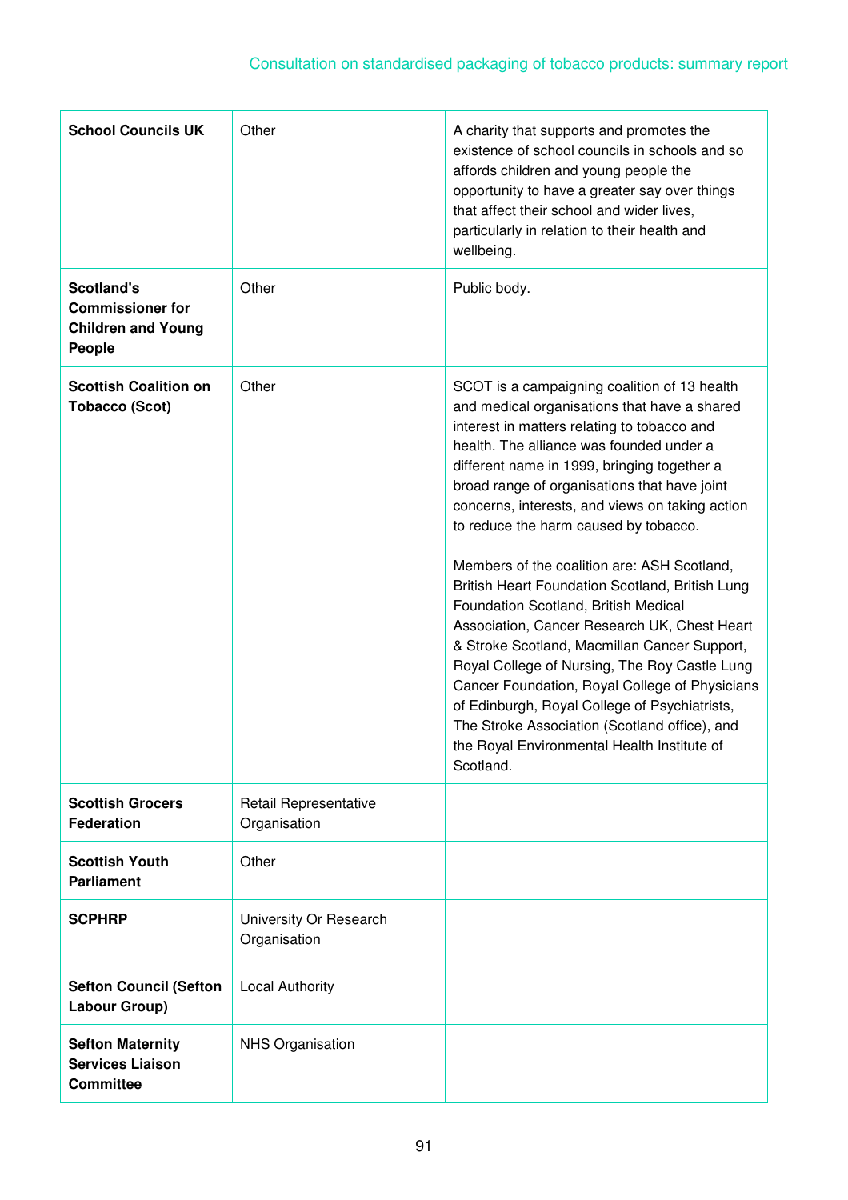| | | |
|---|---|---|
| **School Councils UK** | Other | A charity that supports and promotes the existence of school councils in schools and so affords children and young people the opportunity to have a greater say over things that affect their school and wider lives, particularly in relation to their health and wellbeing. |
| **Scotland's Commissioner for Children and Young People** | Other | Public body. |
| **Scottish Coalition on Tobacco (Scot)** | Other | SCOT is a campaigning coalition of 13 health and medical organisations that have a shared interest in matters relating to tobacco and health. The alliance was founded under a different name in 1999, bringing together a broad range of organisations that have joint concerns, interests, and views on taking action to reduce the harm caused by tobacco.<br><br>Members of the coalition are: ASH Scotland, British Heart Foundation Scotland, British Lung Foundation Scotland, British Medical Association, Cancer Research UK, Chest Heart & Stroke Scotland, Macmillan Cancer Support, Royal College of Nursing, The Roy Castle Lung Cancer Foundation, Royal College of Physicians of Edinburgh, Royal College of Psychiatrists, The Stroke Association (Scotland office), and the Royal Environmental Health Institute of Scotland. |
| **Scottish Grocers Federation** | Retail Representative Organisation | |
| **Scottish Youth Parliament** | Other | |
| **SCPHRP** | University Or Research Organisation | |
| **Sefton Council (Sefton Labour Group)** | Local Authority | |
| **Sefton Maternity Services Liaison Committee** | NHS Organisation | |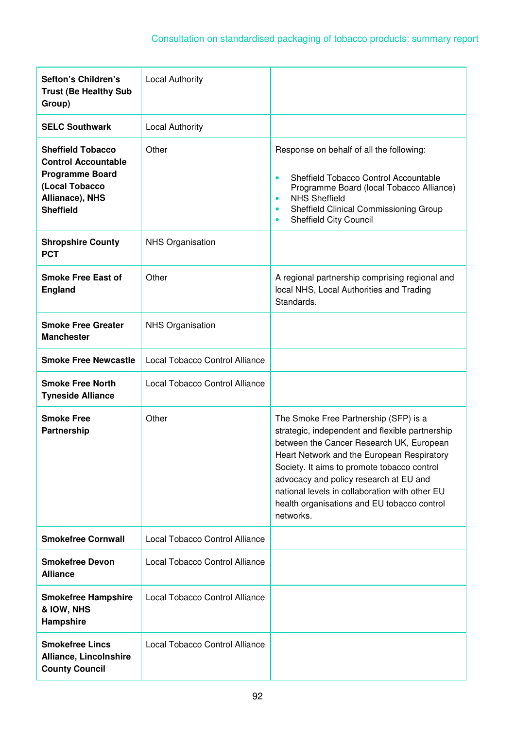| | | |
|---|---|---|
| **Sefton's Children's Trust (Be Healthy Sub Group)** | Local Authority | |
| **SELC Southwark** | Local Authority | |
| **Sheffield Tobacco Control Accountable Programme Board (Local Tobacco Allianace), NHS Sheffield** | Other | Response on behalf of all the following:<br>• Sheffield Tobacco Control Accountable Programme Board (local Tobacco Alliance)<br>• NHS Sheffield<br>• Sheffield Clinical Commissioning Group<br>• Sheffield City Council |
| **Shropshire County PCT** | NHS Organisation | |
| **Smoke Free East of England** | Other | A regional partnership comprising regional and local NHS, Local Authorities and Trading Standards. |
| **Smoke Free Greater Manchester** | NHS Organisation | |
| **Smoke Free Newcastle** | Local Tobacco Control Alliance | |
| **Smoke Free North Tyneside Alliance** | Local Tobacco Control Alliance | |
| **Smoke Free Partnership** | Other | The Smoke Free Partnership (SFP) is a strategic, independent and flexible partnership between the Cancer Research UK, European Heart Network and the European Respiratory Society. It aims to promote tobacco control advocacy and policy research at EU and national levels in collaboration with other EU health organisations and EU tobacco control networks. |
| **Smokefree Cornwall** | Local Tobacco Control Alliance | |
| **Smokefree Devon Alliance** | Local Tobacco Control Alliance | |
| **Smokefree Hampshire & IOW, NHS Hampshire** | Local Tobacco Control Alliance | |
| **Smokefree Lincs Alliance, Lincolnshire County Council** | Local Tobacco Control Alliance | |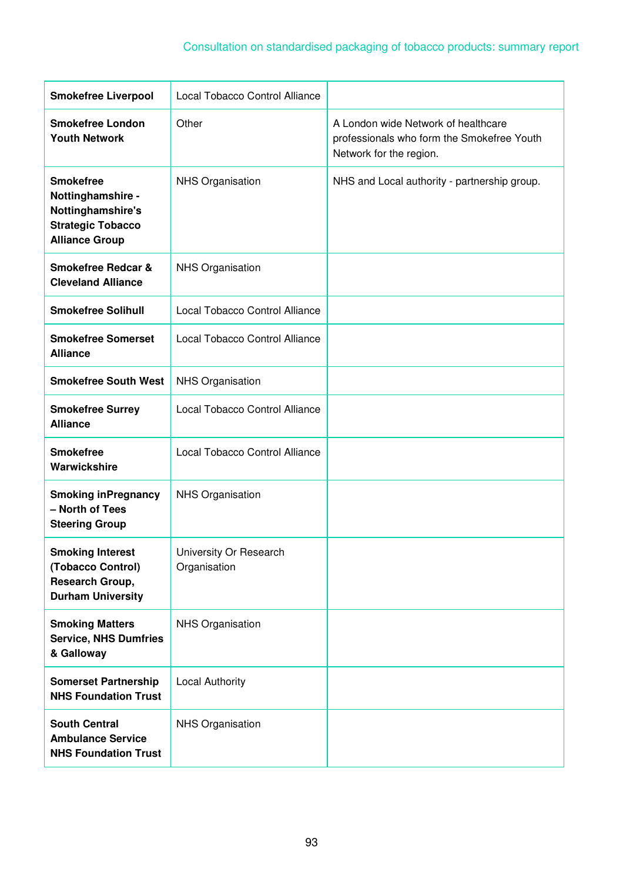| | | |
|---|---|---|
| **Smokefree Liverpool** | Local Tobacco Control Alliance | |
| **Smokefree London Youth Network** | Other | A London wide Network of healthcare professionals who form the Smokefree Youth Network for the region. |
| **Smokefree Nottinghamshire - Nottinghamshire's Strategic Tobacco Alliance Group** | NHS Organisation | NHS and Local authority - partnership group. |
| **Smokefree Redcar & Cleveland Alliance** | NHS Organisation | |
| **Smokefree Solihull** | Local Tobacco Control Alliance | |
| **Smokefree Somerset Alliance** | Local Tobacco Control Alliance | |
| **Smokefree South West** | NHS Organisation | |
| **Smokefree Surrey Alliance** | Local Tobacco Control Alliance | |
| **Smokefree Warwickshire** | Local Tobacco Control Alliance | |
| **Smoking inPregnancy – North of Tees Steering Group** | NHS Organisation | |
| **Smoking Interest (Tobacco Control) Research Group, Durham University** | University Or Research Organisation | |
| **Smoking Matters Service, NHS Dumfries & Galloway** | NHS Organisation | |
| **Somerset Partnership NHS Foundation Trust** | Local Authority | |
| **South Central Ambulance Service NHS Foundation Trust** | NHS Organisation | |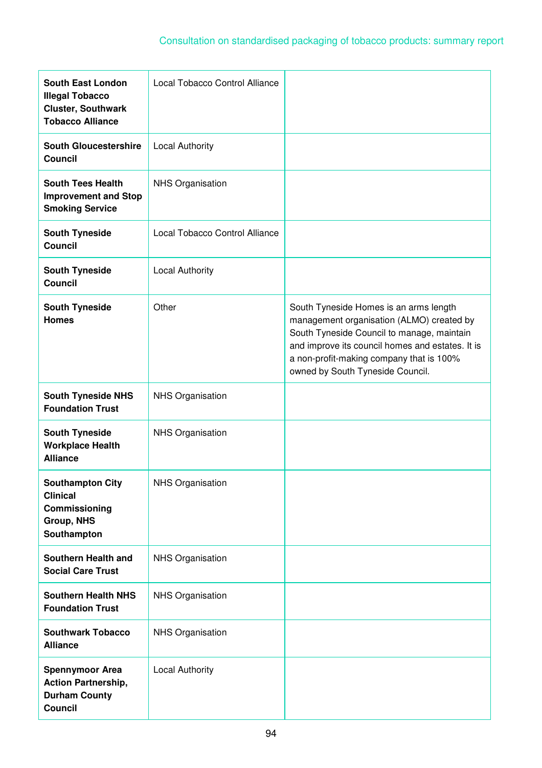| | | |
|---|---|---|
| **South East London Illegal Tobacco Cluster, Southwark Tobacco Alliance** | Local Tobacco Control Alliance | |
| **South Gloucestershire Council** | Local Authority | |
| **South Tees Health Improvement and Stop Smoking Service** | NHS Organisation | |
| **South Tyneside Council** | Local Tobacco Control Alliance | |
| **South Tyneside Council** | Local Authority | |
| **South Tyneside Homes** | Other | South Tyneside Homes is an arms length management organisation (ALMO) created by South Tyneside Council to manage, maintain and improve its council homes and estates. It is a non-profit-making company that is 100% owned by South Tyneside Council. |
| **South Tyneside NHS Foundation Trust** | NHS Organisation | |
| **South Tyneside Workplace Health Alliance** | NHS Organisation | |
| **Southampton City Clinical Commissioning Group, NHS Southampton** | NHS Organisation | |
| **Southern Health and Social Care Trust** | NHS Organisation | |
| **Southern Health NHS Foundation Trust** | NHS Organisation | |
| **Southwark Tobacco Alliance** | NHS Organisation | |
| **Spennymoor Area Action Partnership, Durham County Council** | Local Authority | |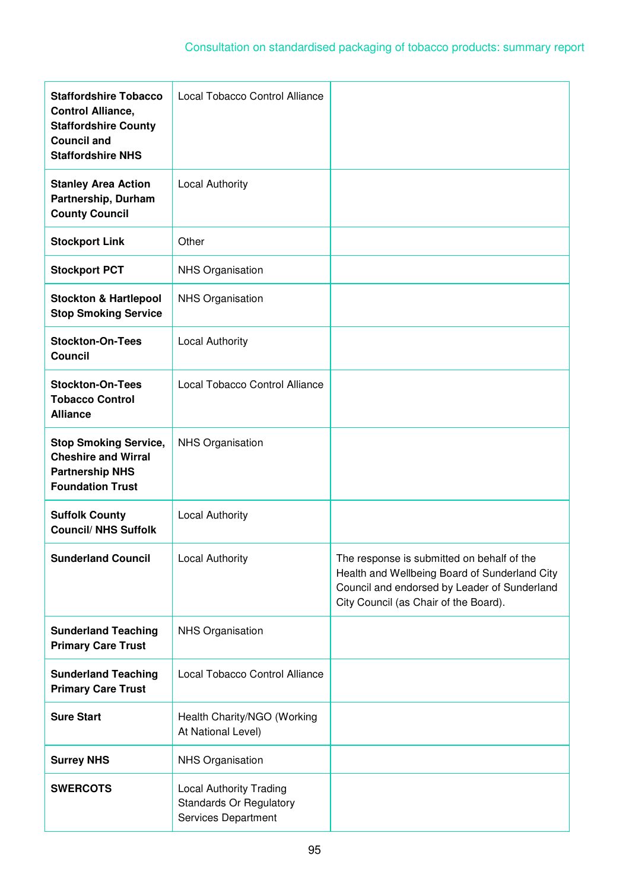| | | |
|---|---|---|
| **Staffordshire Tobacco Control Alliance, Staffordshire County Council and Staffordshire NHS** | Local Tobacco Control Alliance | |
| **Stanley Area Action Partnership, Durham County Council** | Local Authority | |
| **Stockport Link** | Other | |
| **Stockport PCT** | NHS Organisation | |
| **Stockton & Hartlepool Stop Smoking Service** | NHS Organisation | |
| **Stockton-On-Tees Council** | Local Authority | |
| **Stockton-On-Tees Tobacco Control Alliance** | Local Tobacco Control Alliance | |
| **Stop Smoking Service, Cheshire and Wirral Partnership NHS Foundation Trust** | NHS Organisation | |
| **Suffolk County Council/ NHS Suffolk** | Local Authority | |
| **Sunderland Council** | Local Authority | The response is submitted on behalf of the Health and Wellbeing Board of Sunderland City Council and endorsed by Leader of Sunderland City Council (as Chair of the Board). |
| **Sunderland Teaching Primary Care Trust** | NHS Organisation | |
| **Sunderland Teaching Primary Care Trust** | Local Tobacco Control Alliance | |
| **Sure Start** | Health Charity/NGO (Working At National Level) | |
| **Surrey NHS** | NHS Organisation | |
| **SWERCOTS** | Local Authority Trading Standards Or Regulatory Services Department | |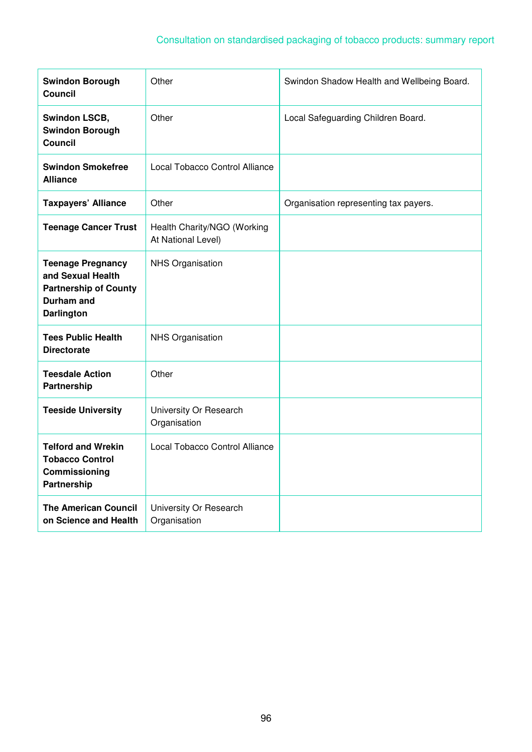| | | |
|---|---|---|
| **Swindon Borough Council** | Other | Swindon Shadow Health and Wellbeing Board. |
| **Swindon LSCB, Swindon Borough Council** | Other | Local Safeguarding Children Board. |
| **Swindon Smokefree Alliance** | Local Tobacco Control Alliance | |
| **Taxpayers' Alliance** | Other | Organisation representing tax payers. |
| **Teenage Cancer Trust** | Health Charity/NGO (Working At National Level) | |
| **Teenage Pregnancy and Sexual Health Partnership of County Durham and Darlington** | NHS Organisation | |
| **Tees Public Health Directorate** | NHS Organisation | |
| **Teesdale Action Partnership** | Other | |
| **Teeside University** | University Or Research Organisation | |
| **Telford and Wrekin Tobacco Control Commissioning Partnership** | Local Tobacco Control Alliance | |
| **The American Council on Science and Health** | University Or Research Organisation | |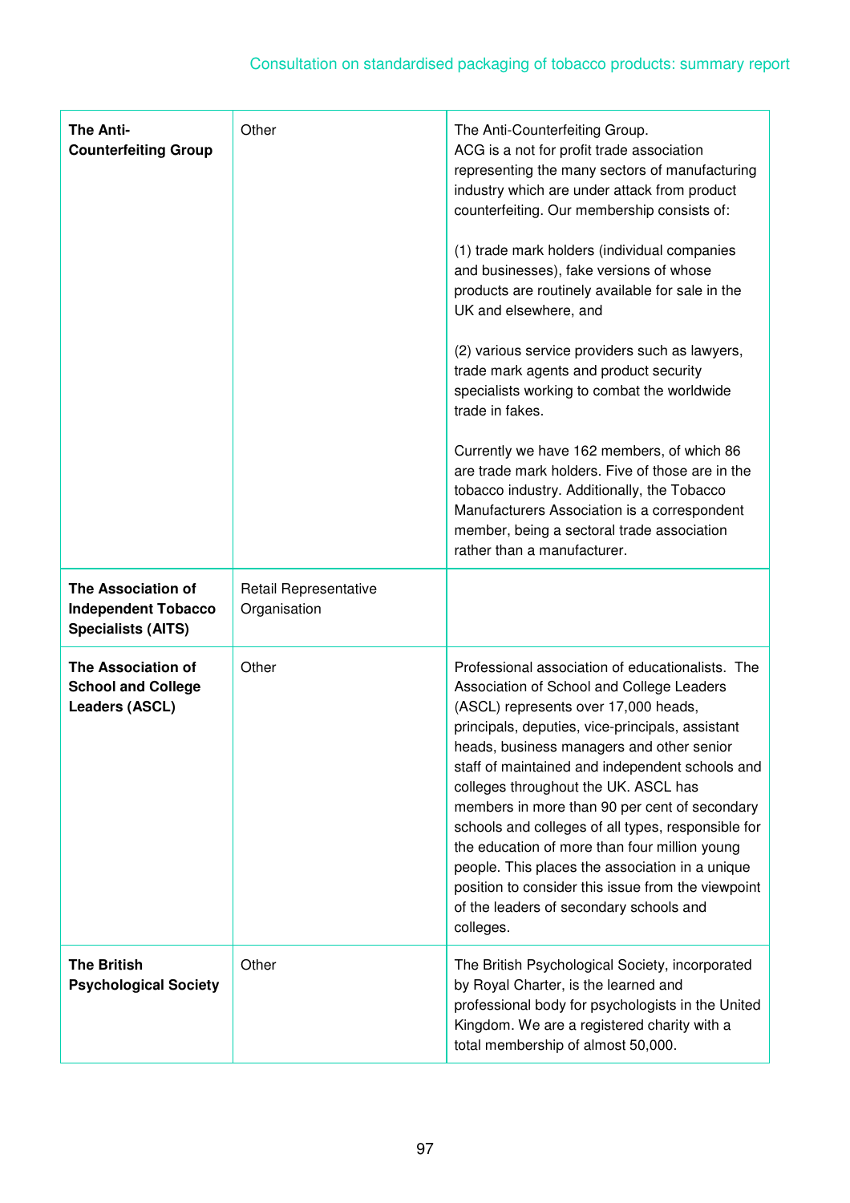| | | |
|---|---|---|
| **The Anti-Counterfeiting Group** | Other | The Anti-Counterfeiting Group.<br>ACG is a not for profit trade association representing the many sectors of manufacturing industry which are under attack from product counterfeiting. Our membership consists of:<br><br>(1) trade mark holders (individual companies and businesses), fake versions of whose products are routinely available for sale in the UK and elsewhere, and<br><br>(2) various service providers such as lawyers, trade mark agents and product security specialists working to combat the worldwide trade in fakes.<br><br>Currently we have 162 members, of which 86 are trade mark holders. Five of those are in the tobacco industry. Additionally, the Tobacco Manufacturers Association is a correspondent member, being a sectoral trade association rather than a manufacturer. |
| **The Association of Independent Tobacco Specialists (AITS)** | Retail Representative Organisation | |
| **The Association of School and College Leaders (ASCL)** | Other | Professional association of educationalists. The Association of School and College Leaders (ASCL) represents over 17,000 heads, principals, deputies, vice-principals, assistant heads, business managers and other senior staff of maintained and independent schools and colleges throughout the UK. ASCL has members in more than 90 per cent of secondary schools and colleges of all types, responsible for the education of more than four million young people. This places the association in a unique position to consider this issue from the viewpoint of the leaders of secondary schools and colleges. |
| **The British Psychological Society** | Other | The British Psychological Society, incorporated by Royal Charter, is the learned and professional body for psychologists in the United Kingdom. We are a registered charity with a total membership of almost 50,000. |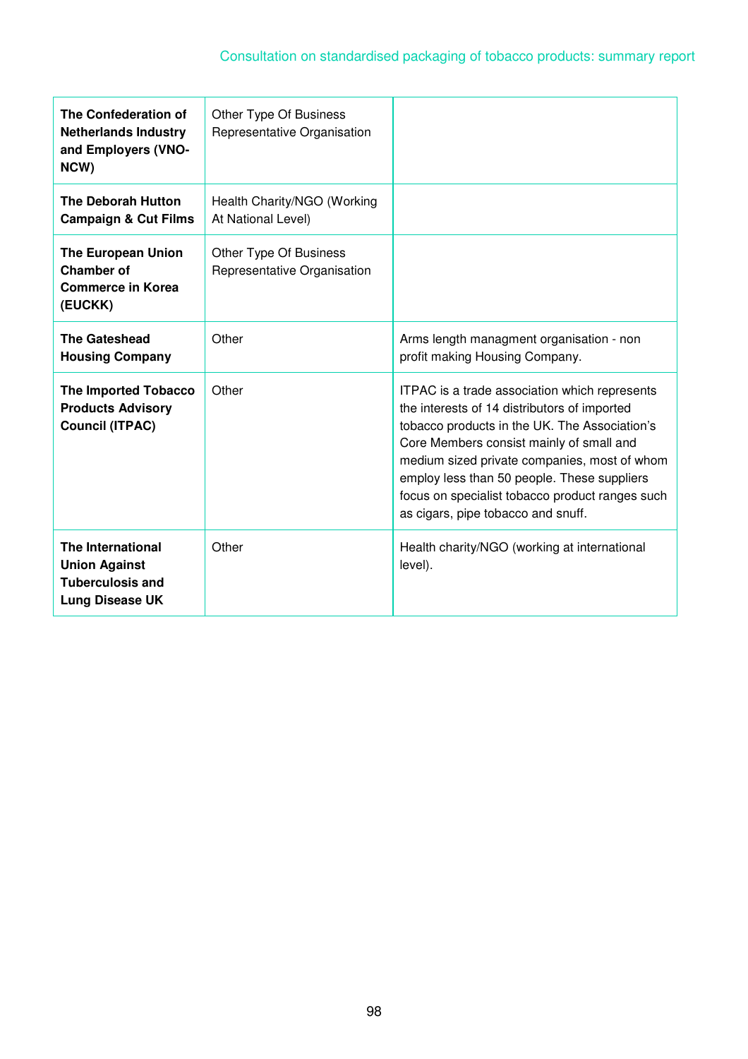| | | |
|---|---|---|
| **The Confederation of Netherlands Industry and Employers (VNO-NCW)** | Other Type Of Business Representative Organisation | |
| **The Deborah Hutton Campaign & Cut Films** | Health Charity/NGO (Working At National Level) | |
| **The European Union Chamber of Commerce in Korea (EUCKK)** | Other Type Of Business Representative Organisation | |
| **The Gateshead Housing Company** | Other | Arms length managment organisation - non profit making Housing Company. |
| **The Imported Tobacco Products Advisory Council (ITPAC)** | Other | ITPAC is a trade association which represents the interests of 14 distributors of imported tobacco products in the UK. The Association's Core Members consist mainly of small and medium sized private companies, most of whom employ less than 50 people. These suppliers focus on specialist tobacco product ranges such as cigars, pipe tobacco and snuff. |
| **The International Union Against Tuberculosis and Lung Disease UK** | Other | Health charity/NGO (working at international level). |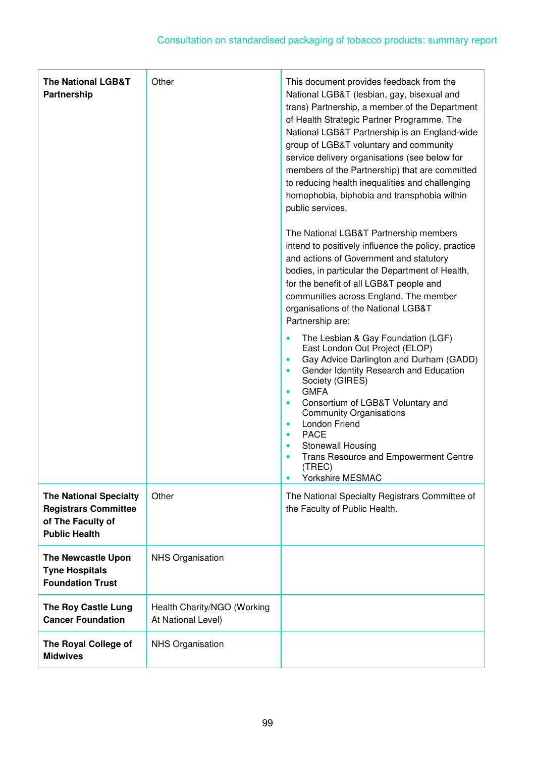| | | |
|---|---|---|
| **The National LGB&T Partnership** | Other | This document provides feedback from the National LGB&T (lesbian, gay, bisexual and trans) Partnership, a member of the Department of Health Strategic Partner Programme. The National LGB&T Partnership is an England-wide group of LGB&T voluntary and community service delivery organisations (see below for members of the Partnership) that are committed to reducing health inequalities and challenging homophobia, biphobia and transphobia within public services.<br><br>The National LGB&T Partnership members intend to positively influence the policy, practice and actions of Government and statutory bodies, in particular the Department of Health, for the benefit of all LGB&T people and communities across England. The member organisations of the National LGB&T Partnership are:<br>• The Lesbian & Gay Foundation (LGF) East London Out Project (ELOP)<br>• Gay Advice Darlington and Durham (GADD)<br>• Gender Identity Research and Education Society (GIRES)<br>• GMFA<br>• Consortium of LGB&T Voluntary and Community Organisations<br>• London Friend<br>• PACE<br>• Stonewall Housing<br>• Trans Resource and Empowerment Centre (TREC)<br>• Yorkshire MESMAC |
| **The National Specialty Registrars Committee of The Faculty of Public Health** | Other | The National Specialty Registrars Committee of the Faculty of Public Health. |
| **The Newcastle Upon Tyne Hospitals Foundation Trust** | NHS Organisation | |
| **The Roy Castle Lung Cancer Foundation** | Health Charity/NGO (Working At National Level) | |
| **The Royal College of Midwives** | NHS Organisation | |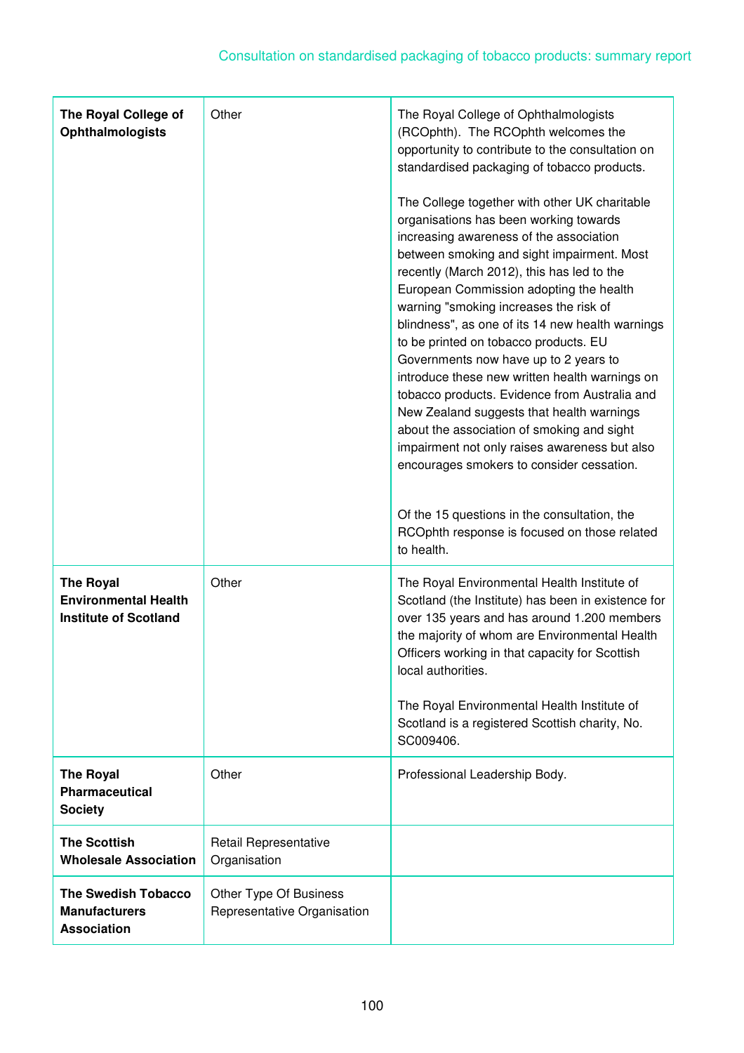| | | |
|---|---|---|
| **The Royal College of Ophthalmologists** | Other | The Royal College of Ophthalmologists (RCOphth). The RCOphth welcomes the opportunity to contribute to the consultation on standardised packaging of tobacco products.<br><br>The College together with other UK charitable organisations has been working towards increasing awareness of the association between smoking and sight impairment. Most recently (March 2012), this has led to the European Commission adopting the health warning "smoking increases the risk of blindness", as one of its 14 new health warnings to be printed on tobacco products. EU Governments now have up to 2 years to introduce these new written health warnings on tobacco products. Evidence from Australia and New Zealand suggests that health warnings about the association of smoking and sight impairment not only raises awareness but also encourages smokers to consider cessation.<br><br>Of the 15 questions in the consultation, the RCOphth response is focused on those related to health. |
| **The Royal Environmental Health Institute of Scotland** | Other | The Royal Environmental Health Institute of Scotland (the Institute) has been in existence for over 135 years and has around 1.200 members the majority of whom are Environmental Health Officers working in that capacity for Scottish local authorities.<br><br>The Royal Environmental Health Institute of Scotland is a registered Scottish charity, No. SC009406. |
| **The Royal Pharmaceutical Society** | Other | Professional Leadership Body. |
| **The Scottish Wholesale Association** | Retail Representative Organisation | |
| **The Swedish Tobacco Manufacturers Association** | Other Type Of Business Representative Organisation | |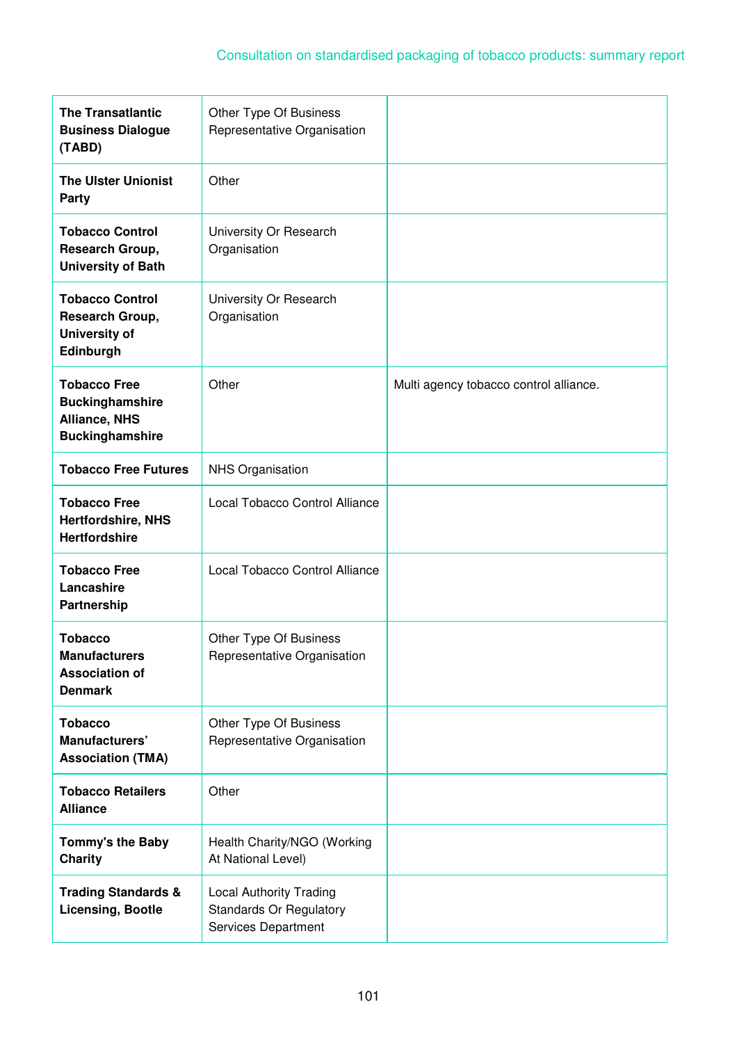| | | |
|---|---|---|
| **The Transatlantic Business Dialogue (TABD)** | Other Type Of Business Representative Organisation | |
| **The Ulster Unionist Party** | Other | |
| **Tobacco Control Research Group, University of Bath** | University Or Research Organisation | |
| **Tobacco Control Research Group, University of Edinburgh** | University Or Research Organisation | |
| **Tobacco Free Buckinghamshire Alliance, NHS Buckinghamshire** | Other | Multi agency tobacco control alliance. |
| **Tobacco Free Futures** | NHS Organisation | |
| **Tobacco Free Hertfordshire, NHS Hertfordshire** | Local Tobacco Control Alliance | |
| **Tobacco Free Lancashire Partnership** | Local Tobacco Control Alliance | |
| **Tobacco Manufacturers Association of Denmark** | Other Type Of Business Representative Organisation | |
| **Tobacco Manufacturers' Association (TMA)** | Other Type Of Business Representative Organisation | |
| **Tobacco Retailers Alliance** | Other | |
| **Tommy's the Baby Charity** | Health Charity/NGO (Working At National Level) | |
| **Trading Standards & Licensing, Bootle** | Local Authority Trading Standards Or Regulatory Services Department | |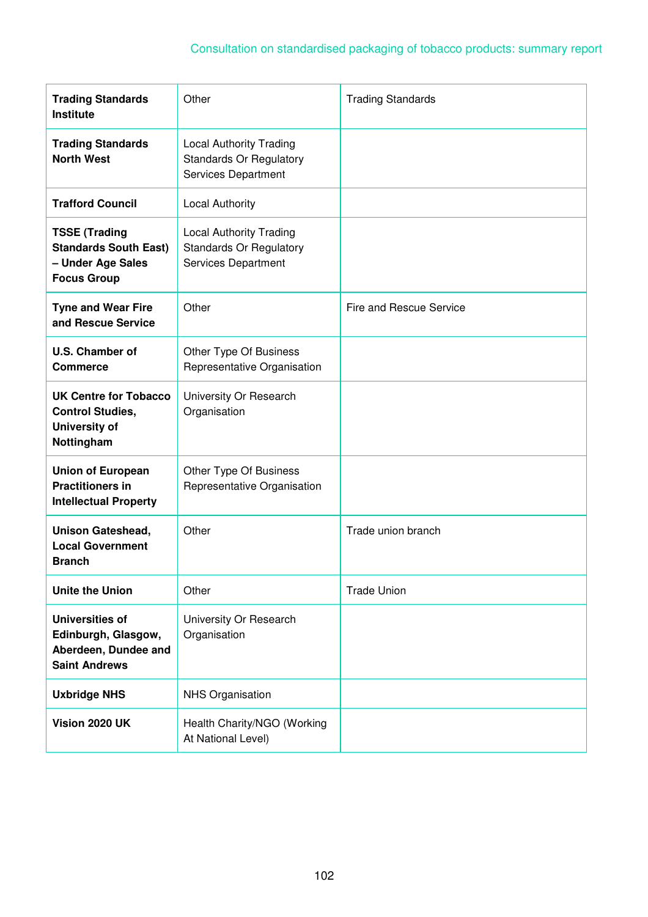| | | |
|---|---|---|
| **Trading Standards Institute** | Other | Trading Standards |
| **Trading Standards North West** | Local Authority Trading Standards Or Regulatory Services Department | |
| **Trafford Council** | Local Authority | |
| **TSSE (Trading Standards South East) – Under Age Sales Focus Group** | Local Authority Trading Standards Or Regulatory Services Department | |
| **Tyne and Wear Fire and Rescue Service** | Other | Fire and Rescue Service |
| **U.S. Chamber of Commerce** | Other Type Of Business Representative Organisation | |
| **UK Centre for Tobacco Control Studies, University of Nottingham** | University Or Research Organisation | |
| **Union of European Practitioners in Intellectual Property** | Other Type Of Business Representative Organisation | |
| **Unison Gateshead, Local Government Branch** | Other | Trade union branch |
| **Unite the Union** | Other | Trade Union |
| **Universities of Edinburgh, Glasgow, Aberdeen, Dundee and Saint Andrews** | University Or Research Organisation | |
| **Uxbridge NHS** | NHS Organisation | |
| **Vision 2020 UK** | Health Charity/NGO (Working At National Level) | |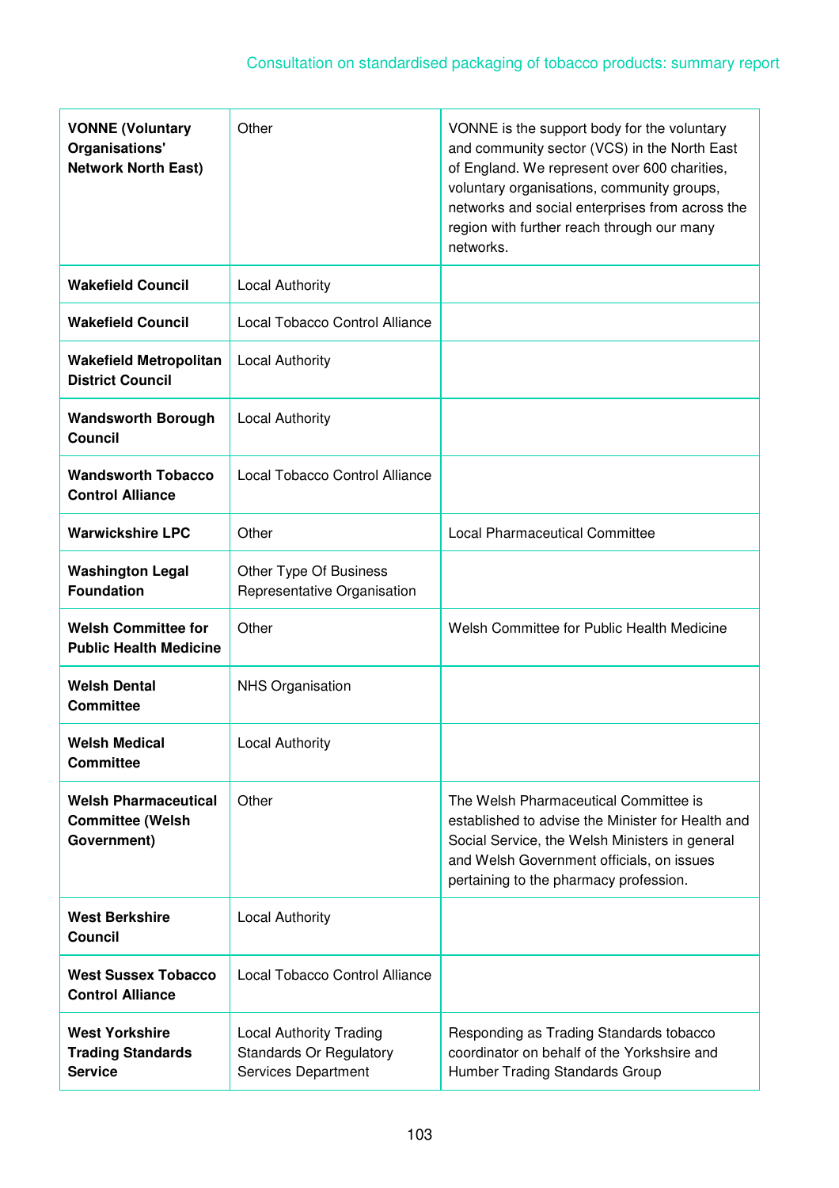| | | |
|---|---|---|
| **VONNE (Voluntary Organisations' Network North East)** | Other | VONNE is the support body for the voluntary and community sector (VCS) in the North East of England. We represent over 600 charities, voluntary organisations, community groups, networks and social enterprises from across the region with further reach through our many networks. |
| **Wakefield Council** | Local Authority | |
| **Wakefield Council** | Local Tobacco Control Alliance | |
| **Wakefield Metropolitan District Council** | Local Authority | |
| **Wandsworth Borough Council** | Local Authority | |
| **Wandsworth Tobacco Control Alliance** | Local Tobacco Control Alliance | |
| **Warwickshire LPC** | Other | Local Pharmaceutical Committee |
| **Washington Legal Foundation** | Other Type Of Business Representative Organisation | |
| **Welsh Committee for Public Health Medicine** | Other | Welsh Committee for Public Health Medicine |
| **Welsh Dental Committee** | NHS Organisation | |
| **Welsh Medical Committee** | Local Authority | |
| **Welsh Pharmaceutical Committee (Welsh Government)** | Other | The Welsh Pharmaceutical Committee is established to advise the Minister for Health and Social Service, the Welsh Ministers in general and Welsh Government officials, on issues pertaining to the pharmacy profession. |
| **West Berkshire Council** | Local Authority | |
| **West Sussex Tobacco Control Alliance** | Local Tobacco Control Alliance | |
| **West Yorkshire Trading Standards Service** | Local Authority Trading Standards Or Regulatory Services Department | Responding as Trading Standards tobacco coordinator on behalf of the Yorkshsire and Humber Trading Standards Group |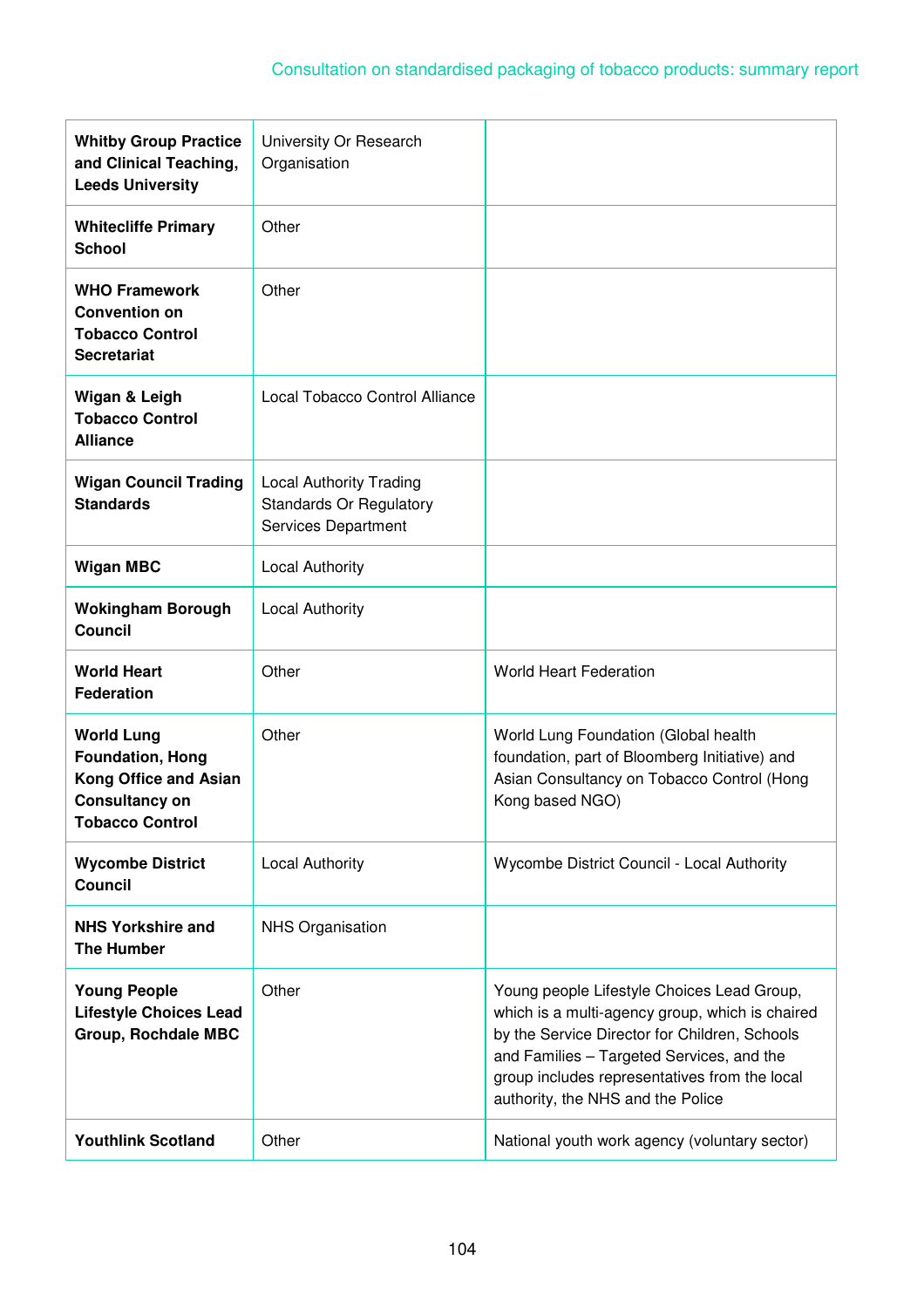| | | |
|---|---|---|
| **Whitby Group Practice and Clinical Teaching, Leeds University** | University Or Research Organisation | |
| **Whitecliffe Primary School** | Other | |
| **WHO Framework Convention on Tobacco Control Secretariat** | Other | |
| **Wigan & Leigh Tobacco Control Alliance** | Local Tobacco Control Alliance | |
| **Wigan Council Trading Standards** | Local Authority Trading Standards Or Regulatory Services Department | |
| **Wigan MBC** | Local Authority | |
| **Wokingham Borough Council** | Local Authority | |
| **World Heart Federation** | Other | World Heart Federation |
| **World Lung Foundation, Hong Kong Office and Asian Consultancy on Tobacco Control** | Other | World Lung Foundation (Global health foundation, part of Bloomberg Initiative) and Asian Consultancy on Tobacco Control (Hong Kong based NGO) |
| **Wycombe District Council** | Local Authority | Wycombe District Council - Local Authority |
| **NHS Yorkshire and The Humber** | NHS Organisation | |
| **Young People Lifestyle Choices Lead Group, Rochdale MBC** | Other | Young people Lifestyle Choices Lead Group, which is a multi-agency group, which is chaired by the Service Director for Children, Schools and Families – Targeted Services, and the group includes representatives from the local authority, the NHS and the Police |
| **Youthlink Scotland** | Other | National youth work agency (voluntary sector) |